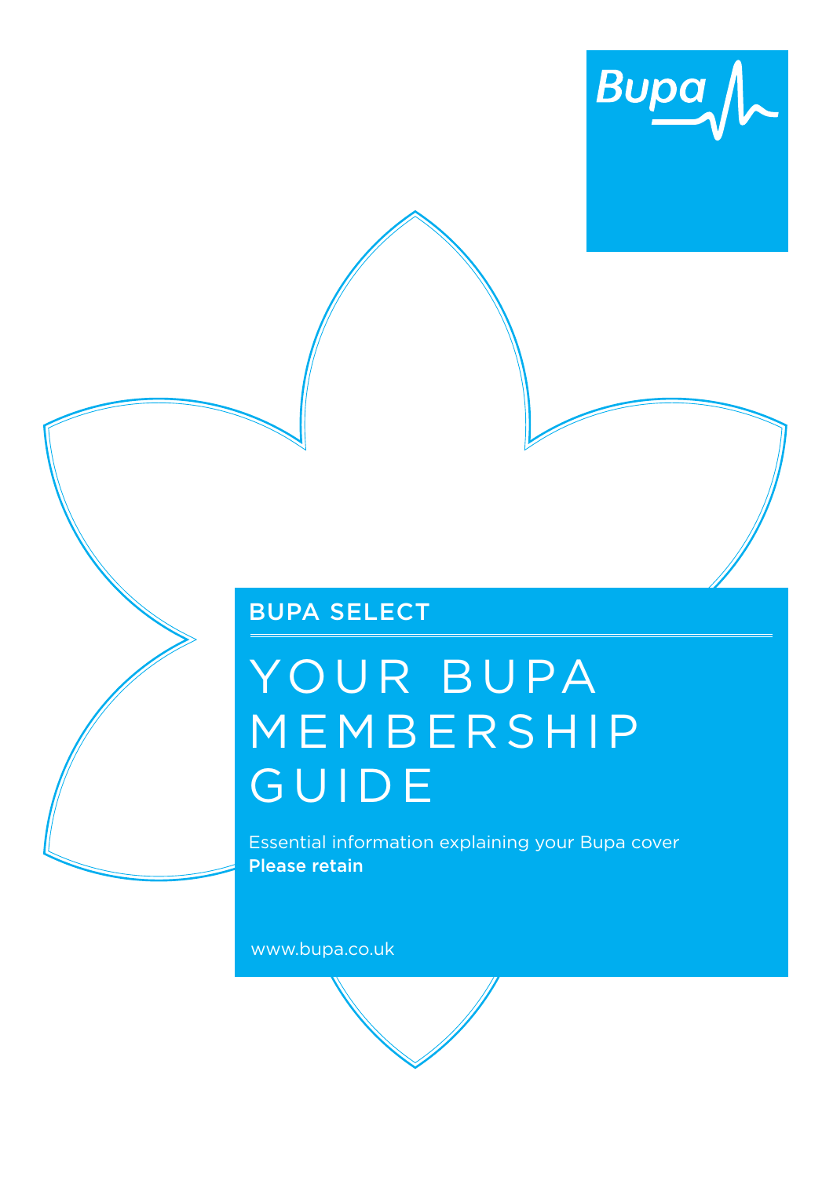Bupa

BUPA SELECT

# YOUR BUPA MEMBERSHIP GUIDE

Essential information explaining your Bupa cover

**Please retain**

www.bupa.co.uk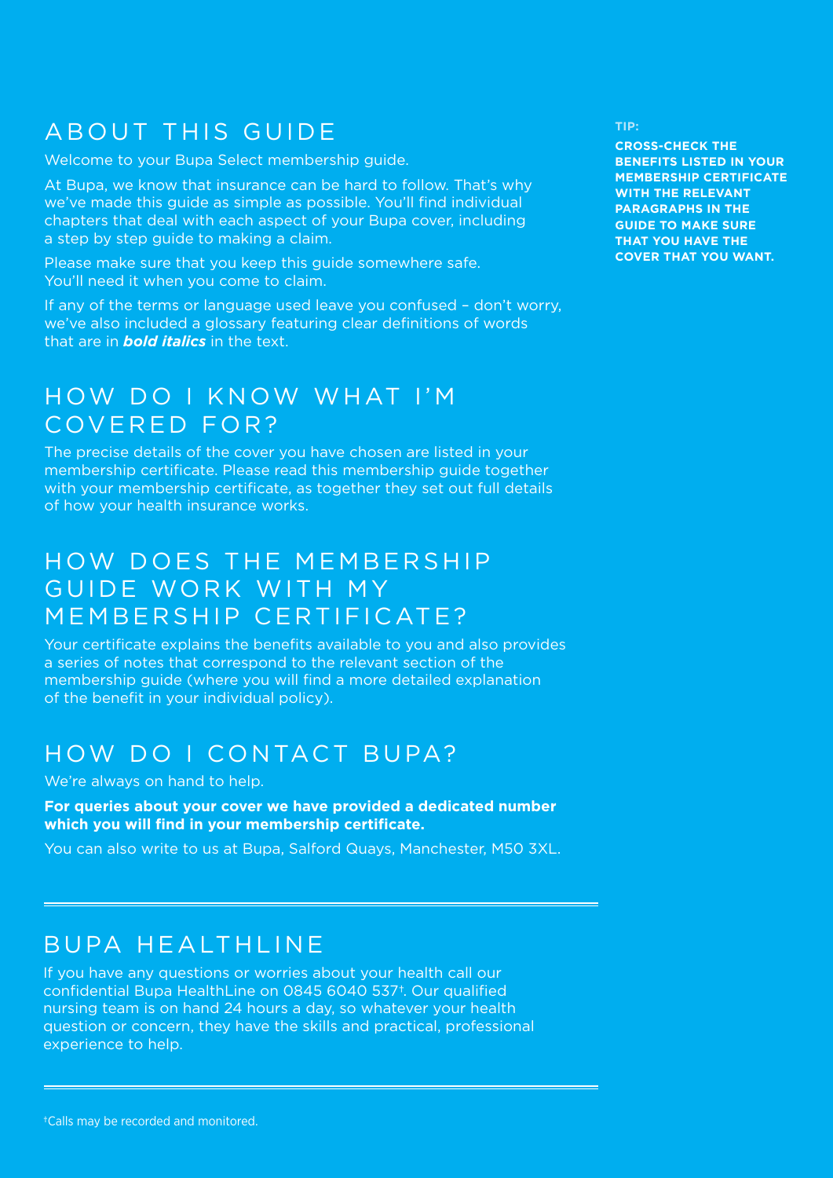# ABOUT THIS GUIDE

Welcome to your Bupa Select membership guide.

At Bupa, we know that insurance can be hard to follow. That's why we've made this guide as simple as possible. You'll find individual chapters that deal with each aspect of your Bupa cover, including a step by step guide to making a claim.

Please make sure that you keep this guide somewhere safe. You'll need it when you come to claim.

If any of the terms or language used leave you confused – don't worry, we've also included a glossary featuring clear definitions of words that are in ***bold italics*** in the text.

**TIP:**

**CROSS-CHECK THE BENEFITS LISTED IN YOUR MEMBERSHIP CERTIFICATE WITH THE RELEVANT PARAGRAPHS IN THE GUIDE TO MAKE SURE THAT YOU HAVE THE COVER THAT YOU WANT.**

# HOW DO I KNOW WHAT I'M COVERED FOR?

The precise details of the cover you have chosen are listed in your membership certificate. Please read this membership guide together with your membership certificate, as together they set out full details of how your health insurance works.

# HOW DOES THE MEMBERSHIP GUIDE WORK WITH MY MEMBERSHIP CERTIFICATE?

Your certificate explains the benefits available to you and also provides a series of notes that correspond to the relevant section of the membership guide (where you will find a more detailed explanation of the benefit in your individual policy).

# HOW DO I CONTACT BUPA?

We're always on hand to help.

**For queries about your cover we have provided a dedicated number which you will find in your membership certificate.**

You can also write to us at Bupa, Salford Quays, Manchester, M50 3XL.

# BUPA HEALTHLINE

If you have any questions or worries about your health call our confidential Bupa HealthLine on 0845 6040 537[†]. Our qualified nursing team is on hand 24 hours a day, so whatever your health question or concern, they have the skills and practical, professional experience to help.

[†]Calls may be recorded and monitored.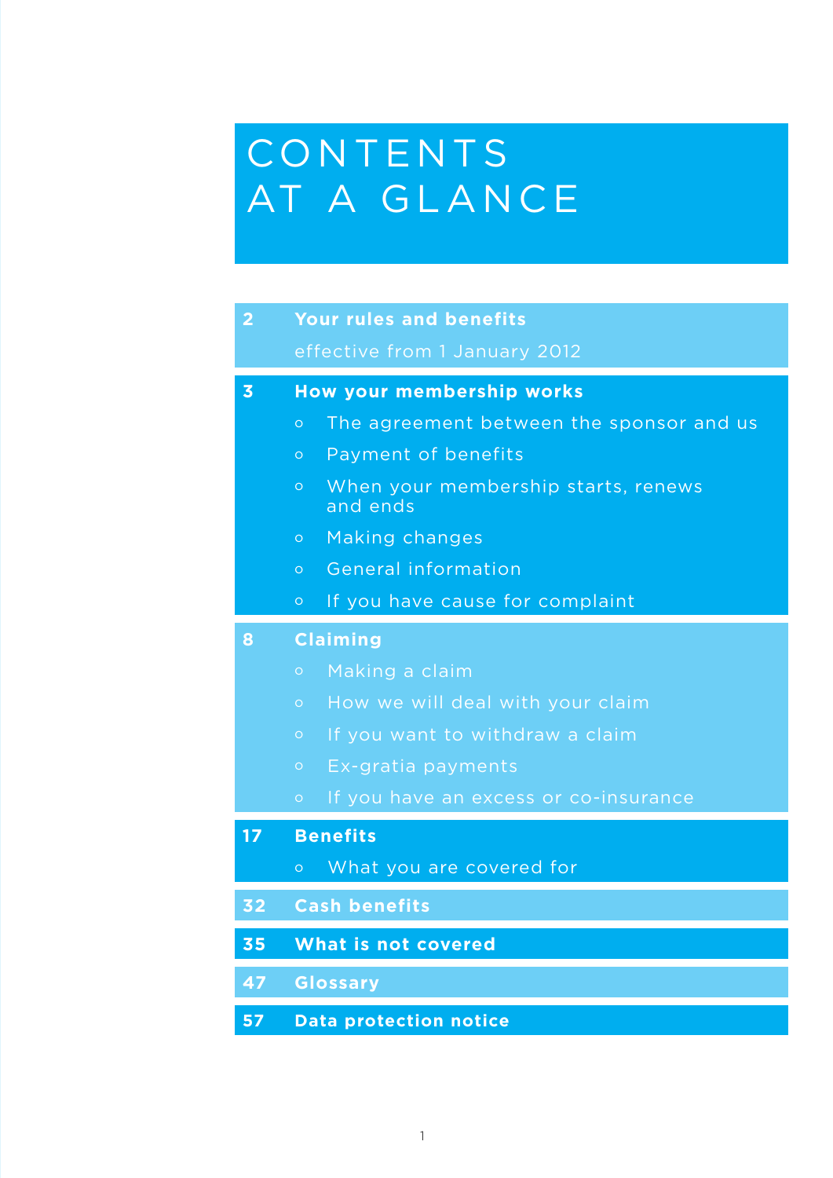# CONTENTS AT A GLANCE

**2 Your rules and benefits**

effective from 1 January 2012

**3 How your membership works**

- The agreement between the sponsor and us
- Payment of benefits
- When your membership starts, renews and ends
- Making changes
- General information
- If you have cause for complaint

**8 Claiming**

- Making a claim
- How we will deal with your claim
- If you want to withdraw a claim
- Ex-gratia payments
- If you have an excess or co-insurance

**17 Benefits**

- What you are covered for

**32 Cash benefits**

**35 What is not covered**

**47 Glossary**

**57 Data protection notice**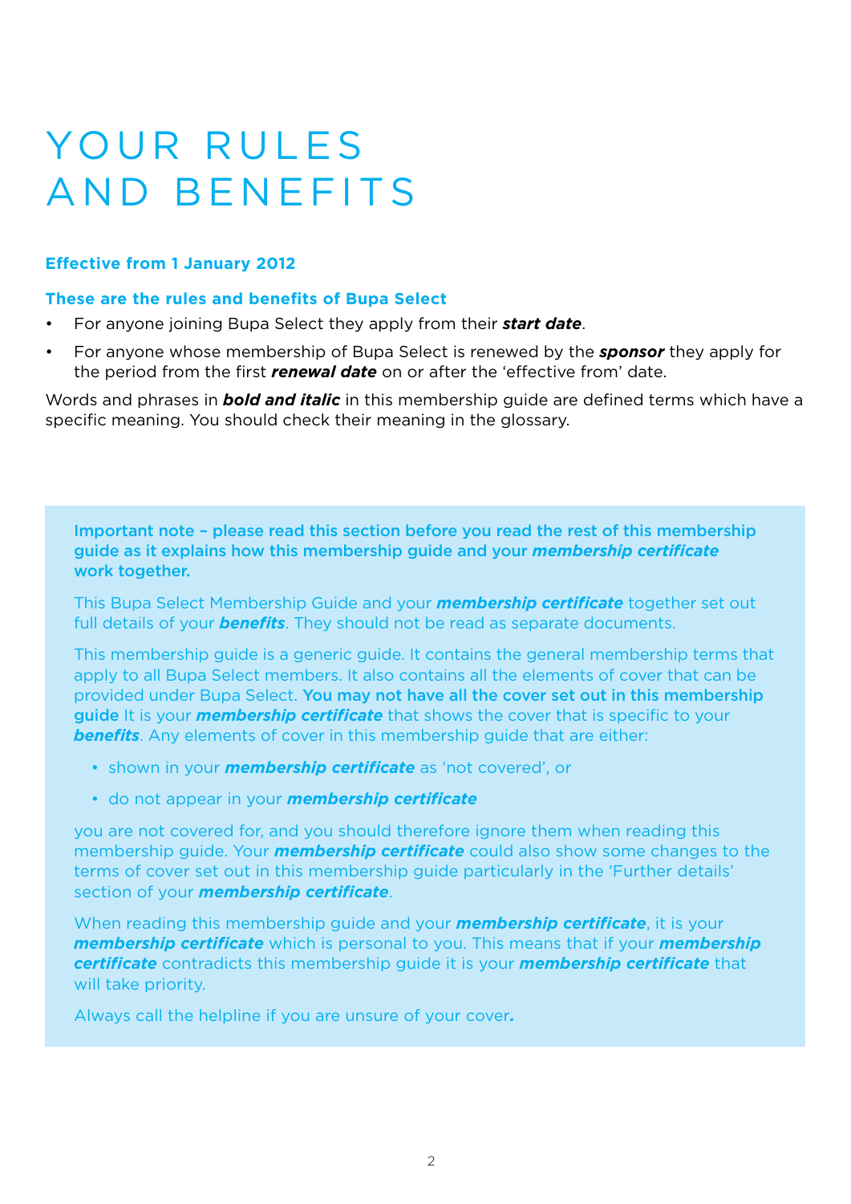# YOUR RULES AND BENEFITS

**Effective from 1 January 2012**

**These are the rules and benefits of Bupa Select**

- For anyone joining Bupa Select they apply from their ***start date***.
- For anyone whose membership of Bupa Select is renewed by the ***sponsor*** they apply for the period from the first ***renewal date*** on or after the 'effective from' date.

Words and phrases in ***bold and italic*** in this membership guide are defined terms which have a specific meaning. You should check their meaning in the glossary.

**Important note – please read this section before you read the rest of this membership guide as it explains how this membership guide and your *membership certificate* work together.**

This Bupa Select Membership Guide and your ***membership certificate*** together set out full details of your ***benefits***. They should not be read as separate documents.

This membership guide is a generic guide. It contains the general membership terms that apply to all Bupa Select members. It also contains all the elements of cover that can be provided under Bupa Select. **You may not have all the cover set out in this membership guide** It is your ***membership certificate*** that shows the cover that is specific to your ***benefits***. Any elements of cover in this membership guide that are either:

- shown in your ***membership certificate*** as 'not covered', or
- do not appear in your ***membership certificate***

you are not covered for, and you should therefore ignore them when reading this membership guide. Your ***membership certificate*** could also show some changes to the terms of cover set out in this membership guide particularly in the 'Further details' section of your ***membership certificate***.

When reading this membership guide and your ***membership certificate***, it is your ***membership certificate*** which is personal to you. This means that if your ***membership certificate*** contradicts this membership guide it is your ***membership certificate*** that will take priority.

Always call the helpline if you are unsure of your cover.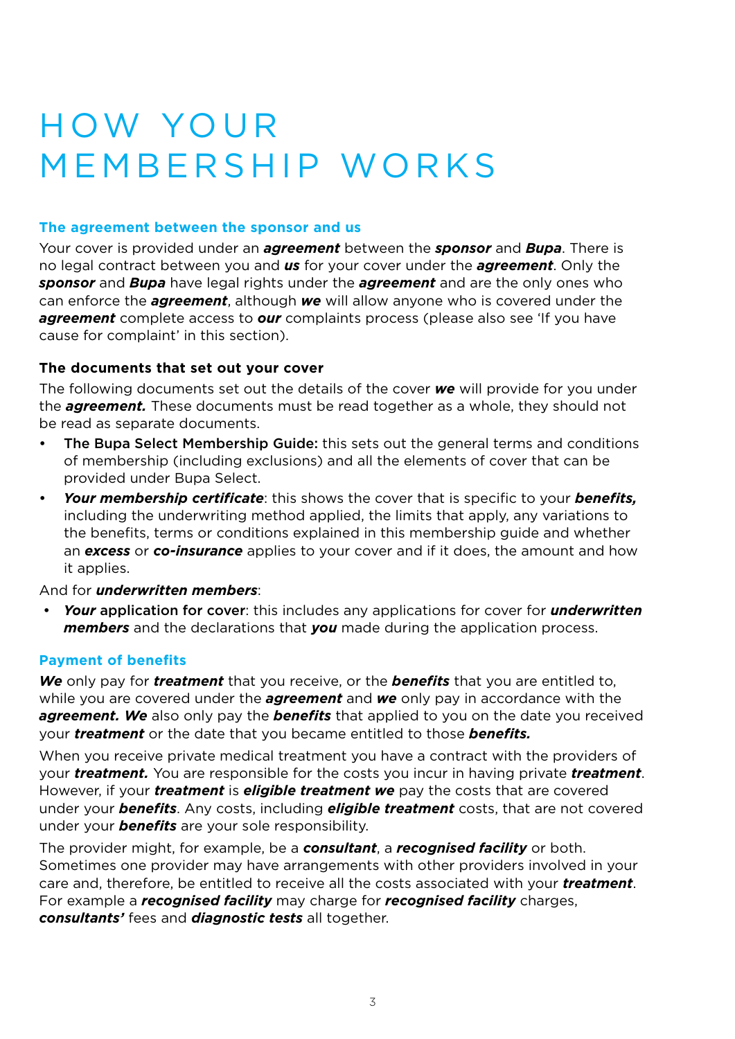# HOW YOUR MEMBERSHIP WORKS

## The agreement between the sponsor and us

Your cover is provided under an ***agreement*** between the ***sponsor*** and ***Bupa***. There is no legal contract between you and ***us*** for your cover under the ***agreement***. Only the ***sponsor*** and ***Bupa*** have legal rights under the ***agreement*** and are the only ones who can enforce the ***agreement***, although ***we*** will allow anyone who is covered under the ***agreement*** complete access to ***our*** complaints process (please also see 'If you have cause for complaint' in this section).

### The documents that set out your cover

The following documents set out the details of the cover ***we*** will provide for you under the ***agreement.*** These documents must be read together as a whole, they should not be read as separate documents.

- The Bupa Select Membership Guide: this sets out the general terms and conditions of membership (including exclusions) and all the elements of cover that can be provided under Bupa Select.
- ***Your membership certificate***: this shows the cover that is specific to your ***benefits,*** including the underwriting method applied, the limits that apply, any variations to the benefits, terms or conditions explained in this membership guide and whether an ***excess*** or ***co-insurance*** applies to your cover and if it does, the amount and how it applies.

And for ***underwritten members***:

- ***Your*** application for cover: this includes any applications for cover for ***underwritten members*** and the declarations that ***you*** made during the application process.

## Payment of benefits

***We*** only pay for ***treatment*** that you receive, or the ***benefits*** that you are entitled to, while you are covered under the ***agreement*** and ***we*** only pay in accordance with the ***agreement. We*** also only pay the ***benefits*** that applied to you on the date you received your ***treatment*** or the date that you became entitled to those ***benefits.***

When you receive private medical treatment you have a contract with the providers of your ***treatment.*** You are responsible for the costs you incur in having private ***treatment***. However, if your ***treatment*** is ***eligible treatment we*** pay the costs that are covered under your ***benefits***. Any costs, including ***eligible treatment*** costs, that are not covered under your ***benefits*** are your sole responsibility.

The provider might, for example, be a ***consultant***, a ***recognised facility*** or both. Sometimes one provider may have arrangements with other providers involved in your care and, therefore, be entitled to receive all the costs associated with your ***treatment***. For example a ***recognised facility*** may charge for ***recognised facility*** charges, ***consultants'*** fees and ***diagnostic tests*** all together.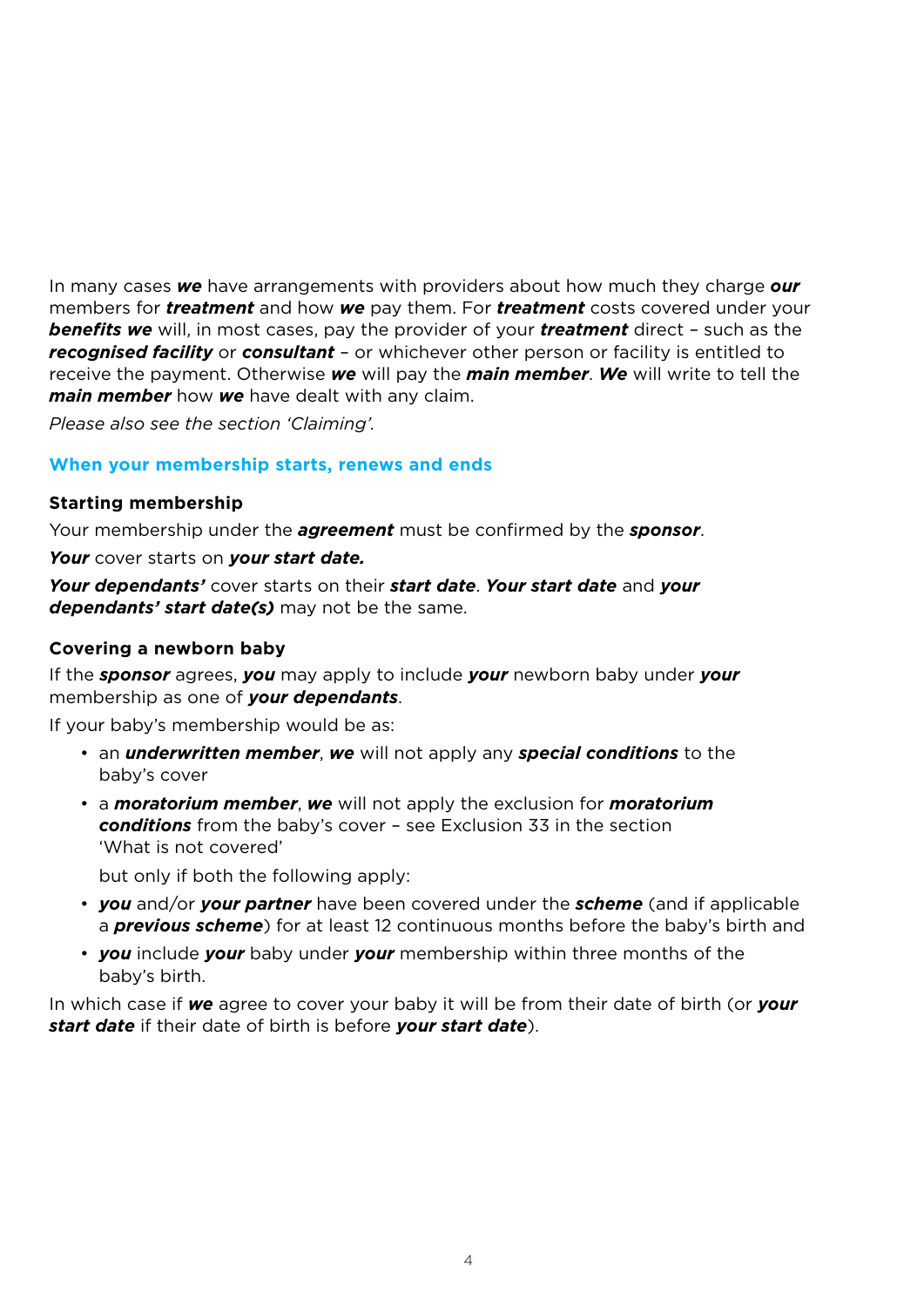In many cases ***we*** have arrangements with providers about how much they charge ***our*** members for ***treatment*** and how ***we*** pay them. For ***treatment*** costs covered under your ***benefits we*** will, in most cases, pay the provider of your ***treatment*** direct – such as the ***recognised facility*** or ***consultant*** – or whichever other person or facility is entitled to receive the payment. Otherwise ***we*** will pay the ***main member***. ***We*** will write to tell the ***main member*** how ***we*** have dealt with any claim.

*Please also see the section 'Claiming'.*

## When your membership starts, renews and ends

### Starting membership

Your membership under the ***agreement*** must be confirmed by the ***sponsor***.

***Your*** cover starts on ***your start date.***

***Your dependants'*** cover starts on their ***start date***. ***Your start date*** and ***your dependants' start date(s)*** may not be the same.

### Covering a newborn baby

If the ***sponsor*** agrees, ***you*** may apply to include ***your*** newborn baby under ***your*** membership as one of ***your dependants***.

If your baby's membership would be as:

- an ***underwritten member***, ***we*** will not apply any ***special conditions*** to the baby's cover
- a ***moratorium member***, ***we*** will not apply the exclusion for ***moratorium conditions*** from the baby's cover – see Exclusion 33 in the section 'What is not covered'

  but only if both the following apply:

- ***you*** and/or ***your partner*** have been covered under the ***scheme*** (and if applicable a ***previous scheme***) for at least 12 continuous months before the baby's birth and
- ***you*** include ***your*** baby under ***your*** membership within three months of the baby's birth.

In which case if ***we*** agree to cover your baby it will be from their date of birth (or ***your start date*** if their date of birth is before ***your start date***).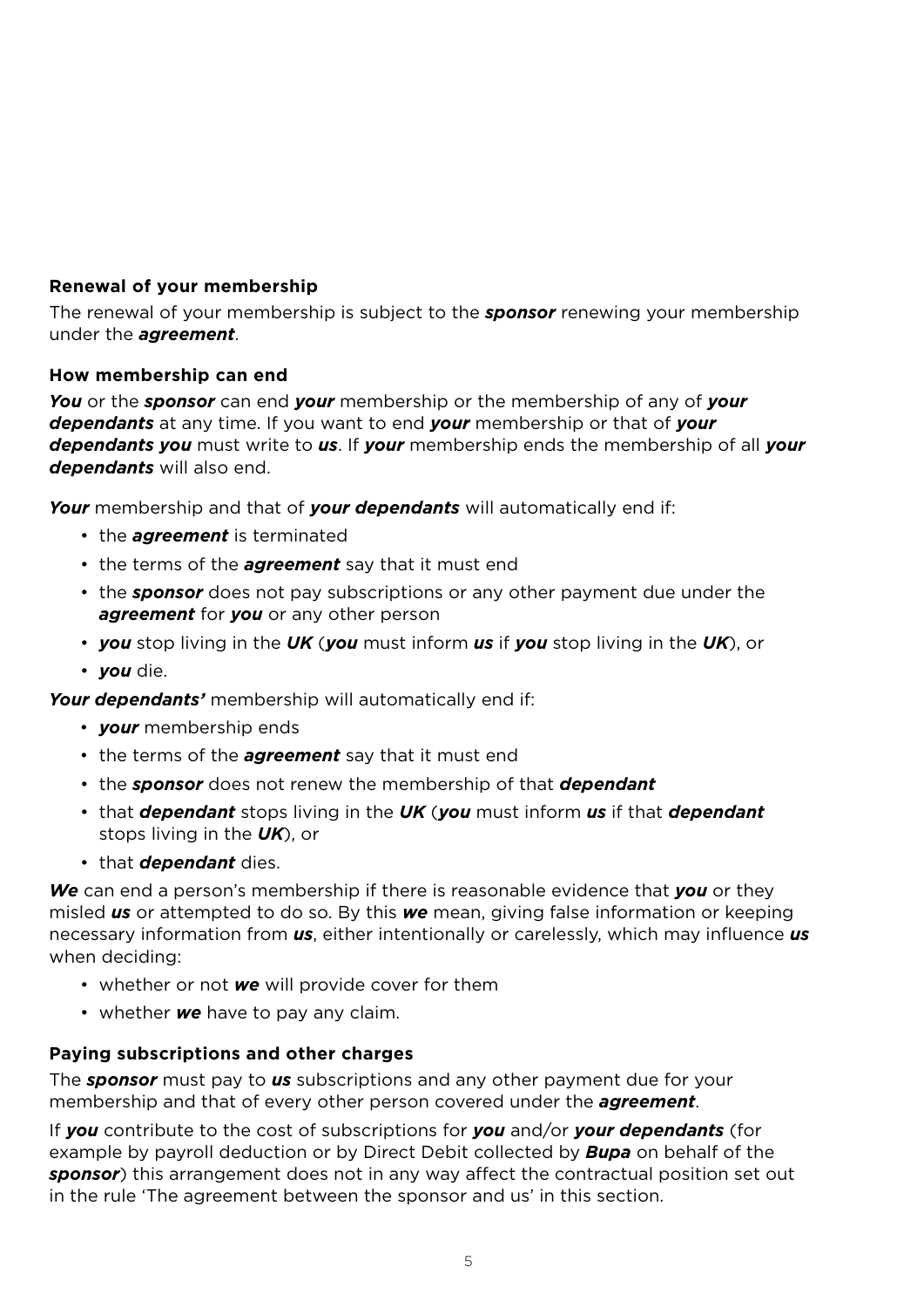**Renewal of your membership**

The renewal of your membership is subject to the ***sponsor*** renewing your membership under the ***agreement***.

**How membership can end**

***You*** or the ***sponsor*** can end ***your*** membership or the membership of any of ***your dependants*** at any time. If you want to end ***your*** membership or that of ***your dependants you*** must write to ***us***. If ***your*** membership ends the membership of all ***your dependants*** will also end.

***Your*** membership and that of ***your dependants*** will automatically end if:

- the ***agreement*** is terminated
- the terms of the ***agreement*** say that it must end
- the ***sponsor*** does not pay subscriptions or any other payment due under the ***agreement*** for ***you*** or any other person
- ***you*** stop living in the ***UK*** (***you*** must inform ***us*** if ***you*** stop living in the ***UK***), or
- ***you*** die.

***Your dependants'*** membership will automatically end if:

- ***your*** membership ends
- the terms of the ***agreement*** say that it must end
- the ***sponsor*** does not renew the membership of that ***dependant***
- that ***dependant*** stops living in the ***UK*** (***you*** must inform ***us*** if that ***dependant*** stops living in the ***UK***), or
- that ***dependant*** dies.

***We*** can end a person's membership if there is reasonable evidence that ***you*** or they misled ***us*** or attempted to do so. By this ***we*** mean, giving false information or keeping necessary information from ***us***, either intentionally or carelessly, which may influence ***us*** when deciding:

- whether or not ***we*** will provide cover for them
- whether ***we*** have to pay any claim.

**Paying subscriptions and other charges**

The ***sponsor*** must pay to ***us*** subscriptions and any other payment due for your membership and that of every other person covered under the ***agreement***.

If ***you*** contribute to the cost of subscriptions for ***you*** and/or ***your dependants*** (for example by payroll deduction or by Direct Debit collected by ***Bupa*** on behalf of the ***sponsor***) this arrangement does not in any way affect the contractual position set out in the rule 'The agreement between the sponsor and us' in this section.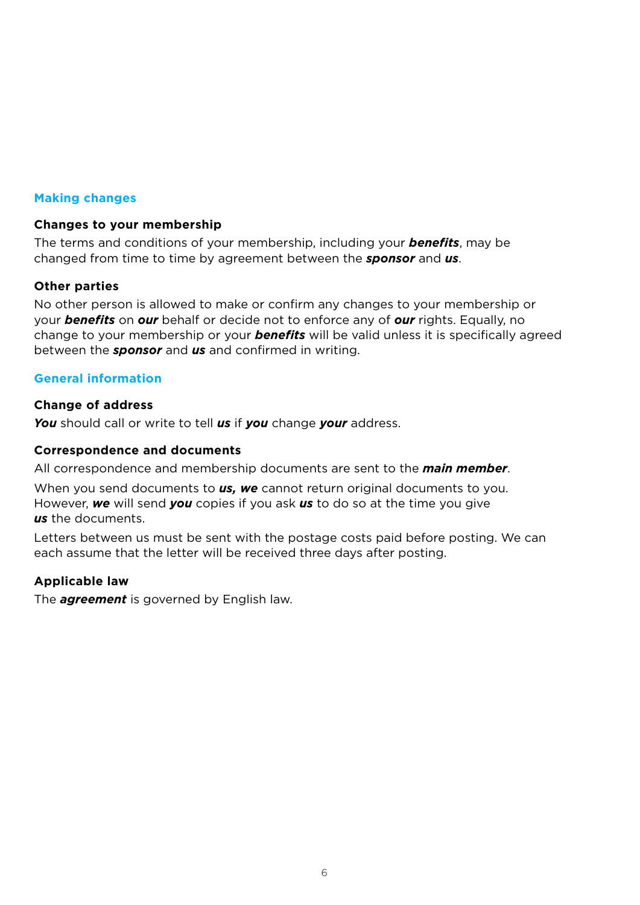## Making changes

### Changes to your membership

The terms and conditions of your membership, including your ***benefits***, may be changed from time to time by agreement between the ***sponsor*** and ***us***.

### Other parties

No other person is allowed to make or confirm any changes to your membership or your ***benefits*** on ***our*** behalf or decide not to enforce any of ***our*** rights. Equally, no change to your membership or your ***benefits*** will be valid unless it is specifically agreed between the ***sponsor*** and ***us*** and confirmed in writing.

## General information

### Change of address

***You*** should call or write to tell ***us*** if ***you*** change ***your*** address.

### Correspondence and documents

All correspondence and membership documents are sent to the ***main member***.

When you send documents to ***us, we*** cannot return original documents to you. However, ***we*** will send ***you*** copies if you ask ***us*** to do so at the time you give ***us*** the documents.

Letters between us must be sent with the postage costs paid before posting. We can each assume that the letter will be received three days after posting.

### Applicable law

The ***agreement*** is governed by English law.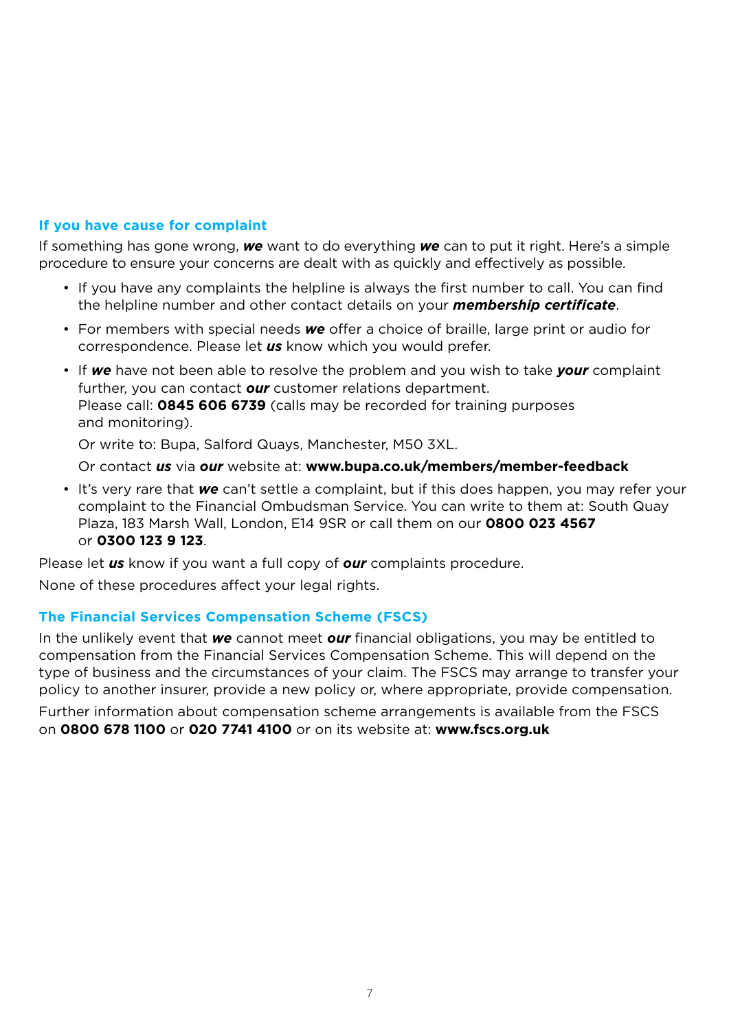## If you have cause for complaint

If something has gone wrong, ***we*** want to do everything ***we*** can to put it right. Here's a simple procedure to ensure your concerns are dealt with as quickly and effectively as possible.

- If you have any complaints the helpline is always the first number to call. You can find the helpline number and other contact details on your ***membership certificate***.
- For members with special needs ***we*** offer a choice of braille, large print or audio for correspondence. Please let ***us*** know which you would prefer.
- If ***we*** have not been able to resolve the problem and you wish to take ***your*** complaint further, you can contact ***our*** customer relations department.
  Please call: **0845 606 6739** (calls may be recorded for training purposes and monitoring).

  Or write to: Bupa, Salford Quays, Manchester, M50 3XL.

  Or contact ***us*** via ***our*** website at: **www.bupa.co.uk/members/member-feedback**
- It's very rare that ***we*** can't settle a complaint, but if this does happen, you may refer your complaint to the Financial Ombudsman Service. You can write to them at: South Quay Plaza, 183 Marsh Wall, London, E14 9SR or call them on our **0800 023 4567** or **0300 123 9 123**.

Please let ***us*** know if you want a full copy of ***our*** complaints procedure.

None of these procedures affect your legal rights.

## The Financial Services Compensation Scheme (FSCS)

In the unlikely event that ***we*** cannot meet ***our*** financial obligations, you may be entitled to compensation from the Financial Services Compensation Scheme. This will depend on the type of business and the circumstances of your claim. The FSCS may arrange to transfer your policy to another insurer, provide a new policy or, where appropriate, provide compensation.

Further information about compensation scheme arrangements is available from the FSCS on **0800 678 1100** or **020 7741 4100** or on its website at: **www.fscs.org.uk**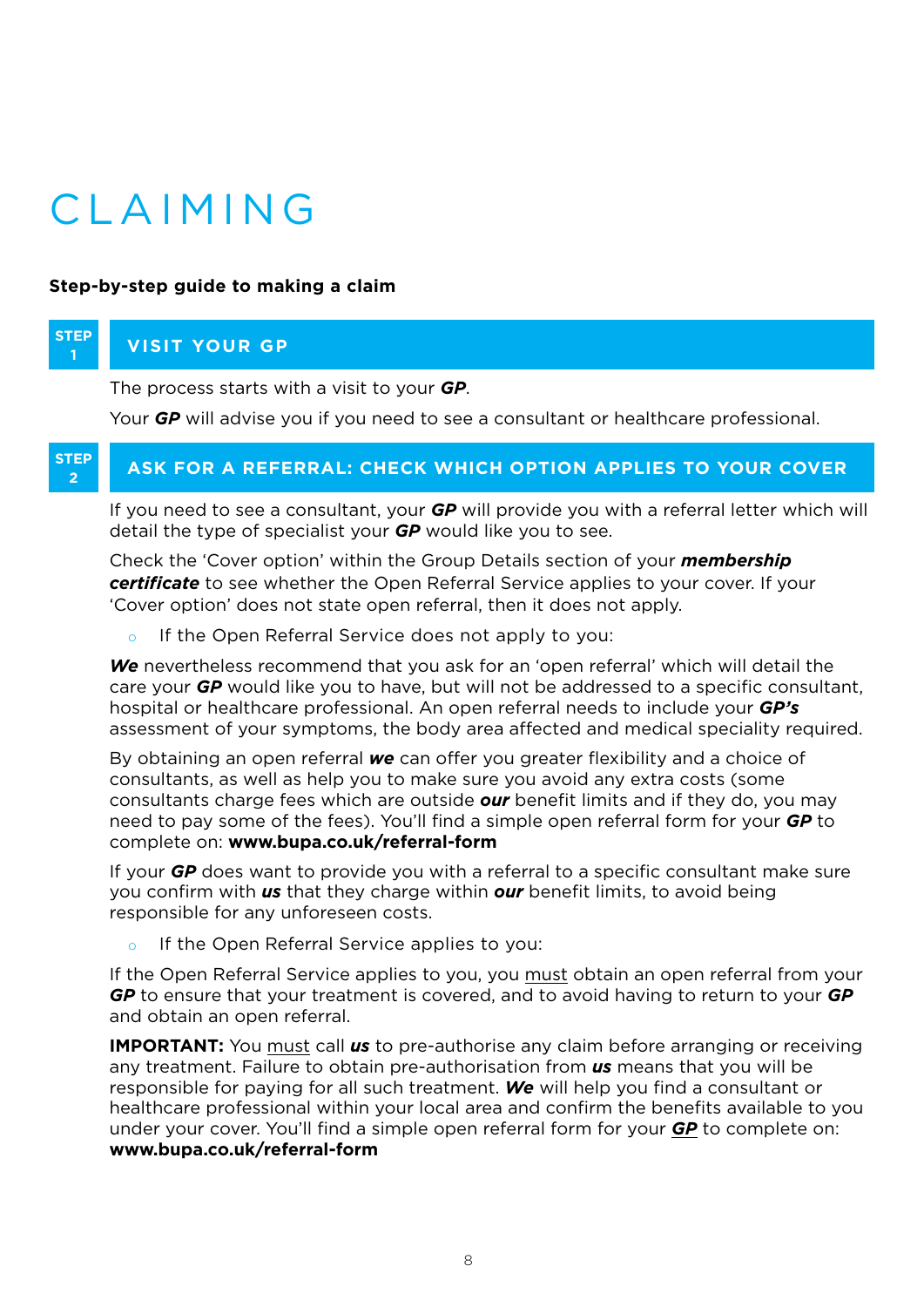# CLAIMING

**Step-by-step guide to making a claim**

## STEP 1 VISIT YOUR GP

The process starts with a visit to your ***GP***.

Your ***GP*** will advise you if you need to see a consultant or healthcare professional.

## STEP 2 ASK FOR A REFERRAL: CHECK WHICH OPTION APPLIES TO YOUR COVER

If you need to see a consultant, your ***GP*** will provide you with a referral letter which will detail the type of specialist your ***GP*** would like you to see.

Check the 'Cover option' within the Group Details section of your ***membership certificate*** to see whether the Open Referral Service applies to your cover. If your 'Cover option' does not state open referral, then it does not apply.

- If the Open Referral Service does not apply to you:

***We*** nevertheless recommend that you ask for an 'open referral' which will detail the care your ***GP*** would like you to have, but will not be addressed to a specific consultant, hospital or healthcare professional. An open referral needs to include your ***GP's*** assessment of your symptoms, the body area affected and medical speciality required.

By obtaining an open referral ***we*** can offer you greater flexibility and a choice of consultants, as well as help you to make sure you avoid any extra costs (some consultants charge fees which are outside ***our*** benefit limits and if they do, you may need to pay some of the fees). You'll find a simple open referral form for your ***GP*** to complete on: **www.bupa.co.uk/referral-form**

If your ***GP*** does want to provide you with a referral to a specific consultant make sure you confirm with ***us*** that they charge within ***our*** benefit limits, to avoid being responsible for any unforeseen costs.

- If the Open Referral Service applies to you:

If the Open Referral Service applies to you, you must obtain an open referral from your ***GP*** to ensure that your treatment is covered, and to avoid having to return to your ***GP*** and obtain an open referral.

**IMPORTANT:** You must call ***us*** to pre-authorise any claim before arranging or receiving any treatment. Failure to obtain pre-authorisation from ***us*** means that you will be responsible for paying for all such treatment. ***We*** will help you find a consultant or healthcare professional within your local area and confirm the benefits available to you under your cover. You'll find a simple open referral form for your ***GP*** to complete on: **www.bupa.co.uk/referral-form**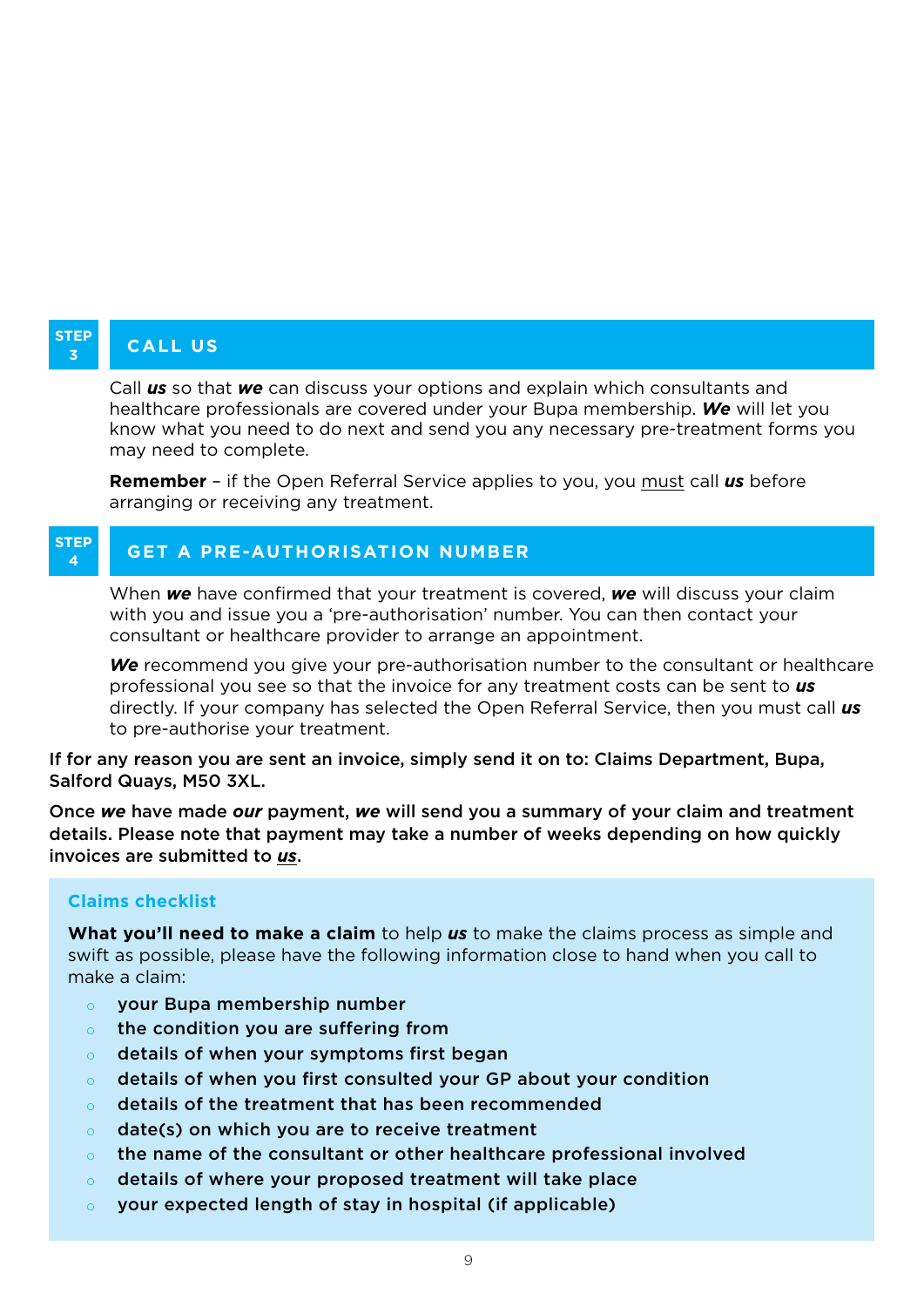## STEP 3 CALL US

Call ***us*** so that ***we*** can discuss your options and explain which consultants and healthcare professionals are covered under your Bupa membership. ***We*** will let you know what you need to do next and send you any necessary pre-treatment forms you may need to complete.

**Remember** – if the Open Referral Service applies to you, you <u>must</u> call ***us*** before arranging or receiving any treatment.

## STEP 4 GET A PRE-AUTHORISATION NUMBER

When ***we*** have confirmed that your treatment is covered, ***we*** will discuss your claim with you and issue you a 'pre-authorisation' number. You can then contact your consultant or healthcare provider to arrange an appointment.

***We*** recommend you give your pre-authorisation number to the consultant or healthcare professional you see so that the invoice for any treatment costs can be sent to ***us*** directly. If your company has selected the Open Referral Service, then you must call ***us*** to pre-authorise your treatment.

If for any reason you are sent an invoice, simply send it on to: Claims Department, Bupa, Salford Quays, M50 3XL.

Once ***we*** have made ***our*** payment, ***we*** will send you a summary of your claim and treatment details. Please note that payment may take a number of weeks depending on how quickly invoices are submitted to ***us***.

### Claims checklist

**What you'll need to make a claim** to help ***us*** to make the claims process as simple and swift as possible, please have the following information close to hand when you call to make a claim:

- your Bupa membership number
- the condition you are suffering from
- details of when your symptoms first began
- details of when you first consulted your GP about your condition
- details of the treatment that has been recommended
- date(s) on which you are to receive treatment
- the name of the consultant or other healthcare professional involved
- details of where your proposed treatment will take place
- your expected length of stay in hospital (if applicable)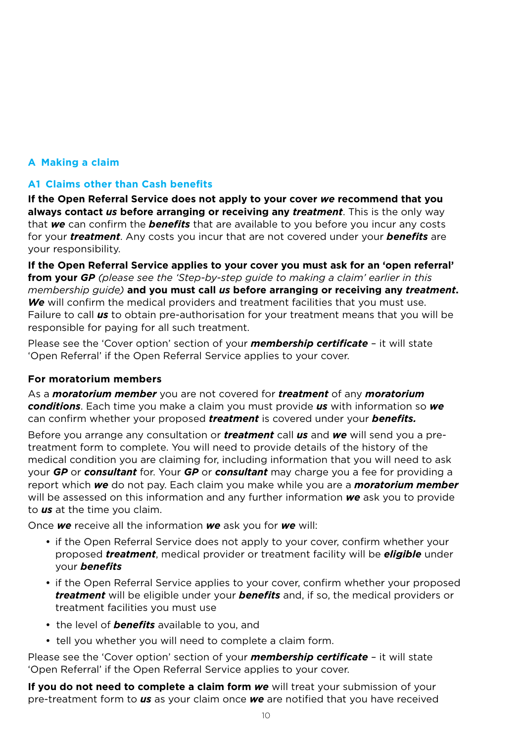## A Making a claim

### A1 Claims other than Cash benefits

**If the Open Referral Service does not apply to your cover *we* recommend that you always contact *us* before arranging or receiving any *treatment***. This is the only way that ***we*** can confirm the ***benefits*** that are available to you before you incur any costs for your ***treatment***. Any costs you incur that are not covered under your ***benefits*** are your responsibility.

**If the Open Referral Service applies to your cover you must ask for an 'open referral' from your *GP*** *(please see the 'Step-by-step guide to making a claim' earlier in this membership guide)* **and you must call *us* before arranging or receiving any *treatment*. *We*** will confirm the medical providers and treatment facilities that you must use. Failure to call ***us*** to obtain pre-authorisation for your treatment means that you will be responsible for paying for all such treatment.

Please see the 'Cover option' section of your ***membership certificate*** – it will state 'Open Referral' if the Open Referral Service applies to your cover.

**For moratorium members**

As a ***moratorium member*** you are not covered for ***treatment*** of any ***moratorium conditions***. Each time you make a claim you must provide ***us*** with information so ***we*** can confirm whether your proposed ***treatment*** is covered under your ***benefits.***

Before you arrange any consultation or ***treatment*** call ***us*** and ***we*** will send you a pre-treatment form to complete. You will need to provide details of the history of the medical condition you are claiming for, including information that you will need to ask your ***GP*** or ***consultant*** for. Your ***GP*** or ***consultant*** may charge you a fee for providing a report which ***we*** do not pay. Each claim you make while you are a ***moratorium member*** will be assessed on this information and any further information ***we*** ask you to provide to ***us*** at the time you claim.

Once ***we*** receive all the information ***we*** ask you for ***we*** will:

- if the Open Referral Service does not apply to your cover, confirm whether your proposed ***treatment***, medical provider or treatment facility will be ***eligible*** under your ***benefits***
- if the Open Referral Service applies to your cover, confirm whether your proposed ***treatment*** will be eligible under your ***benefits*** and, if so, the medical providers or treatment facilities you must use
- the level of ***benefits*** available to you, and
- tell you whether you will need to complete a claim form.

Please see the 'Cover option' section of your ***membership certificate*** – it will state 'Open Referral' if the Open Referral Service applies to your cover.

**If you do not need to complete a claim form *we*** will treat your submission of your pre-treatment form to ***us*** as your claim once ***we*** are notified that you have received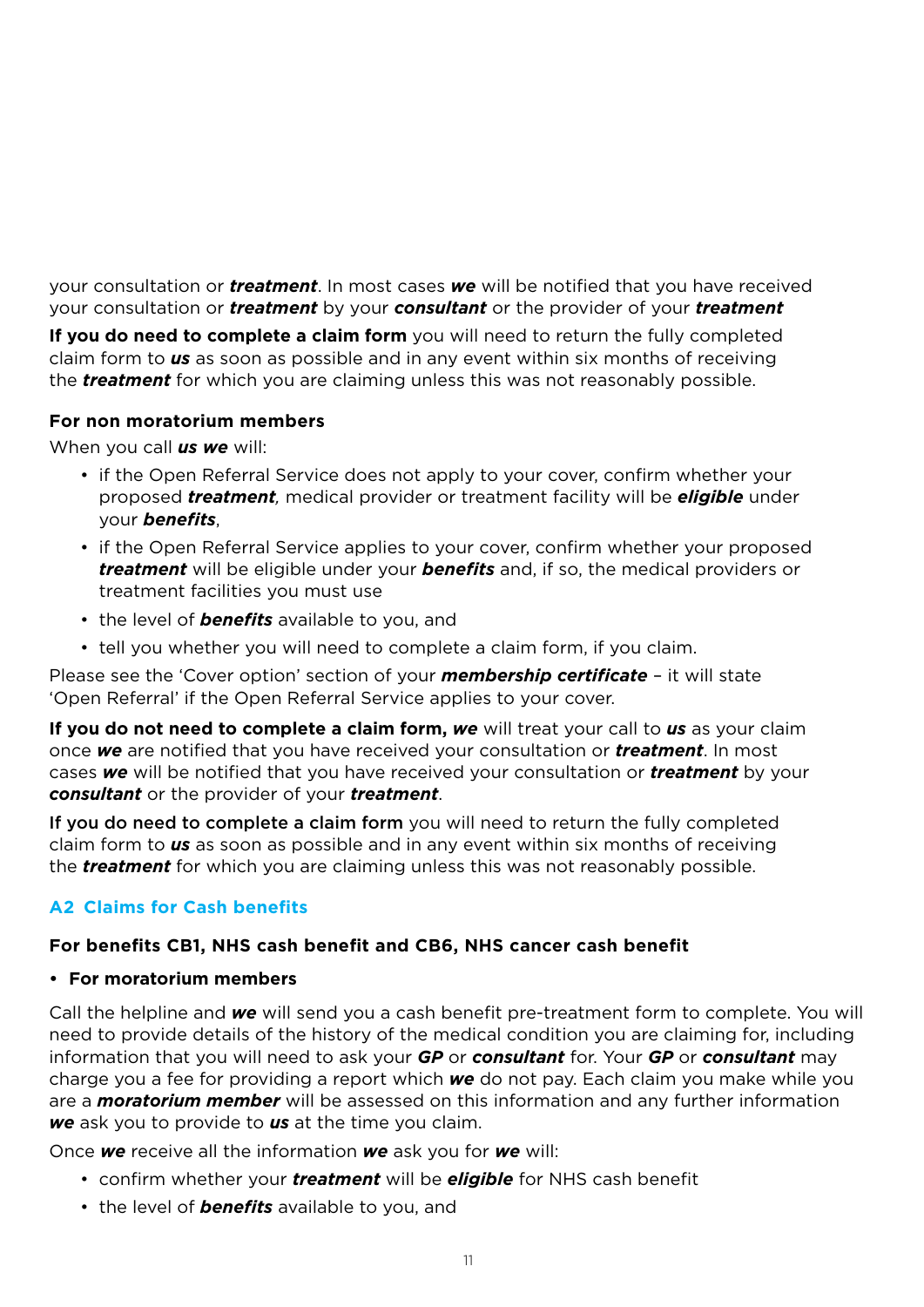your consultation or ***treatment***. In most cases ***we*** will be notified that you have received your consultation or ***treatment*** by your ***consultant*** or the provider of your ***treatment***

**If you do need to complete a claim form** you will need to return the fully completed claim form to ***us*** as soon as possible and in any event within six months of receiving the ***treatment*** for which you are claiming unless this was not reasonably possible.

**For non moratorium members**

When you call ***us we*** will:

- if the Open Referral Service does not apply to your cover, confirm whether your proposed ***treatment****,* medical provider or treatment facility will be ***eligible*** under your ***benefits***,
- if the Open Referral Service applies to your cover, confirm whether your proposed ***treatment*** will be eligible under your ***benefits*** and, if so, the medical providers or treatment facilities you must use
- the level of ***benefits*** available to you, and
- tell you whether you will need to complete a claim form, if you claim.

Please see the 'Cover option' section of your ***membership certificate*** – it will state 'Open Referral' if the Open Referral Service applies to your cover.

**If you do not need to complete a claim form,** ***we*** will treat your call to ***us*** as your claim once ***we*** are notified that you have received your consultation or ***treatment***. In most cases ***we*** will be notified that you have received your consultation or ***treatment*** by your ***consultant*** or the provider of your ***treatment***.

**If you do need to complete a claim form** you will need to return the fully completed claim form to ***us*** as soon as possible and in any event within six months of receiving the ***treatment*** for which you are claiming unless this was not reasonably possible.

## A2 Claims for Cash benefits

**For benefits CB1, NHS cash benefit and CB6, NHS cancer cash benefit**

- **For moratorium members**

Call the helpline and ***we*** will send you a cash benefit pre-treatment form to complete. You will need to provide details of the history of the medical condition you are claiming for, including information that you will need to ask your ***GP*** or ***consultant*** for. Your ***GP*** or ***consultant*** may charge you a fee for providing a report which ***we*** do not pay. Each claim you make while you are a ***moratorium member*** will be assessed on this information and any further information ***we*** ask you to provide to ***us*** at the time you claim.

Once ***we*** receive all the information ***we*** ask you for ***we*** will:

- confirm whether your ***treatment*** will be ***eligible*** for NHS cash benefit
- the level of ***benefits*** available to you, and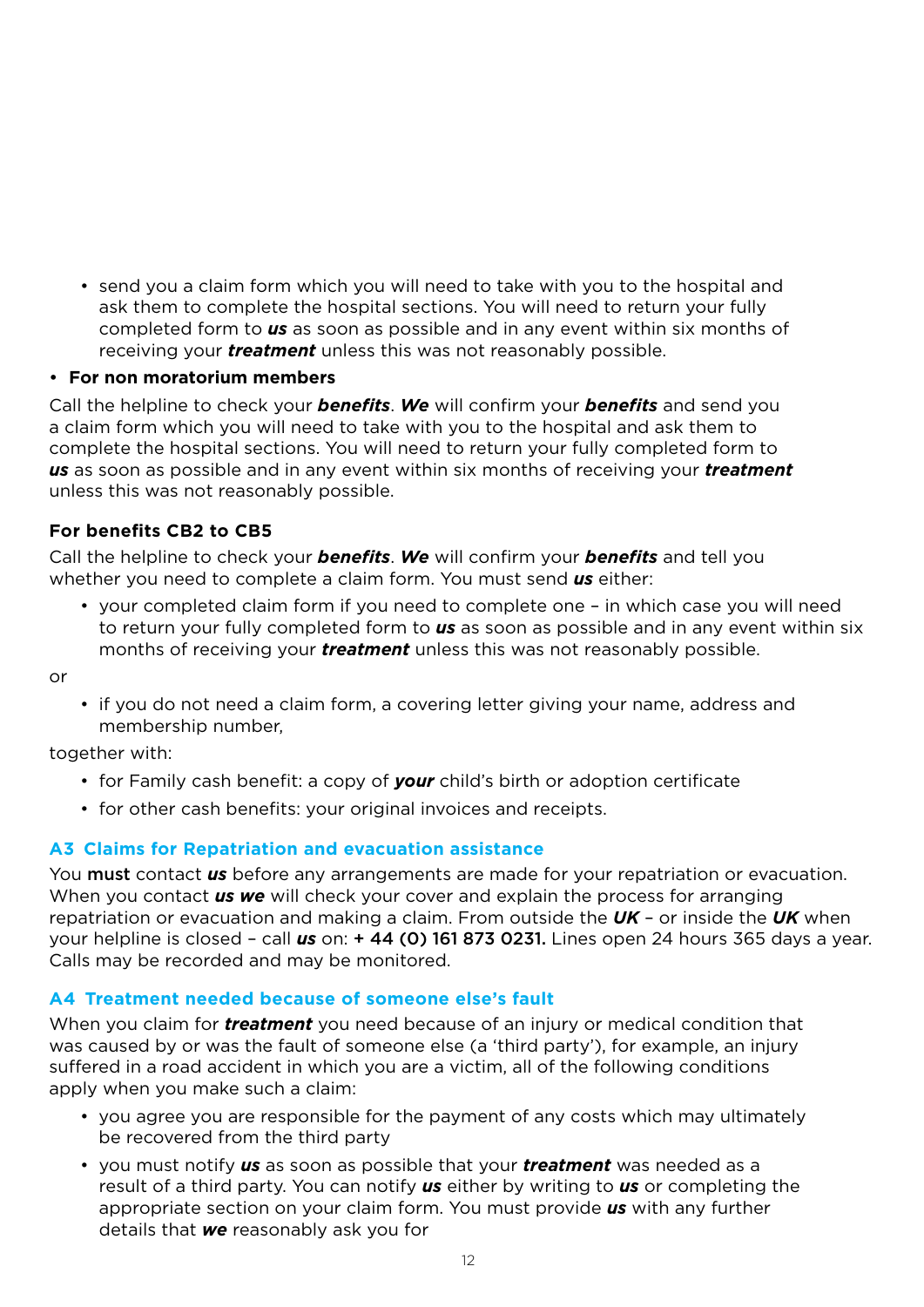- send you a claim form which you will need to take with you to the hospital and ask them to complete the hospital sections. You will need to return your fully completed form to ***us*** as soon as possible and in any event within six months of receiving your ***treatment*** unless this was not reasonably possible.

- **For non moratorium members**

Call the helpline to check your ***benefits***. ***We*** will confirm your ***benefits*** and send you a claim form which you will need to take with you to the hospital and ask them to complete the hospital sections. You will need to return your fully completed form to ***us*** as soon as possible and in any event within six months of receiving your ***treatment*** unless this was not reasonably possible.

**For benefits CB2 to CB5**

Call the helpline to check your ***benefits***. ***We*** will confirm your ***benefits*** and tell you whether you need to complete a claim form. You must send ***us*** either:

- your completed claim form if you need to complete one – in which case you will need to return your fully completed form to ***us*** as soon as possible and in any event within six months of receiving your ***treatment*** unless this was not reasonably possible.

or

- if you do not need a claim form, a covering letter giving your name, address and membership number,

together with:

- for Family cash benefit: a copy of ***your*** child's birth or adoption certificate
- for other cash benefits: your original invoices and receipts.

### A3 Claims for Repatriation and evacuation assistance

You **must** contact ***us*** before any arrangements are made for your repatriation or evacuation. When you contact ***us we*** will check your cover and explain the process for arranging repatriation or evacuation and making a claim. From outside the ***UK*** – or inside the ***UK*** when your helpline is closed – call ***us*** on: **+ 44 (0) 161 873 0231.** Lines open 24 hours 365 days a year. Calls may be recorded and may be monitored.

### A4 Treatment needed because of someone else's fault

When you claim for ***treatment*** you need because of an injury or medical condition that was caused by or was the fault of someone else (a 'third party'), for example, an injury suffered in a road accident in which you are a victim, all of the following conditions apply when you make such a claim:

- you agree you are responsible for the payment of any costs which may ultimately be recovered from the third party
- you must notify ***us*** as soon as possible that your ***treatment*** was needed as a result of a third party. You can notify ***us*** either by writing to ***us*** or completing the appropriate section on your claim form. You must provide ***us*** with any further details that ***we*** reasonably ask you for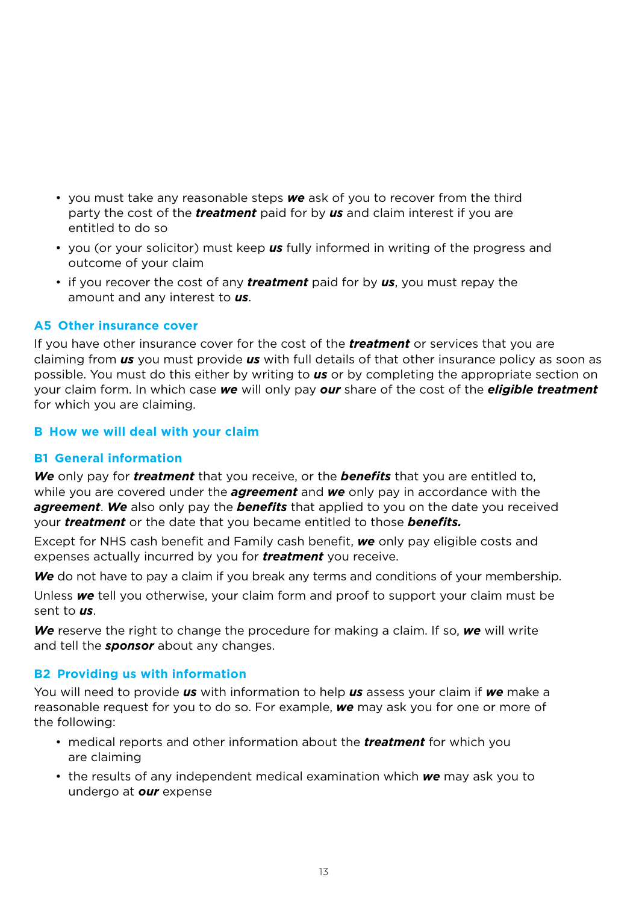- you must take any reasonable steps ***we*** ask of you to recover from the third party the cost of the ***treatment*** paid for by ***us*** and claim interest if you are entitled to do so
- you (or your solicitor) must keep ***us*** fully informed in writing of the progress and outcome of your claim
- if you recover the cost of any ***treatment*** paid for by ***us***, you must repay the amount and any interest to ***us***.

### A5 Other insurance cover

If you have other insurance cover for the cost of the ***treatment*** or services that you are claiming from ***us*** you must provide ***us*** with full details of that other insurance policy as soon as possible. You must do this either by writing to ***us*** or by completing the appropriate section on your claim form. In which case ***we*** will only pay ***our*** share of the cost of the ***eligible treatment*** for which you are claiming.

## B How we will deal with your claim

### B1 General information

***We*** only pay for ***treatment*** that you receive, or the ***benefits*** that you are entitled to, while you are covered under the ***agreement*** and ***we*** only pay in accordance with the ***agreement***. ***We*** also only pay the ***benefits*** that applied to you on the date you received your ***treatment*** or the date that you became entitled to those ***benefits.***

Except for NHS cash benefit and Family cash benefit, ***we*** only pay eligible costs and expenses actually incurred by you for ***treatment*** you receive.

***We*** do not have to pay a claim if you break any terms and conditions of your membership.

Unless ***we*** tell you otherwise, your claim form and proof to support your claim must be sent to ***us***.

***We*** reserve the right to change the procedure for making a claim. If so, ***we*** will write and tell the ***sponsor*** about any changes.

### B2 Providing us with information

You will need to provide ***us*** with information to help ***us*** assess your claim if ***we*** make a reasonable request for you to do so. For example, ***we*** may ask you for one or more of the following:

- medical reports and other information about the ***treatment*** for which you are claiming
- the results of any independent medical examination which ***we*** may ask you to undergo at ***our*** expense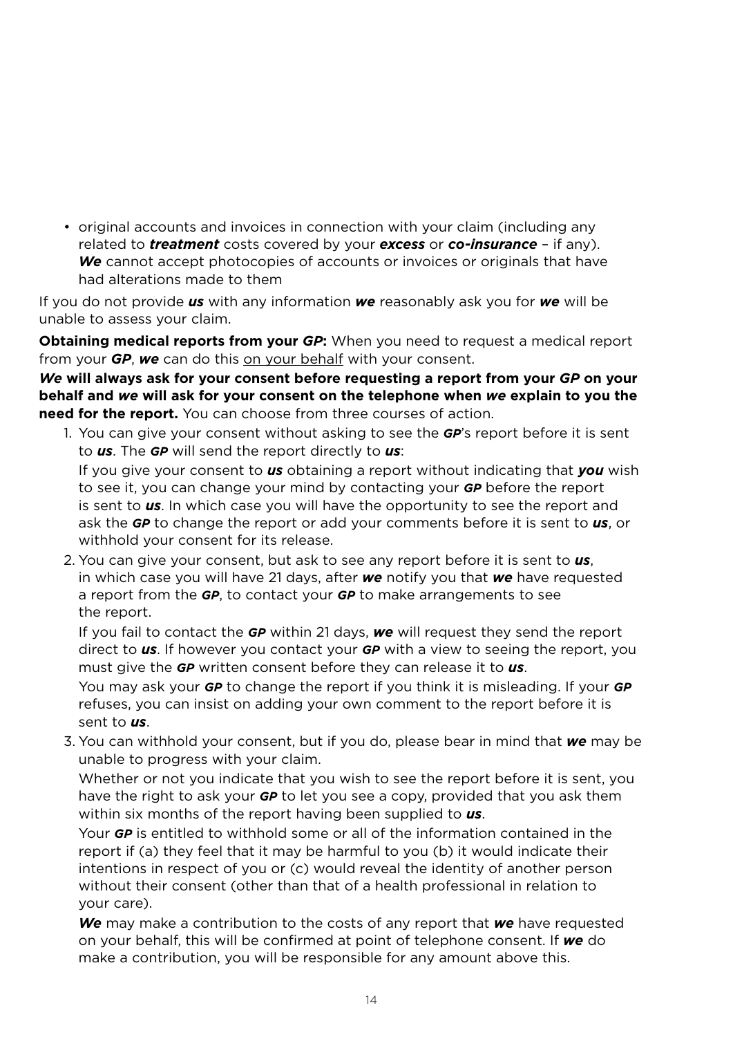- original accounts and invoices in connection with your claim (including any related to ***treatment*** costs covered by your ***excess*** or ***co-insurance*** – if any). ***We*** cannot accept photocopies of accounts or invoices or originals that have had alterations made to them

If you do not provide ***us*** with any information ***we*** reasonably ask you for ***we*** will be unable to assess your claim.

**Obtaining medical reports from your *GP*:** When you need to request a medical report from your ***GP***, ***we*** can do this on your behalf with your consent.

***We* will always ask for your consent before requesting a report from your *GP* on your behalf and *we* will ask for your consent on the telephone when *we* explain to you the need for the report.** You can choose from three courses of action.

1. You can give your consent without asking to see the ***GP***'s report before it is sent to ***us***. The ***GP*** will send the report directly to ***us***:

   If you give your consent to ***us*** obtaining a report without indicating that ***you*** wish to see it, you can change your mind by contacting your ***GP*** before the report is sent to ***us***. In which case you will have the opportunity to see the report and ask the ***GP*** to change the report or add your comments before it is sent to ***us***, or withhold your consent for its release.

2. You can give your consent, but ask to see any report before it is sent to ***us***, in which case you will have 21 days, after ***we*** notify you that ***we*** have requested a report from the ***GP***, to contact your ***GP*** to make arrangements to see the report.

   If you fail to contact the ***GP*** within 21 days, ***we*** will request they send the report direct to ***us***. If however you contact your ***GP*** with a view to seeing the report, you must give the ***GP*** written consent before they can release it to ***us***.

   You may ask your ***GP*** to change the report if you think it is misleading. If your ***GP*** refuses, you can insist on adding your own comment to the report before it is sent to ***us***.

3. You can withhold your consent, but if you do, please bear in mind that ***we*** may be unable to progress with your claim.

   Whether or not you indicate that you wish to see the report before it is sent, you have the right to ask your ***GP*** to let you see a copy, provided that you ask them within six months of the report having been supplied to ***us***.

   Your ***GP*** is entitled to withhold some or all of the information contained in the report if (a) they feel that it may be harmful to you (b) it would indicate their intentions in respect of you or (c) would reveal the identity of another person without their consent (other than that of a health professional in relation to your care).

   ***We*** may make a contribution to the costs of any report that ***we*** have requested on your behalf, this will be confirmed at point of telephone consent. If ***we*** do make a contribution, you will be responsible for any amount above this.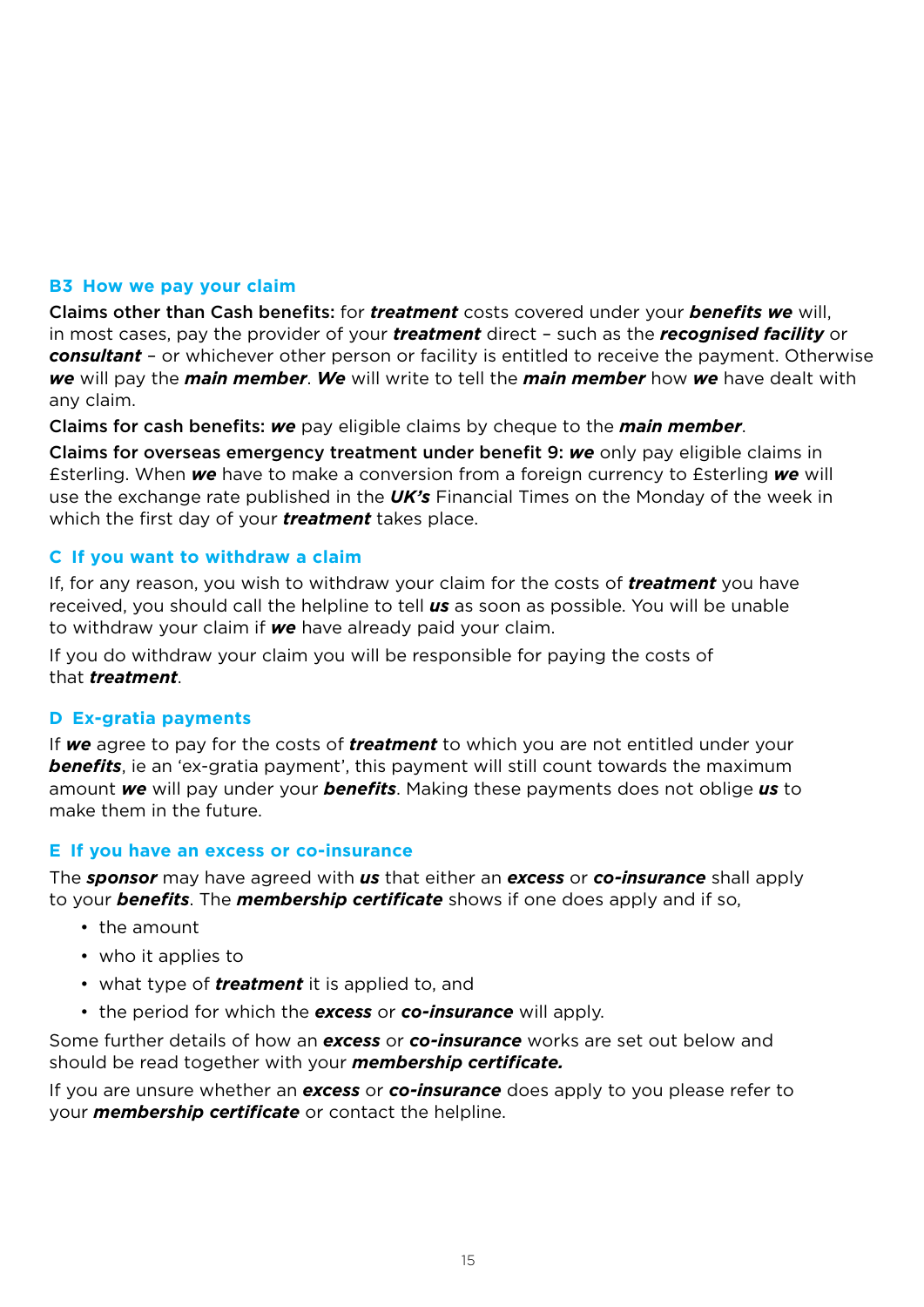## B3 How we pay your claim

**Claims other than Cash benefits:** for ***treatment*** costs covered under your ***benefits we*** will, in most cases, pay the provider of your ***treatment*** direct – such as the ***recognised facility*** or ***consultant*** – or whichever other person or facility is entitled to receive the payment. Otherwise ***we*** will pay the ***main member***. ***We*** will write to tell the ***main member*** how ***we*** have dealt with any claim.

**Claims for cash benefits:** ***we*** pay eligible claims by cheque to the ***main member***.

**Claims for overseas emergency treatment under benefit 9:** ***we*** only pay eligible claims in £sterling. When ***we*** have to make a conversion from a foreign currency to £sterling ***we*** will use the exchange rate published in the ***UK's*** Financial Times on the Monday of the week in which the first day of your ***treatment*** takes place.

## C If you want to withdraw a claim

If, for any reason, you wish to withdraw your claim for the costs of ***treatment*** you have received, you should call the helpline to tell ***us*** as soon as possible. You will be unable to withdraw your claim if ***we*** have already paid your claim.

If you do withdraw your claim you will be responsible for paying the costs of that ***treatment***.

## D Ex-gratia payments

If ***we*** agree to pay for the costs of ***treatment*** to which you are not entitled under your ***benefits***, ie an 'ex-gratia payment', this payment will still count towards the maximum amount ***we*** will pay under your ***benefits***. Making these payments does not oblige ***us*** to make them in the future.

## E If you have an excess or co-insurance

The ***sponsor*** may have agreed with ***us*** that either an ***excess*** or ***co-insurance*** shall apply to your ***benefits***. The ***membership certificate*** shows if one does apply and if so,

- the amount
- who it applies to
- what type of ***treatment*** it is applied to, and
- the period for which the ***excess*** or ***co-insurance*** will apply.

Some further details of how an ***excess*** or ***co-insurance*** works are set out below and should be read together with your ***membership certificate.***

If you are unsure whether an ***excess*** or ***co-insurance*** does apply to you please refer to your ***membership certificate*** or contact the helpline.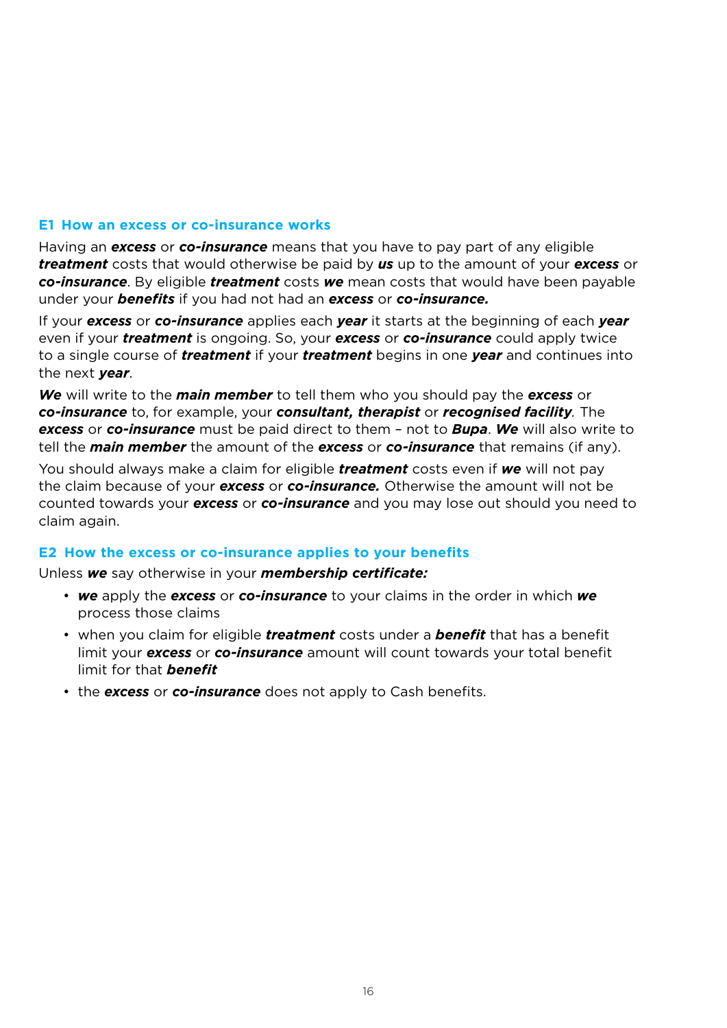## E1 How an excess or co-insurance works

Having an ***excess*** or ***co-insurance*** means that you have to pay part of any eligible ***treatment*** costs that would otherwise be paid by ***us*** up to the amount of your ***excess*** or ***co-insurance***. By eligible ***treatment*** costs ***we*** mean costs that would have been payable under your ***benefits*** if you had not had an ***excess*** or ***co-insurance.***

If your ***excess*** or ***co-insurance*** applies each ***year*** it starts at the beginning of each ***year*** even if your ***treatment*** is ongoing. So, your ***excess*** or ***co-insurance*** could apply twice to a single course of ***treatment*** if your ***treatment*** begins in one ***year*** and continues into the next ***year***.

***We*** will write to the ***main member*** to tell them who you should pay the ***excess*** or ***co-insurance*** to, for example, your ***consultant, therapist*** or ***recognised facility***. The ***excess*** or ***co-insurance*** must be paid direct to them – not to ***Bupa***. ***We*** will also write to tell the ***main member*** the amount of the ***excess*** or ***co-insurance*** that remains (if any).

You should always make a claim for eligible ***treatment*** costs even if ***we*** will not pay the claim because of your ***excess*** or ***co-insurance.*** Otherwise the amount will not be counted towards your ***excess*** or ***co-insurance*** and you may lose out should you need to claim again.

## E2 How the excess or co-insurance applies to your benefits

Unless ***we*** say otherwise in your ***membership certificate:***

- ***we*** apply the ***excess*** or ***co-insurance*** to your claims in the order in which ***we*** process those claims
- when you claim for eligible ***treatment*** costs under a ***benefit*** that has a benefit limit your ***excess*** or ***co-insurance*** amount will count towards your total benefit limit for that ***benefit***
- the ***excess*** or ***co-insurance*** does not apply to Cash benefits.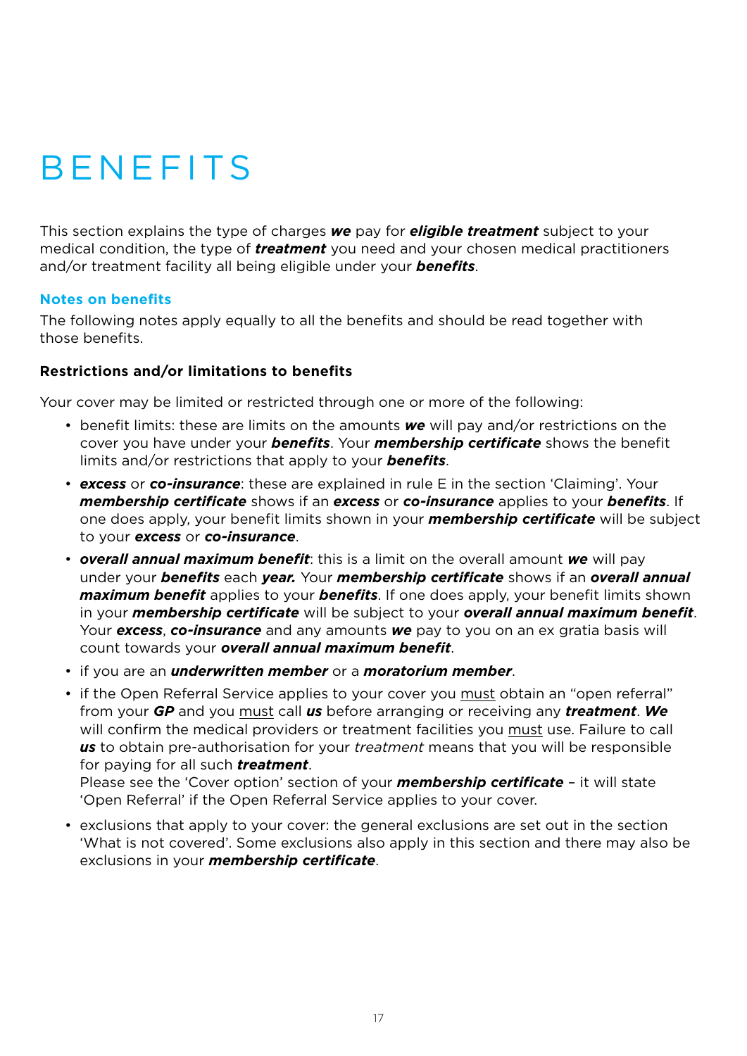# BENEFITS

This section explains the type of charges ***we*** pay for ***eligible treatment*** subject to your medical condition, the type of ***treatment*** you need and your chosen medical practitioners and/or treatment facility all being eligible under your ***benefits***.

## Notes on benefits

The following notes apply equally to all the benefits and should be read together with those benefits.

### Restrictions and/or limitations to benefits

Your cover may be limited or restricted through one or more of the following:

- benefit limits: these are limits on the amounts ***we*** will pay and/or restrictions on the cover you have under your ***benefits***. Your ***membership certificate*** shows the benefit limits and/or restrictions that apply to your ***benefits***.
- ***excess*** or ***co-insurance***: these are explained in rule E in the section 'Claiming'. Your ***membership certificate*** shows if an ***excess*** or ***co-insurance*** applies to your ***benefits***. If one does apply, your benefit limits shown in your ***membership certificate*** will be subject to your ***excess*** or ***co-insurance***.
- ***overall annual maximum benefit***: this is a limit on the overall amount ***we*** will pay under your ***benefits*** each ***year.*** Your ***membership certificate*** shows if an ***overall annual maximum benefit*** applies to your ***benefits***. If one does apply, your benefit limits shown in your ***membership certificate*** will be subject to your ***overall annual maximum benefit***. Your ***excess***, ***co-insurance*** and any amounts ***we*** pay to you on an ex gratia basis will count towards your ***overall annual maximum benefit***.
- if you are an ***underwritten member*** or a ***moratorium member***.
- if the Open Referral Service applies to your cover you must obtain an "open referral" from your ***GP*** and you must call ***us*** before arranging or receiving any ***treatment***. ***We*** will confirm the medical providers or treatment facilities you must use. Failure to call ***us*** to obtain pre-authorisation for your *treatment* means that you will be responsible for paying for all such ***treatment***.
  Please see the 'Cover option' section of your ***membership certificate*** – it will state 'Open Referral' if the Open Referral Service applies to your cover.
- exclusions that apply to your cover: the general exclusions are set out in the section 'What is not covered'. Some exclusions also apply in this section and there may also be exclusions in your ***membership certificate***.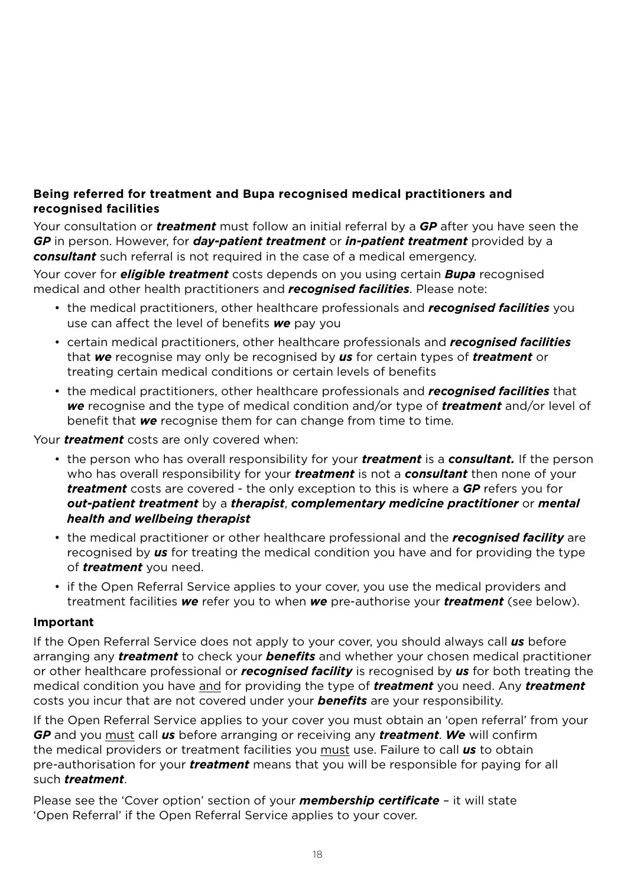**Being referred for treatment and Bupa recognised medical practitioners and recognised facilities**

Your consultation or ***treatment*** must follow an initial referral by a ***GP*** after you have seen the ***GP*** in person. However, for ***day-patient treatment*** or ***in-patient treatment*** provided by a ***consultant*** such referral is not required in the case of a medical emergency.

Your cover for ***eligible treatment*** costs depends on you using certain ***Bupa*** recognised medical and other health practitioners and ***recognised facilities***. Please note:

- the medical practitioners, other healthcare professionals and ***recognised facilities*** you use can affect the level of benefits ***we*** pay you
- certain medical practitioners, other healthcare professionals and ***recognised facilities*** that ***we*** recognise may only be recognised by ***us*** for certain types of ***treatment*** or treating certain medical conditions or certain levels of benefits
- the medical practitioners, other healthcare professionals and ***recognised facilities*** that ***we*** recognise and the type of medical condition and/or type of ***treatment*** and/or level of benefit that ***we*** recognise them for can change from time to time.

Your ***treatment*** costs are only covered when:

- the person who has overall responsibility for your ***treatment*** is a ***consultant.*** If the person who has overall responsibility for your ***treatment*** is not a ***consultant*** then none of your ***treatment*** costs are covered - the only exception to this is where a ***GP*** refers you for ***out-patient treatment*** by a ***therapist***, ***complementary medicine practitioner*** or ***mental health and wellbeing therapist***
- the medical practitioner or other healthcare professional and the ***recognised facility*** are recognised by ***us*** for treating the medical condition you have and for providing the type of ***treatment*** you need.
- if the Open Referral Service applies to your cover, you use the medical providers and treatment facilities ***we*** refer you to when ***we*** pre-authorise your ***treatment*** (see below).

**Important**

If the Open Referral Service does not apply to your cover, you should always call ***us*** before arranging any ***treatment*** to check your ***benefits*** and whether your chosen medical practitioner or other healthcare professional or ***recognised facility*** is recognised by ***us*** for both treating the medical condition you have and for providing the type of ***treatment*** you need. Any ***treatment*** costs you incur that are not covered under your ***benefits*** are your responsibility.

If the Open Referral Service applies to your cover you must obtain an 'open referral' from your ***GP*** and you must call ***us*** before arranging or receiving any ***treatment***. ***We*** will confirm the medical providers or treatment facilities you must use. Failure to call ***us*** to obtain pre-authorisation for your ***treatment*** means that you will be responsible for paying for all such ***treatment***.

Please see the 'Cover option' section of your ***membership certificate*** – it will state 'Open Referral' if the Open Referral Service applies to your cover.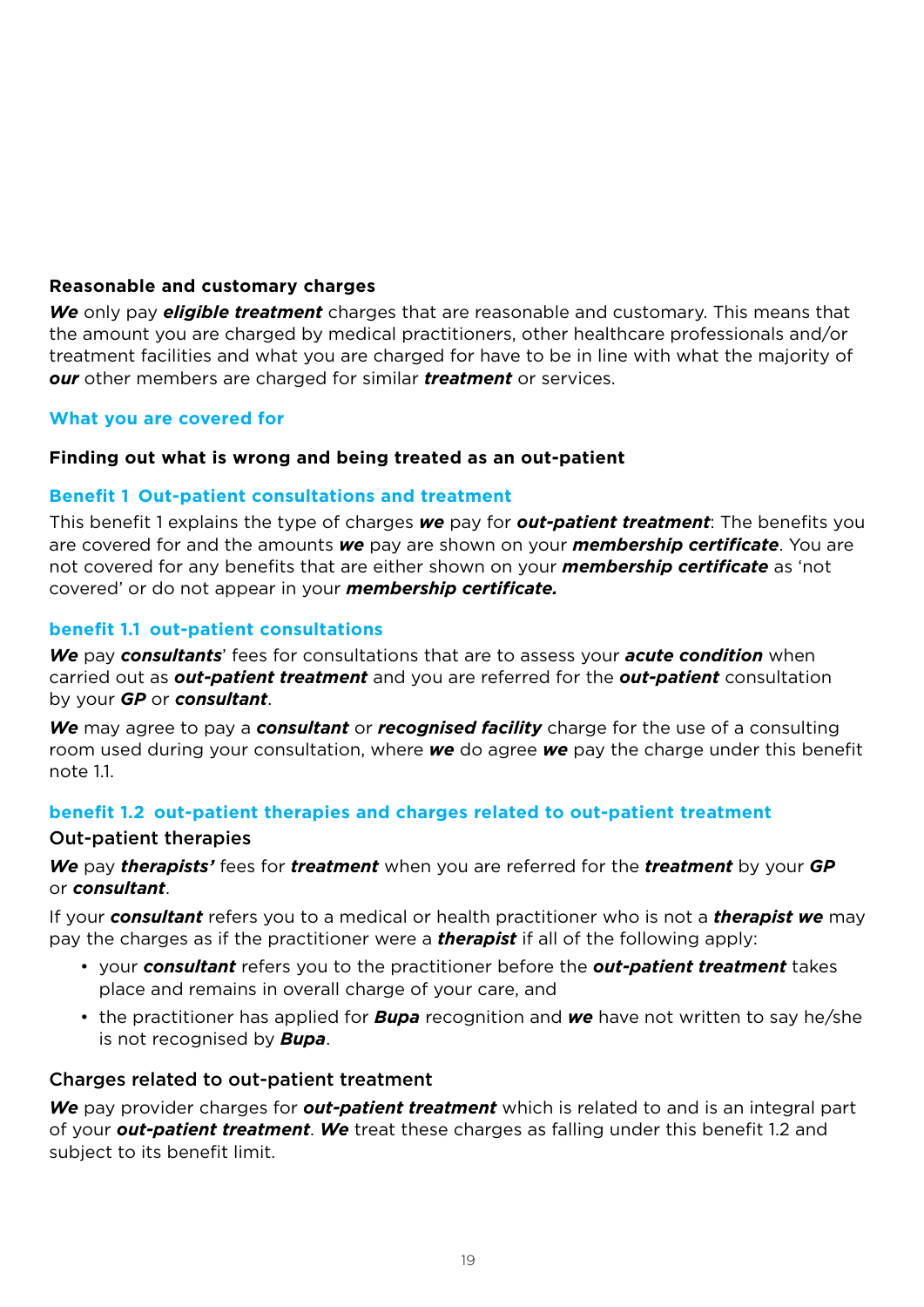**Reasonable and customary charges**

***We*** only pay ***eligible treatment*** charges that are reasonable and customary. This means that the amount you are charged by medical practitioners, other healthcare professionals and/or treatment facilities and what you are charged for have to be in line with what the majority of ***our*** other members are charged for similar ***treatment*** or services.

## What you are covered for

**Finding out what is wrong and being treated as an out-patient**

### Benefit 1 Out-patient consultations and treatment

This benefit 1 explains the type of charges ***we*** pay for ***out-patient treatment***: The benefits you are covered for and the amounts ***we*** pay are shown on your ***membership certificate***. You are not covered for any benefits that are either shown on your ***membership certificate*** as 'not covered' or do not appear in your ***membership certificate.***

### benefit 1.1 out-patient consultations

***We*** pay ***consultants***' fees for consultations that are to assess your ***acute condition*** when carried out as ***out-patient treatment*** and you are referred for the ***out-patient*** consultation by your ***GP*** or ***consultant***.

***We*** may agree to pay a ***consultant*** or ***recognised facility*** charge for the use of a consulting room used during your consultation, where ***we*** do agree ***we*** pay the charge under this benefit note 1.1.

### benefit 1.2 out-patient therapies and charges related to out-patient treatment

#### Out-patient therapies

***We*** pay ***therapists'*** fees for ***treatment*** when you are referred for the ***treatment*** by your ***GP*** or ***consultant***.

If your ***consultant*** refers you to a medical or health practitioner who is not a ***therapist we*** may pay the charges as if the practitioner were a ***therapist*** if all of the following apply:

- your ***consultant*** refers you to the practitioner before the ***out-patient treatment*** takes place and remains in overall charge of your care, and
- the practitioner has applied for ***Bupa*** recognition and ***we*** have not written to say he/she is not recognised by ***Bupa***.

#### Charges related to out-patient treatment

***We*** pay provider charges for ***out-patient treatment*** which is related to and is an integral part of your ***out-patient treatment***. ***We*** treat these charges as falling under this benefit 1.2 and subject to its benefit limit.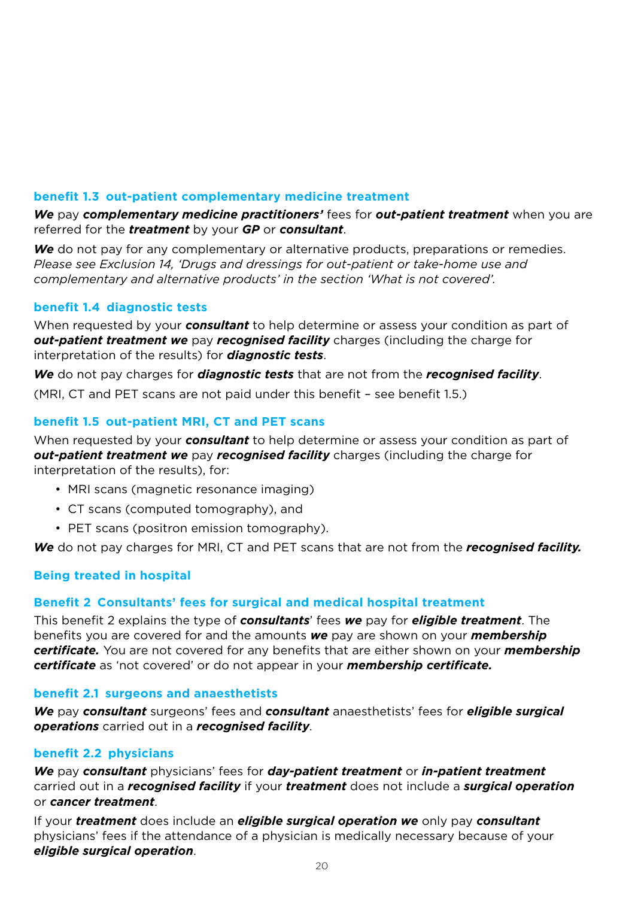### benefit 1.3 out-patient complementary medicine treatment

***We*** pay ***complementary medicine practitioners'*** fees for ***out-patient treatment*** when you are referred for the ***treatment*** by your ***GP*** or ***consultant***.

***We*** do not pay for any complementary or alternative products, preparations or remedies. *Please see Exclusion 14, 'Drugs and dressings for out-patient or take-home use and complementary and alternative products' in the section 'What is not covered'.*

### benefit 1.4 diagnostic tests

When requested by your ***consultant*** to help determine or assess your condition as part of ***out-patient treatment we*** pay ***recognised facility*** charges (including the charge for interpretation of the results) for ***diagnostic tests***.

***We*** do not pay charges for ***diagnostic tests*** that are not from the ***recognised facility***.

(MRI, CT and PET scans are not paid under this benefit – see benefit 1.5.)

### benefit 1.5 out-patient MRI, CT and PET scans

When requested by your ***consultant*** to help determine or assess your condition as part of ***out-patient treatment we*** pay ***recognised facility*** charges (including the charge for interpretation of the results), for:

- MRI scans (magnetic resonance imaging)
- CT scans (computed tomography), and
- PET scans (positron emission tomography).

***We*** do not pay charges for MRI, CT and PET scans that are not from the ***recognised facility.***

## Being treated in hospital

### Benefit 2 Consultants' fees for surgical and medical hospital treatment

This benefit 2 explains the type of ***consultants***' fees ***we*** pay for ***eligible treatment***. The benefits you are covered for and the amounts ***we*** pay are shown on your ***membership certificate.*** You are not covered for any benefits that are either shown on your ***membership certificate*** as 'not covered' or do not appear in your ***membership certificate.***

### benefit 2.1 surgeons and anaesthetists

***We*** pay ***consultant*** surgeons' fees and ***consultant*** anaesthetists' fees for ***eligible surgical operations*** carried out in a ***recognised facility***.

### benefit 2.2 physicians

***We*** pay ***consultant*** physicians' fees for ***day-patient treatment*** or ***in-patient treatment*** carried out in a ***recognised facility*** if your ***treatment*** does not include a ***surgical operation*** or ***cancer treatment***.

If your ***treatment*** does include an ***eligible surgical operation we*** only pay ***consultant*** physicians' fees if the attendance of a physician is medically necessary because of your ***eligible surgical operation***.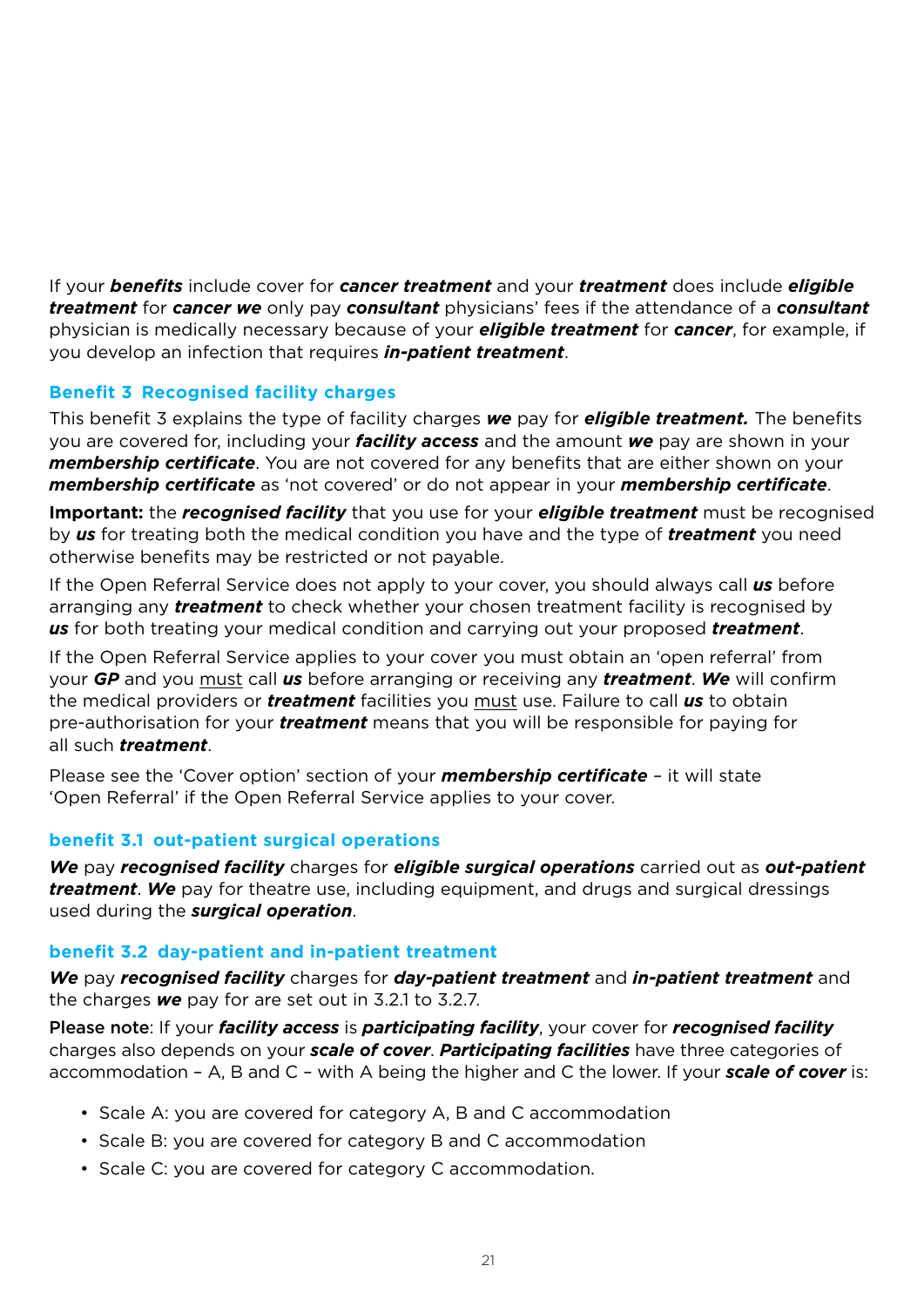If your ***benefits*** include cover for ***cancer treatment*** and your ***treatment*** does include ***eligible treatment*** for ***cancer we*** only pay ***consultant*** physicians' fees if the attendance of a ***consultant*** physician is medically necessary because of your ***eligible treatment*** for ***cancer***, for example, if you develop an infection that requires ***in-patient treatment***.

### Benefit 3 Recognised facility charges

This benefit 3 explains the type of facility charges ***we*** pay for ***eligible treatment.*** The benefits you are covered for, including your ***facility access*** and the amount ***we*** pay are shown in your ***membership certificate***. You are not covered for any benefits that are either shown on your ***membership certificate*** as 'not covered' or do not appear in your ***membership certificate***.

**Important:** the ***recognised facility*** that you use for your ***eligible treatment*** must be recognised by ***us*** for treating both the medical condition you have and the type of ***treatment*** you need otherwise benefits may be restricted or not payable.

If the Open Referral Service does not apply to your cover, you should always call ***us*** before arranging any ***treatment*** to check whether your chosen treatment facility is recognised by ***us*** for both treating your medical condition and carrying out your proposed ***treatment***.

If the Open Referral Service applies to your cover you must obtain an 'open referral' from your ***GP*** and you <u>must</u> call ***us*** before arranging or receiving any ***treatment***. ***We*** will confirm the medical providers or ***treatment*** facilities you <u>must</u> use. Failure to call ***us*** to obtain pre-authorisation for your ***treatment*** means that you will be responsible for paying for all such ***treatment***.

Please see the 'Cover option' section of your ***membership certificate*** – it will state 'Open Referral' if the Open Referral Service applies to your cover.

#### benefit 3.1 out-patient surgical operations

***We*** pay ***recognised facility*** charges for ***eligible surgical operations*** carried out as ***out-patient treatment***. ***We*** pay for theatre use, including equipment, and drugs and surgical dressings used during the ***surgical operation***.

#### benefit 3.2 day-patient and in-patient treatment

***We*** pay ***recognised facility*** charges for ***day-patient treatment*** and ***in-patient treatment*** and the charges ***we*** pay for are set out in 3.2.1 to 3.2.7.

Please note: If your ***facility access*** is ***participating facility***, your cover for ***recognised facility*** charges also depends on your ***scale of cover***. ***Participating facilities*** have three categories of accommodation – A, B and C – with A being the higher and C the lower. If your ***scale of cover*** is:

- Scale A: you are covered for category A, B and C accommodation
- Scale B: you are covered for category B and C accommodation
- Scale C: you are covered for category C accommodation.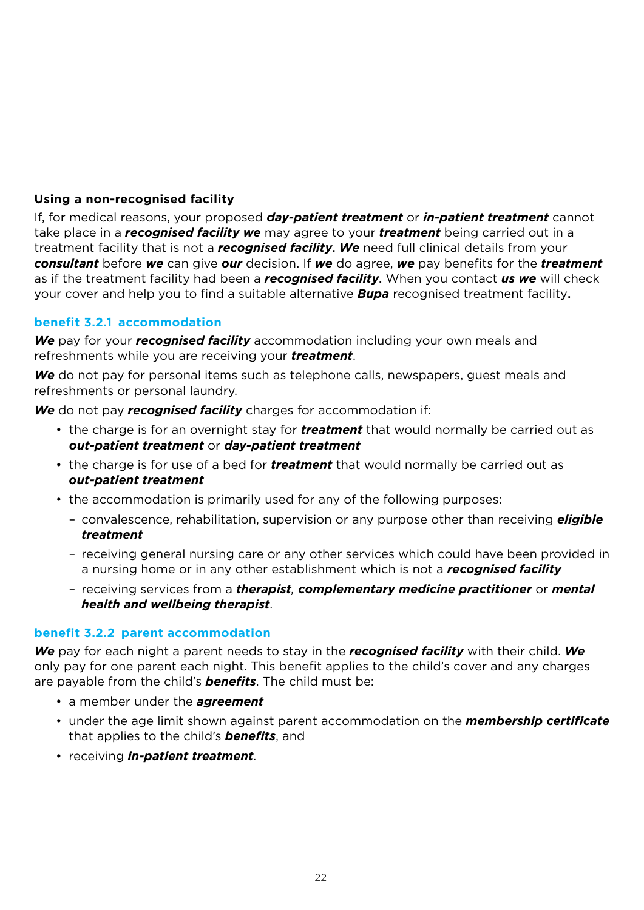### Using a non-recognised facility

If, for medical reasons, your proposed ***day-patient treatment*** or ***in-patient treatment*** cannot take place in a ***recognised facility we*** may agree to your ***treatment*** being carried out in a treatment facility that is not a ***recognised facility***. ***We*** need full clinical details from your ***consultant*** before ***we*** can give ***our*** decision. If ***we*** do agree, ***we*** pay benefits for the ***treatment*** as if the treatment facility had been a ***recognised facility***. When you contact ***us we*** will check your cover and help you to find a suitable alternative ***Bupa*** recognised treatment facility.

### benefit 3.2.1 accommodation

***We*** pay for your ***recognised facility*** accommodation including your own meals and refreshments while you are receiving your ***treatment***.

***We*** do not pay for personal items such as telephone calls, newspapers, guest meals and refreshments or personal laundry.

***We*** do not pay ***recognised facility*** charges for accommodation if:

- the charge is for an overnight stay for ***treatment*** that would normally be carried out as ***out-patient treatment*** or ***day-patient treatment***
- the charge is for use of a bed for ***treatment*** that would normally be carried out as ***out-patient treatment***
- the accommodation is primarily used for any of the following purposes:
  - convalescence, rehabilitation, supervision or any purpose other than receiving ***eligible treatment***
  - receiving general nursing care or any other services which could have been provided in a nursing home or in any other establishment which is not a ***recognised facility***
  - receiving services from a ***therapist***, ***complementary medicine practitioner*** or ***mental health and wellbeing therapist***.

### benefit 3.2.2 parent accommodation

***We*** pay for each night a parent needs to stay in the ***recognised facility*** with their child. ***We*** only pay for one parent each night. This benefit applies to the child's cover and any charges are payable from the child's ***benefits***. The child must be:

- a member under the ***agreement***
- under the age limit shown against parent accommodation on the ***membership certificate*** that applies to the child's ***benefits***, and
- receiving ***in-patient treatment***.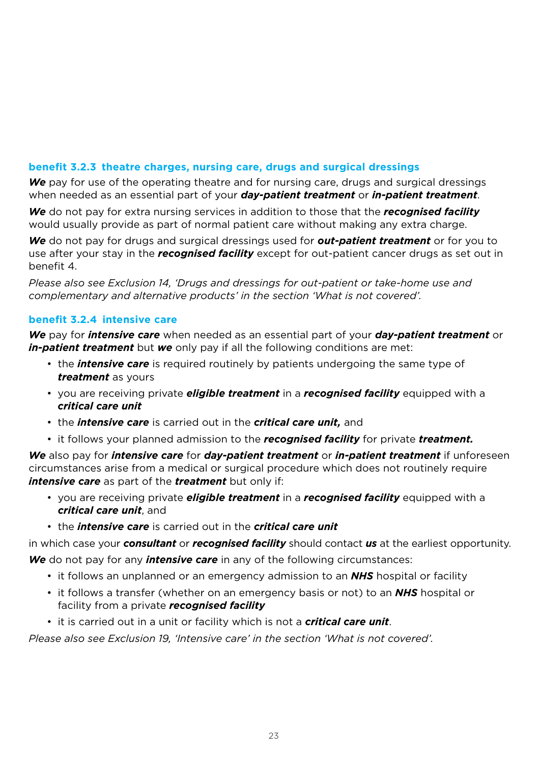### benefit 3.2.3 theatre charges, nursing care, drugs and surgical dressings

***We*** pay for use of the operating theatre and for nursing care, drugs and surgical dressings when needed as an essential part of your ***day-patient treatment*** or ***in-patient treatment***.

***We*** do not pay for extra nursing services in addition to those that the ***recognised facility*** would usually provide as part of normal patient care without making any extra charge.

***We*** do not pay for drugs and surgical dressings used for ***out-patient treatment*** or for you to use after your stay in the ***recognised facility*** except for out-patient cancer drugs as set out in benefit 4.

*Please also see Exclusion 14, 'Drugs and dressings for out-patient or take-home use and complementary and alternative products' in the section 'What is not covered'.*

### benefit 3.2.4 intensive care

***We*** pay for ***intensive care*** when needed as an essential part of your ***day-patient treatment*** or ***in-patient treatment*** but ***we*** only pay if all the following conditions are met:

- the ***intensive care*** is required routinely by patients undergoing the same type of ***treatment*** as yours
- you are receiving private ***eligible treatment*** in a ***recognised facility*** equipped with a ***critical care unit***
- the ***intensive care*** is carried out in the ***critical care unit,*** and
- it follows your planned admission to the ***recognised facility*** for private ***treatment.***

***We*** also pay for ***intensive care*** for ***day-patient treatment*** or ***in-patient treatment*** if unforeseen circumstances arise from a medical or surgical procedure which does not routinely require ***intensive care*** as part of the ***treatment*** but only if:

- you are receiving private ***eligible treatment*** in a ***recognised facility*** equipped with a ***critical care unit***, and
- the ***intensive care*** is carried out in the ***critical care unit***

in which case your ***consultant*** or ***recognised facility*** should contact ***us*** at the earliest opportunity.

***We*** do not pay for any ***intensive care*** in any of the following circumstances:

- it follows an unplanned or an emergency admission to an ***NHS*** hospital or facility
- it follows a transfer (whether on an emergency basis or not) to an ***NHS*** hospital or facility from a private ***recognised facility***
- it is carried out in a unit or facility which is not a ***critical care unit***.

*Please also see Exclusion 19, 'Intensive care' in the section 'What is not covered'.*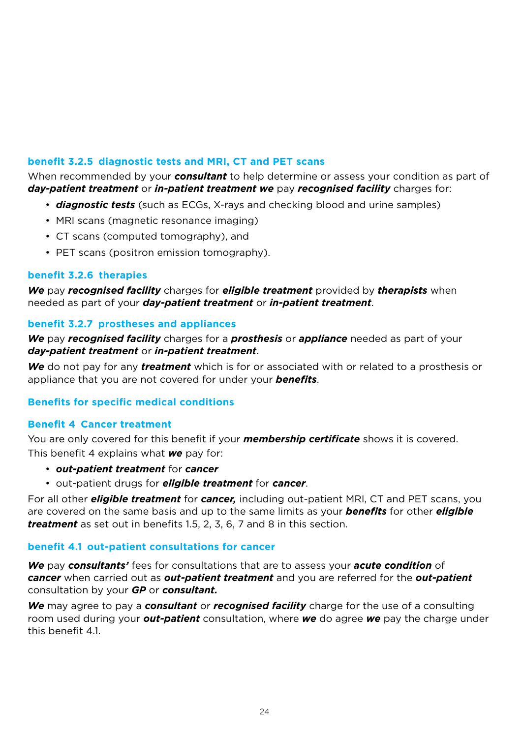### benefit 3.2.5 diagnostic tests and MRI, CT and PET scans

When recommended by your ***consultant*** to help determine or assess your condition as part of ***day-patient treatment*** or ***in-patient treatment we*** pay ***recognised facility*** charges for:

- ***diagnostic tests*** (such as ECGs, X-rays and checking blood and urine samples)
- MRI scans (magnetic resonance imaging)
- CT scans (computed tomography), and
- PET scans (positron emission tomography).

### benefit 3.2.6 therapies

***We*** pay ***recognised facility*** charges for ***eligible treatment*** provided by ***therapists*** when needed as part of your ***day-patient treatment*** or ***in-patient treatment***.

### benefit 3.2.7 prostheses and appliances

***We*** pay ***recognised facility*** charges for a ***prosthesis*** or ***appliance*** needed as part of your ***day-patient treatment*** or ***in-patient treatment***.

***We*** do not pay for any ***treatment*** which is for or associated with or related to a prosthesis or appliance that you are not covered for under your ***benefits***.

## Benefits for specific medical conditions

## Benefit 4 Cancer treatment

You are only covered for this benefit if your ***membership certificate*** shows it is covered.

This benefit 4 explains what ***we*** pay for:

- ***out-patient treatment*** for ***cancer***
- out-patient drugs for ***eligible treatment*** for ***cancer***.

For all other ***eligible treatment*** for ***cancer,*** including out-patient MRI, CT and PET scans, you are covered on the same basis and up to the same limits as your ***benefits*** for other ***eligible treatment*** as set out in benefits 1.5, 2, 3, 6, 7 and 8 in this section.

### benefit 4.1 out-patient consultations for cancer

***We*** pay ***consultants'*** fees for consultations that are to assess your ***acute condition*** of ***cancer*** when carried out as ***out-patient treatment*** and you are referred for the ***out-patient*** consultation by your ***GP*** or ***consultant.***

***We*** may agree to pay a ***consultant*** or ***recognised facility*** charge for the use of a consulting room used during your ***out-patient*** consultation, where ***we*** do agree ***we*** pay the charge under this benefit 4.1.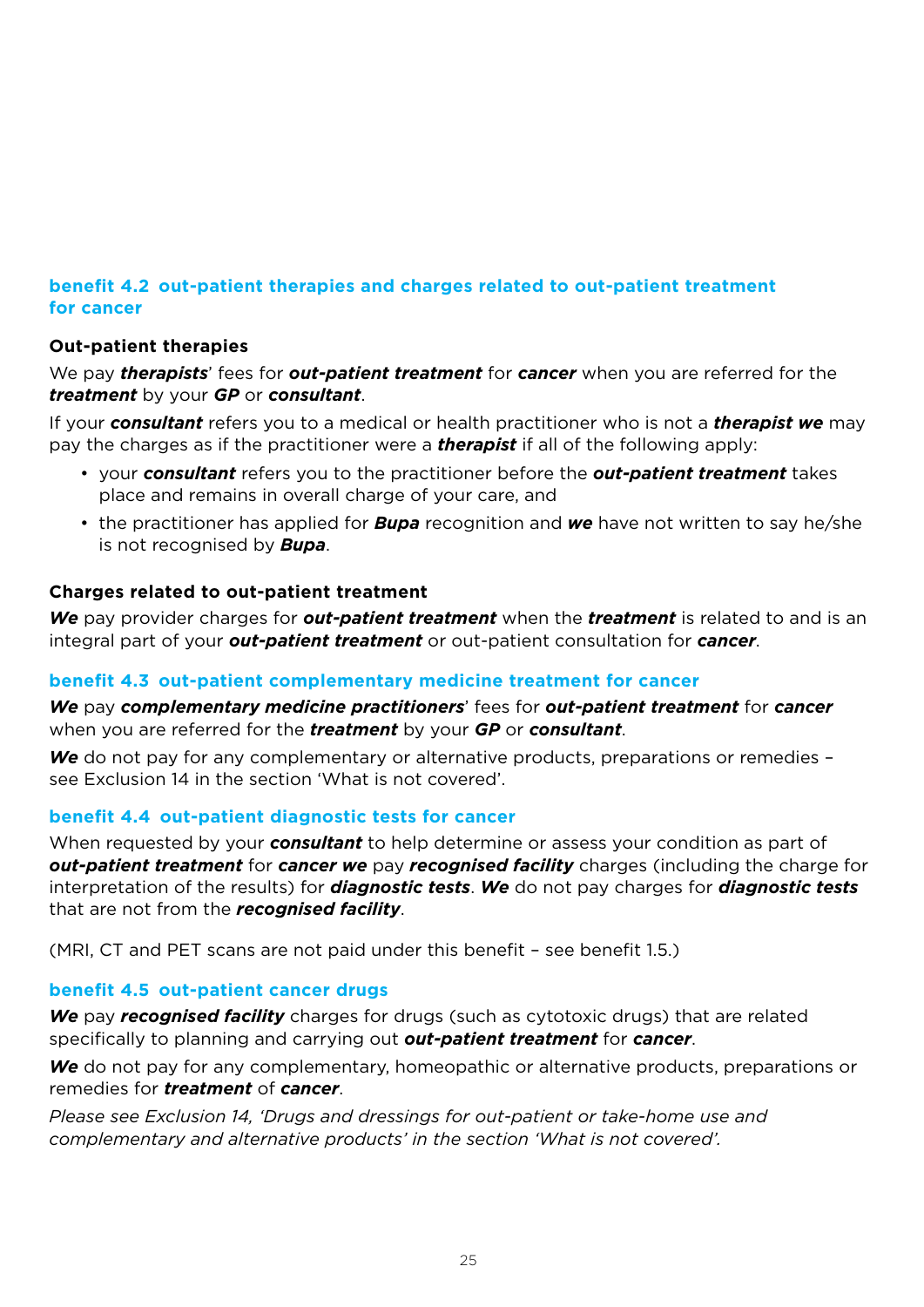### benefit 4.2 out-patient therapies and charges related to out-patient treatment for cancer

**Out-patient therapies**

We pay ***therapists***' fees for ***out-patient treatment*** for ***cancer*** when you are referred for the ***treatment*** by your ***GP*** or ***consultant***.

If your ***consultant*** refers you to a medical or health practitioner who is not a ***therapist we*** may pay the charges as if the practitioner were a ***therapist*** if all of the following apply:

- your ***consultant*** refers you to the practitioner before the ***out-patient treatment*** takes place and remains in overall charge of your care, and
- the practitioner has applied for ***Bupa*** recognition and ***we*** have not written to say he/she is not recognised by ***Bupa***.

**Charges related to out-patient treatment**

***We*** pay provider charges for ***out-patient treatment*** when the ***treatment*** is related to and is an integral part of your ***out-patient treatment*** or out-patient consultation for ***cancer***.

### benefit 4.3 out-patient complementary medicine treatment for cancer

***We*** pay ***complementary medicine practitioners***' fees for ***out-patient treatment*** for ***cancer*** when you are referred for the ***treatment*** by your ***GP*** or ***consultant***.

***We*** do not pay for any complementary or alternative products, preparations or remedies – see Exclusion 14 in the section 'What is not covered'.

### benefit 4.4 out-patient diagnostic tests for cancer

When requested by your ***consultant*** to help determine or assess your condition as part of ***out-patient treatment*** for ***cancer we*** pay ***recognised facility*** charges (including the charge for interpretation of the results) for ***diagnostic tests***. ***We*** do not pay charges for ***diagnostic tests*** that are not from the ***recognised facility***.

(MRI, CT and PET scans are not paid under this benefit – see benefit 1.5.)

### benefit 4.5 out-patient cancer drugs

***We*** pay ***recognised facility*** charges for drugs (such as cytotoxic drugs) that are related specifically to planning and carrying out ***out-patient treatment*** for ***cancer***.

***We*** do not pay for any complementary, homeopathic or alternative products, preparations or remedies for ***treatment*** of ***cancer***.

*Please see Exclusion 14, 'Drugs and dressings for out-patient or take-home use and complementary and alternative products' in the section 'What is not covered'.*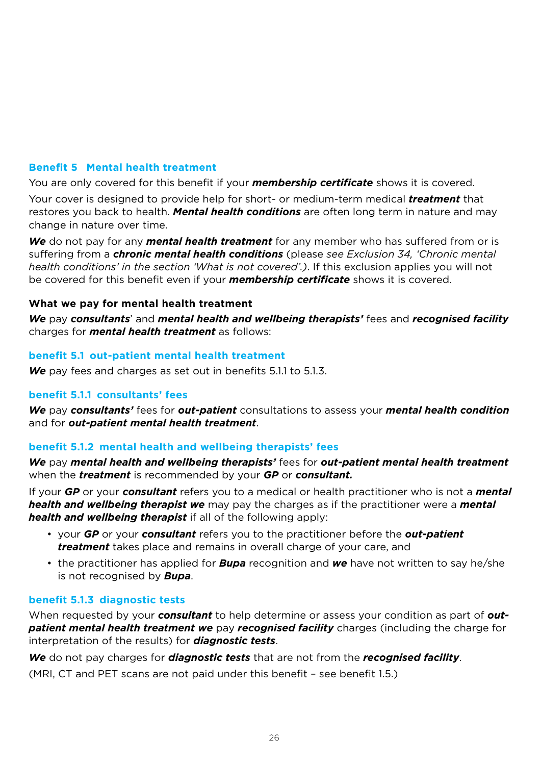## Benefit 5 Mental health treatment

You are only covered for this benefit if your ***membership certificate*** shows it is covered.

Your cover is designed to provide help for short- or medium-term medical ***treatment*** that restores you back to health. ***Mental health conditions*** are often long term in nature and may change in nature over time.

***We*** do not pay for any ***mental health treatment*** for any member who has suffered from or is suffering from a ***chronic mental health conditions*** (please *see Exclusion 34, 'Chronic mental health conditions' in the section 'What is not covered'.)*. If this exclusion applies you will not be covered for this benefit even if your ***membership certificate*** shows it is covered.

**What we pay for mental health treatment**

***We*** pay ***consultants***' and ***mental health and wellbeing therapists'*** fees and ***recognised facility*** charges for ***mental health treatment*** as follows:

### benefit 5.1 out-patient mental health treatment

***We*** pay fees and charges as set out in benefits 5.1.1 to 5.1.3.

### benefit 5.1.1 consultants' fees

***We*** pay ***consultants'*** fees for ***out-patient*** consultations to assess your ***mental health condition*** and for ***out-patient mental health treatment***.

### benefit 5.1.2 mental health and wellbeing therapists' fees

***We*** pay ***mental health and wellbeing therapists'*** fees for ***out-patient mental health treatment*** when the ***treatment*** is recommended by your ***GP*** or ***consultant.***

If your ***GP*** or your ***consultant*** refers you to a medical or health practitioner who is not a ***mental health and wellbeing therapist we*** may pay the charges as if the practitioner were a ***mental health and wellbeing therapist*** if all of the following apply:

- your ***GP*** or your ***consultant*** refers you to the practitioner before the ***out-patient treatment*** takes place and remains in overall charge of your care, and
- the practitioner has applied for ***Bupa*** recognition and ***we*** have not written to say he/she is not recognised by ***Bupa***.

### benefit 5.1.3 diagnostic tests

When requested by your ***consultant*** to help determine or assess your condition as part of ***out-patient mental health treatment we*** pay ***recognised facility*** charges (including the charge for interpretation of the results) for ***diagnostic tests***.

***We*** do not pay charges for ***diagnostic tests*** that are not from the ***recognised facility***.

(MRI, CT and PET scans are not paid under this benefit – see benefit 1.5.)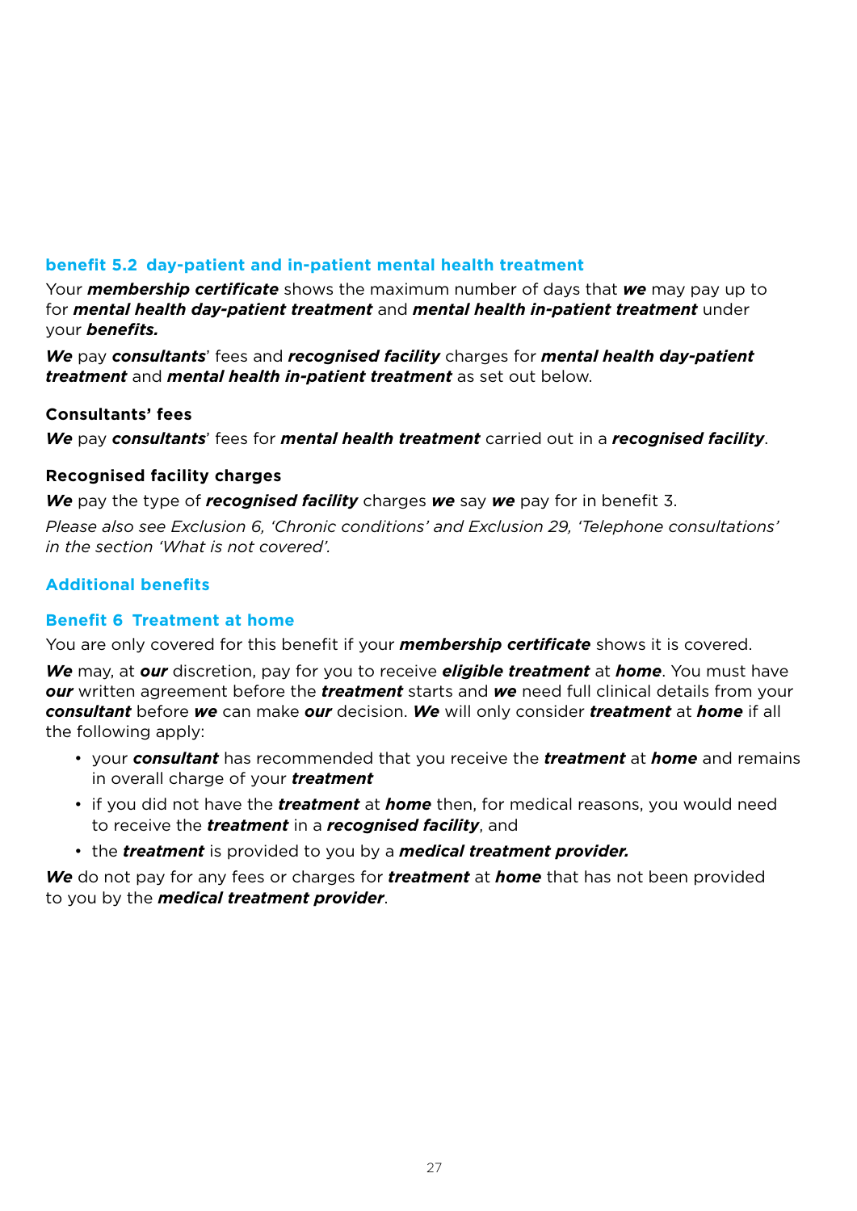### benefit 5.2 day-patient and in-patient mental health treatment

Your ***membership certificate*** shows the maximum number of days that ***we*** may pay up to for ***mental health day-patient treatment*** and ***mental health in-patient treatment*** under your ***benefits.***

***We*** pay ***consultants***' fees and ***recognised facility*** charges for ***mental health day-patient treatment*** and ***mental health in-patient treatment*** as set out below.

**Consultants' fees**

***We*** pay ***consultants***' fees for ***mental health treatment*** carried out in a ***recognised facility***.

**Recognised facility charges**

***We*** pay the type of ***recognised facility*** charges ***we*** say ***we*** pay for in benefit 3.

*Please also see Exclusion 6, 'Chronic conditions' and Exclusion 29, 'Telephone consultations' in the section 'What is not covered'.*

## Additional benefits

### Benefit 6 Treatment at home

You are only covered for this benefit if your ***membership certificate*** shows it is covered.

***We*** may, at ***our*** discretion, pay for you to receive ***eligible treatment*** at ***home***. You must have ***our*** written agreement before the ***treatment*** starts and ***we*** need full clinical details from your ***consultant*** before ***we*** can make ***our*** decision. ***We*** will only consider ***treatment*** at ***home*** if all the following apply:

- your ***consultant*** has recommended that you receive the ***treatment*** at ***home*** and remains in overall charge of your ***treatment***
- if you did not have the ***treatment*** at ***home*** then, for medical reasons, you would need to receive the ***treatment*** in a ***recognised facility***, and
- the ***treatment*** is provided to you by a ***medical treatment provider.***

***We*** do not pay for any fees or charges for ***treatment*** at ***home*** that has not been provided to you by the ***medical treatment provider***.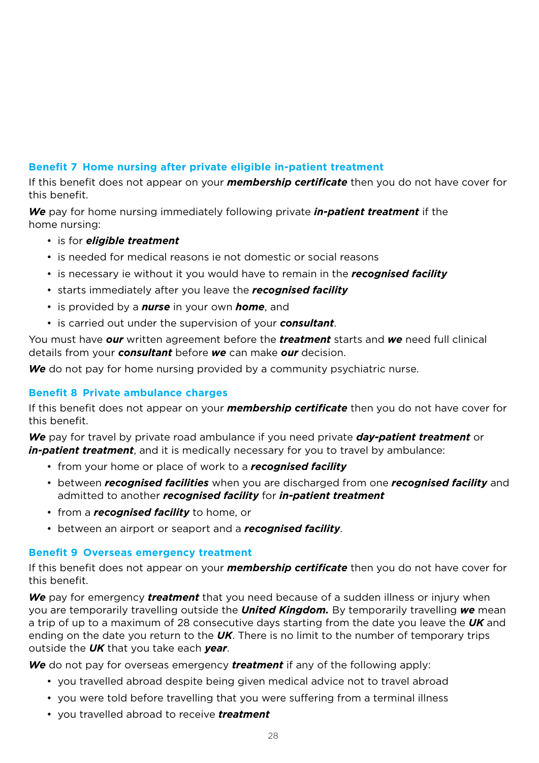### Benefit 7  Home nursing after private eligible in-patient treatment

If this benefit does not appear on your ***membership certificate*** then you do not have cover for this benefit.

***We*** pay for home nursing immediately following private ***in-patient treatment*** if the home nursing:

- is for ***eligible treatment***
- is needed for medical reasons ie not domestic or social reasons
- is necessary ie without it you would have to remain in the ***recognised facility***
- starts immediately after you leave the ***recognised facility***
- is provided by a ***nurse*** in your own ***home***, and
- is carried out under the supervision of your ***consultant***.

You must have ***our*** written agreement before the ***treatment*** starts and ***we*** need full clinical details from your ***consultant*** before ***we*** can make ***our*** decision.

***We*** do not pay for home nursing provided by a community psychiatric nurse.

### Benefit 8  Private ambulance charges

If this benefit does not appear on your ***membership certificate*** then you do not have cover for this benefit.

***We*** pay for travel by private road ambulance if you need private ***day-patient treatment*** or ***in-patient treatment***, and it is medically necessary for you to travel by ambulance:

- from your home or place of work to a ***recognised facility***
- between ***recognised facilities*** when you are discharged from one ***recognised facility*** and admitted to another ***recognised facility*** for ***in-patient treatment***
- from a ***recognised facility*** to home, or
- between an airport or seaport and a ***recognised facility***.

### Benefit 9  Overseas emergency treatment

If this benefit does not appear on your ***membership certificate*** then you do not have cover for this benefit.

***We*** pay for emergency ***treatment*** that you need because of a sudden illness or injury when you are temporarily travelling outside the ***United Kingdom.*** By temporarily travelling ***we*** mean a trip of up to a maximum of 28 consecutive days starting from the date you leave the ***UK*** and ending on the date you return to the ***UK***. There is no limit to the number of temporary trips outside the ***UK*** that you take each ***year***.

***We*** do not pay for overseas emergency ***treatment*** if any of the following apply:

- you travelled abroad despite being given medical advice not to travel abroad
- you were told before travelling that you were suffering from a terminal illness
- you travelled abroad to receive ***treatment***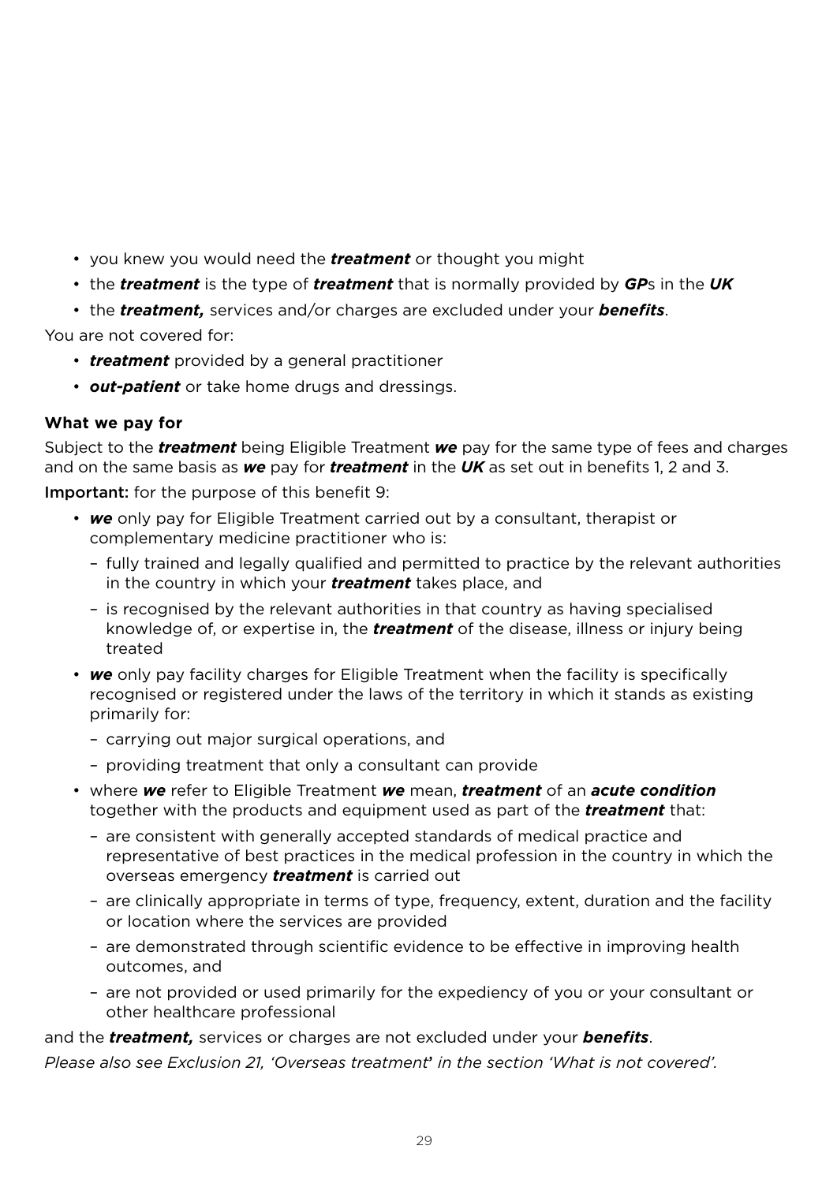- you knew you would need the ***treatment*** or thought you might
- the ***treatment*** is the type of ***treatment*** that is normally provided by ***GP***s in the ***UK***
- the ***treatment,*** services and/or charges are excluded under your ***benefits***.

You are not covered for:

- ***treatment*** provided by a general practitioner
- ***out-patient*** or take home drugs and dressings.

**What we pay for**

Subject to the ***treatment*** being Eligible Treatment ***we*** pay for the same type of fees and charges and on the same basis as ***we*** pay for ***treatment*** in the ***UK*** as set out in benefits 1, 2 and 3.

**Important:** for the purpose of this benefit 9:

- ***we*** only pay for Eligible Treatment carried out by a consultant, therapist or complementary medicine practitioner who is:
  - fully trained and legally qualified and permitted to practice by the relevant authorities in the country in which your ***treatment*** takes place, and
  - is recognised by the relevant authorities in that country as having specialised knowledge of, or expertise in, the ***treatment*** of the disease, illness or injury being treated
- ***we*** only pay facility charges for Eligible Treatment when the facility is specifically recognised or registered under the laws of the territory in which it stands as existing primarily for:
  - carrying out major surgical operations, and
  - providing treatment that only a consultant can provide
- where ***we*** refer to Eligible Treatment ***we*** mean, ***treatment*** of an ***acute condition*** together with the products and equipment used as part of the ***treatment*** that:
  - are consistent with generally accepted standards of medical practice and representative of best practices in the medical profession in the country in which the overseas emergency ***treatment*** is carried out
  - are clinically appropriate in terms of type, frequency, extent, duration and the facility or location where the services are provided
  - are demonstrated through scientific evidence to be effective in improving health outcomes, and
  - are not provided or used primarily for the expediency of you or your consultant or other healthcare professional

and the ***treatment,*** services or charges are not excluded under your ***benefits***.

*Please also see Exclusion 21, 'Overseas treatment' in the section 'What is not covered'.*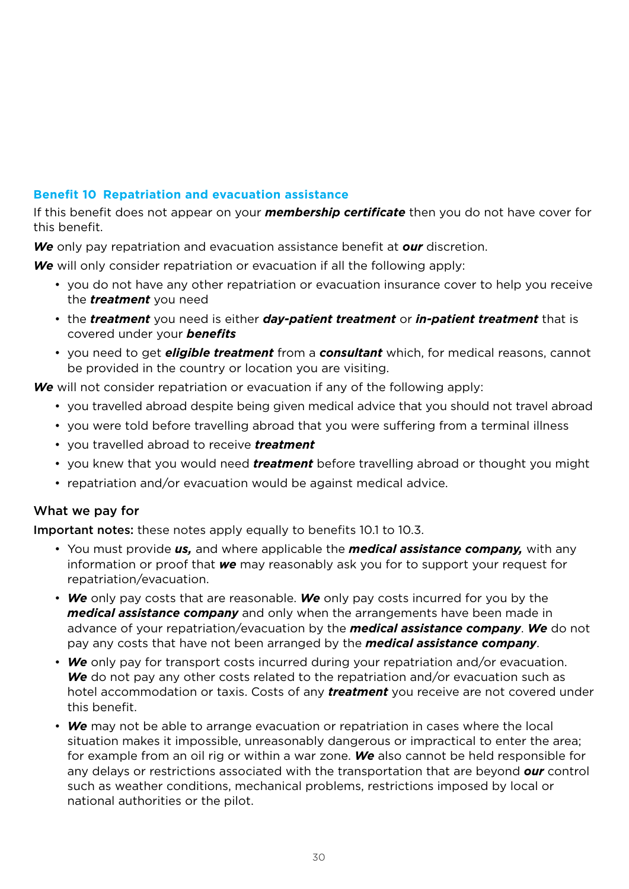## Benefit 10 Repatriation and evacuation assistance

If this benefit does not appear on your ***membership certificate*** then you do not have cover for this benefit.

***We*** only pay repatriation and evacuation assistance benefit at ***our*** discretion.

***We*** will only consider repatriation or evacuation if all the following apply:

- you do not have any other repatriation or evacuation insurance cover to help you receive the ***treatment*** you need
- the ***treatment*** you need is either ***day-patient treatment*** or ***in-patient treatment*** that is covered under your ***benefits***
- you need to get ***eligible treatment*** from a ***consultant*** which, for medical reasons, cannot be provided in the country or location you are visiting.

***We*** will not consider repatriation or evacuation if any of the following apply:

- you travelled abroad despite being given medical advice that you should not travel abroad
- you were told before travelling abroad that you were suffering from a terminal illness
- you travelled abroad to receive ***treatment***
- you knew that you would need ***treatment*** before travelling abroad or thought you might
- repatriation and/or evacuation would be against medical advice.

### What we pay for

**Important notes:** these notes apply equally to benefits 10.1 to 10.3.

- You must provide ***us,*** and where applicable the ***medical assistance company,*** with any information or proof that ***we*** may reasonably ask you for to support your request for repatriation/evacuation.
- ***We*** only pay costs that are reasonable. ***We*** only pay costs incurred for you by the ***medical assistance company*** and only when the arrangements have been made in advance of your repatriation/evacuation by the ***medical assistance company***. ***We*** do not pay any costs that have not been arranged by the ***medical assistance company***.
- ***We*** only pay for transport costs incurred during your repatriation and/or evacuation. ***We*** do not pay any other costs related to the repatriation and/or evacuation such as hotel accommodation or taxis. Costs of any ***treatment*** you receive are not covered under this benefit.
- ***We*** may not be able to arrange evacuation or repatriation in cases where the local situation makes it impossible, unreasonably dangerous or impractical to enter the area; for example from an oil rig or within a war zone. ***We*** also cannot be held responsible for any delays or restrictions associated with the transportation that are beyond ***our*** control such as weather conditions, mechanical problems, restrictions imposed by local or national authorities or the pilot.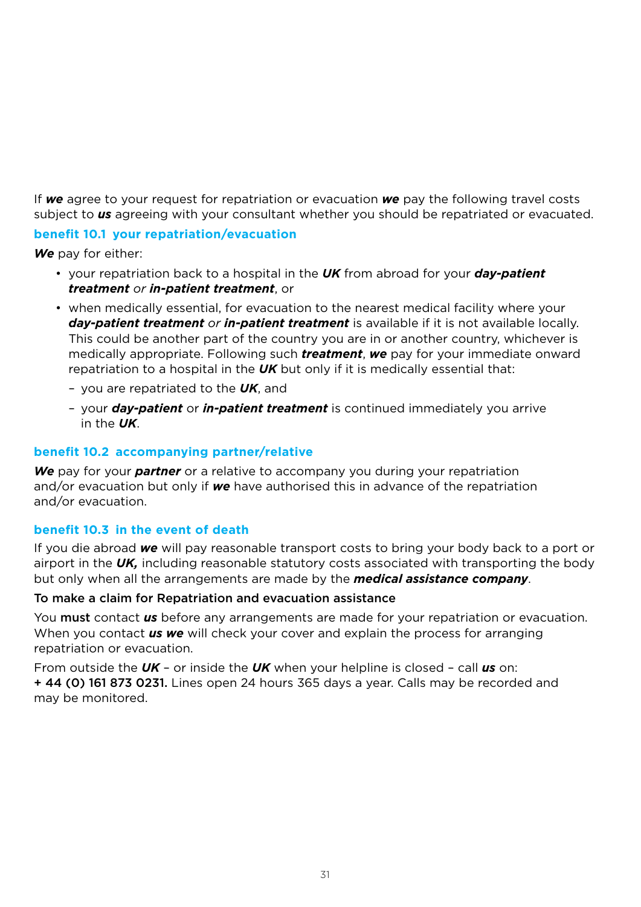If ***we*** agree to your request for repatriation or evacuation ***we*** pay the following travel costs subject to ***us*** agreeing with your consultant whether you should be repatriated or evacuated.

### benefit 10.1 your repatriation/evacuation

***We*** pay for either:

- your repatriation back to a hospital in the ***UK*** from abroad for your ***day-patient treatment*** *or* ***in-patient treatment***, or
- when medically essential, for evacuation to the nearest medical facility where your ***day-patient treatment*** *or* ***in-patient treatment*** is available if it is not available locally. This could be another part of the country you are in or another country, whichever is medically appropriate. Following such ***treatment***, ***we*** pay for your immediate onward repatriation to a hospital in the ***UK*** but only if it is medically essential that:
  - you are repatriated to the ***UK***, and
  - your ***day-patient*** or ***in-patient treatment*** is continued immediately you arrive in the ***UK***.

### benefit 10.2 accompanying partner/relative

***We*** pay for your ***partner*** or a relative to accompany you during your repatriation and/or evacuation but only if ***we*** have authorised this in advance of the repatriation and/or evacuation.

### benefit 10.3 in the event of death

If you die abroad ***we*** will pay reasonable transport costs to bring your body back to a port or airport in the ***UK,*** including reasonable statutory costs associated with transporting the body but only when all the arrangements are made by the ***medical assistance company***.

**To make a claim for Repatriation and evacuation assistance**

You **must** contact ***us*** before any arrangements are made for your repatriation or evacuation. When you contact ***us we*** will check your cover and explain the process for arranging repatriation or evacuation.

From outside the ***UK*** – or inside the ***UK*** when your helpline is closed – call ***us*** on:
**+ 44 (0) 161 873 0231.** Lines open 24 hours 365 days a year. Calls may be recorded and may be monitored.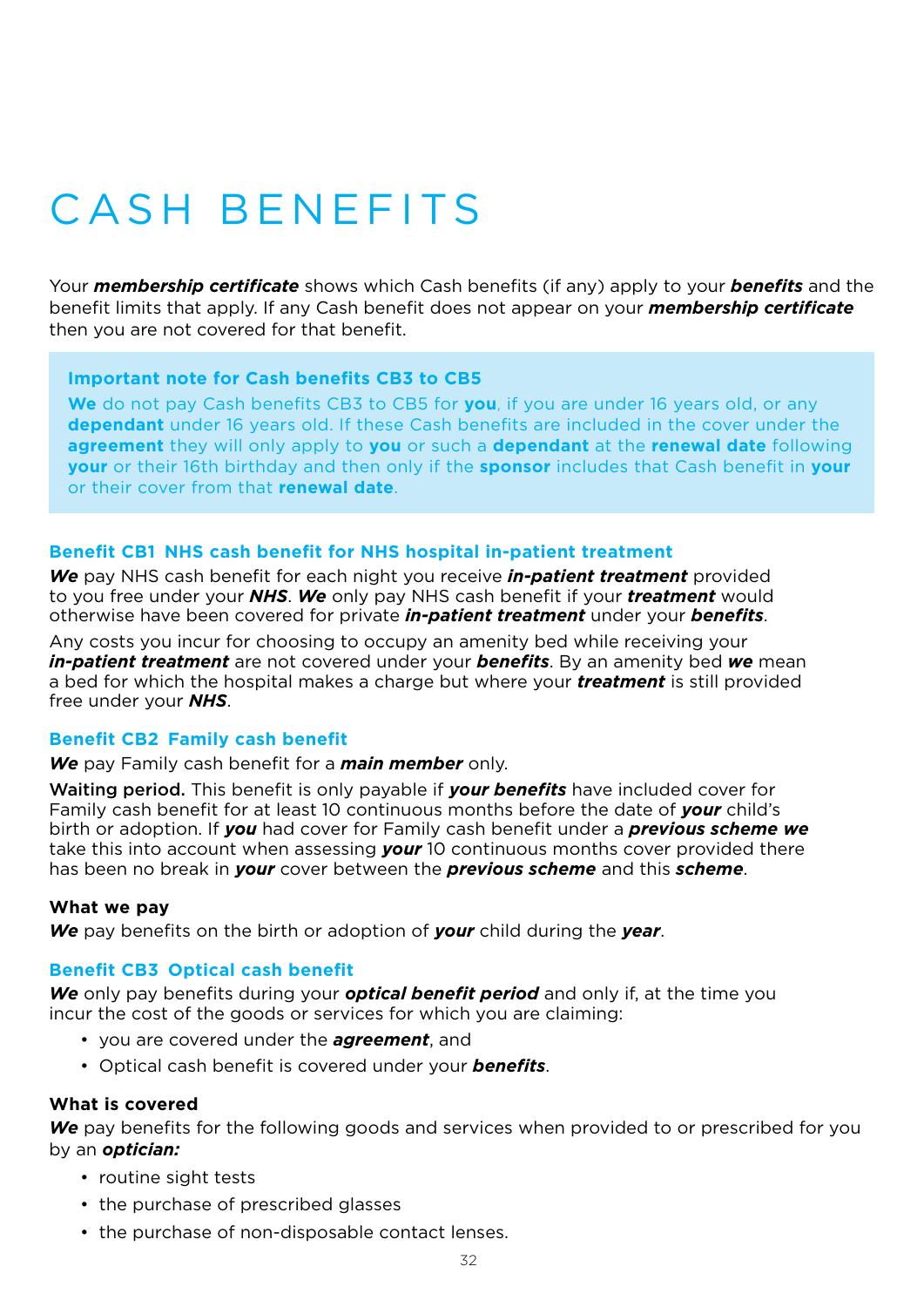# CASH BENEFITS

Your ***membership certificate*** shows which Cash benefits (if any) apply to your ***benefits*** and the benefit limits that apply. If any Cash benefit does not appear on your ***membership certificate*** then you are not covered for that benefit.

> **Important note for Cash benefits CB3 to CB5**
>
> **We** do not pay Cash benefits CB3 to CB5 for **you**, if you are under 16 years old, or any **dependant** under 16 years old. If these Cash benefits are included in the cover under the **agreement** they will only apply to **you** or such a **dependant** at the **renewal date** following **your** or their 16th birthday and then only if the **sponsor** includes that Cash benefit in **your** or their cover from that **renewal date**.

### Benefit CB1 NHS cash benefit for NHS hospital in-patient treatment

***We*** pay NHS cash benefit for each night you receive ***in-patient treatment*** provided to you free under your ***NHS***. ***We*** only pay NHS cash benefit if your ***treatment*** would otherwise have been covered for private ***in-patient treatment*** under your ***benefits***.

Any costs you incur for choosing to occupy an amenity bed while receiving your ***in-patient treatment*** are not covered under your ***benefits***. By an amenity bed ***we*** mean a bed for which the hospital makes a charge but where your ***treatment*** is still provided free under your ***NHS***.

### Benefit CB2 Family cash benefit

***We*** pay Family cash benefit for a ***main member*** only.

**Waiting period.** This benefit is only payable if ***your benefits*** have included cover for Family cash benefit for at least 10 continuous months before the date of ***your*** child's birth or adoption. If ***you*** had cover for Family cash benefit under a ***previous scheme we*** take this into account when assessing ***your*** 10 continuous months cover provided there has been no break in ***your*** cover between the ***previous scheme*** and this ***scheme***.

#### What we pay

***We*** pay benefits on the birth or adoption of ***your*** child during the ***year***.

### Benefit CB3 Optical cash benefit

***We*** only pay benefits during your ***optical benefit period*** and only if, at the time you incur the cost of the goods or services for which you are claiming:

- you are covered under the ***agreement***, and
- Optical cash benefit is covered under your ***benefits***.

#### What is covered

***We*** pay benefits for the following goods and services when provided to or prescribed for you by an ***optician:***

- routine sight tests
- the purchase of prescribed glasses
- the purchase of non-disposable contact lenses.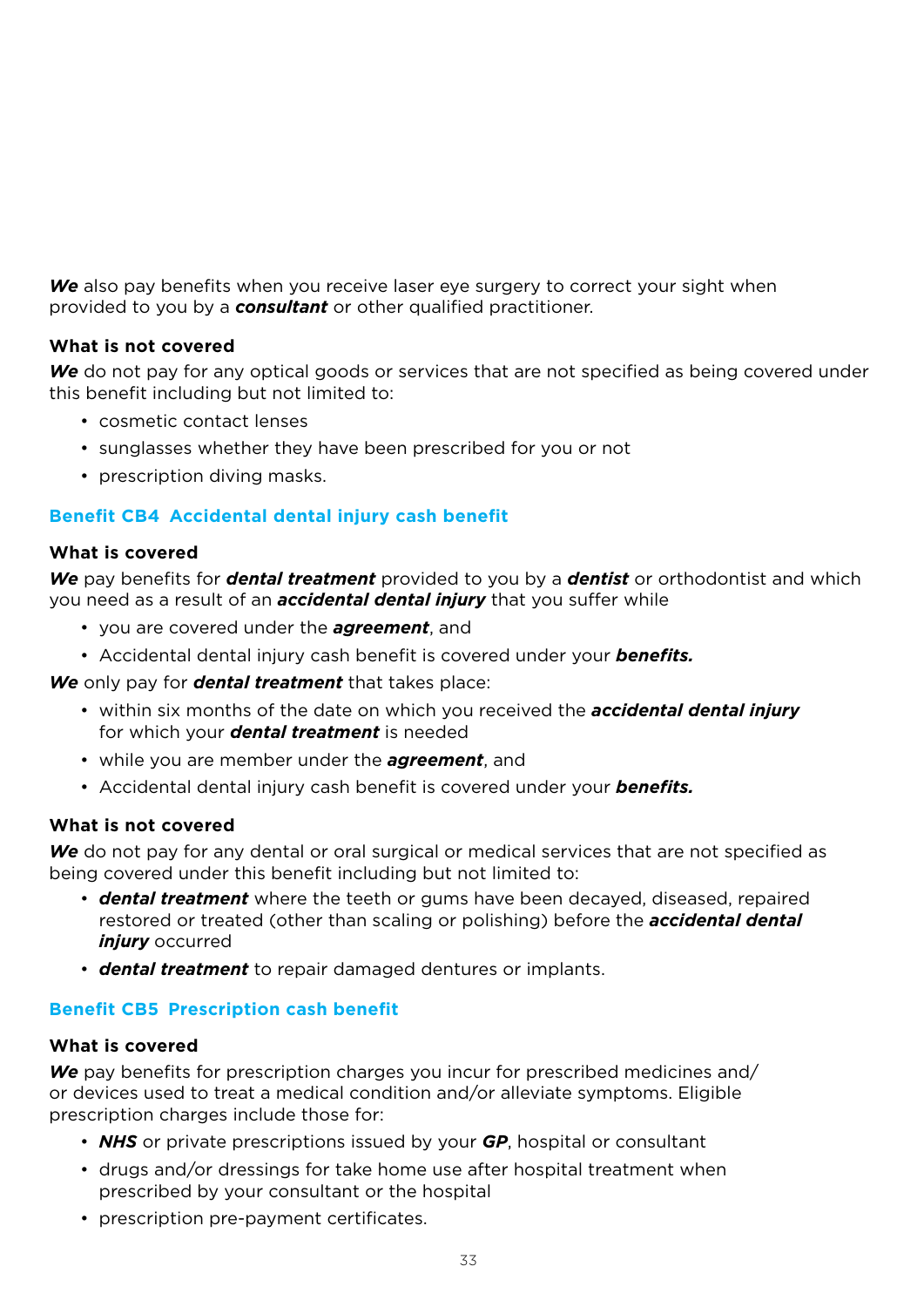***We*** also pay benefits when you receive laser eye surgery to correct your sight when provided to you by a ***consultant*** or other qualified practitioner.

**What is not covered**

***We*** do not pay for any optical goods or services that are not specified as being covered under this benefit including but not limited to:

- cosmetic contact lenses
- sunglasses whether they have been prescribed for you or not
- prescription diving masks.

## Benefit CB4 Accidental dental injury cash benefit

**What is covered**

***We*** pay benefits for ***dental treatment*** provided to you by a ***dentist*** or orthodontist and which you need as a result of an ***accidental dental injury*** that you suffer while

- you are covered under the ***agreement***, and
- Accidental dental injury cash benefit is covered under your ***benefits.***

***We*** only pay for ***dental treatment*** that takes place:

- within six months of the date on which you received the ***accidental dental injury*** for which your ***dental treatment*** is needed
- while you are member under the ***agreement***, and
- Accidental dental injury cash benefit is covered under your ***benefits.***

**What is not covered**

***We*** do not pay for any dental or oral surgical or medical services that are not specified as being covered under this benefit including but not limited to:

- ***dental treatment*** where the teeth or gums have been decayed, diseased, repaired restored or treated (other than scaling or polishing) before the ***accidental dental injury*** occurred
- ***dental treatment*** to repair damaged dentures or implants.

## Benefit CB5 Prescription cash benefit

**What is covered**

***We*** pay benefits for prescription charges you incur for prescribed medicines and/or devices used to treat a medical condition and/or alleviate symptoms. Eligible prescription charges include those for:

- ***NHS*** or private prescriptions issued by your ***GP***, hospital or consultant
- drugs and/or dressings for take home use after hospital treatment when prescribed by your consultant or the hospital
- prescription pre-payment certificates.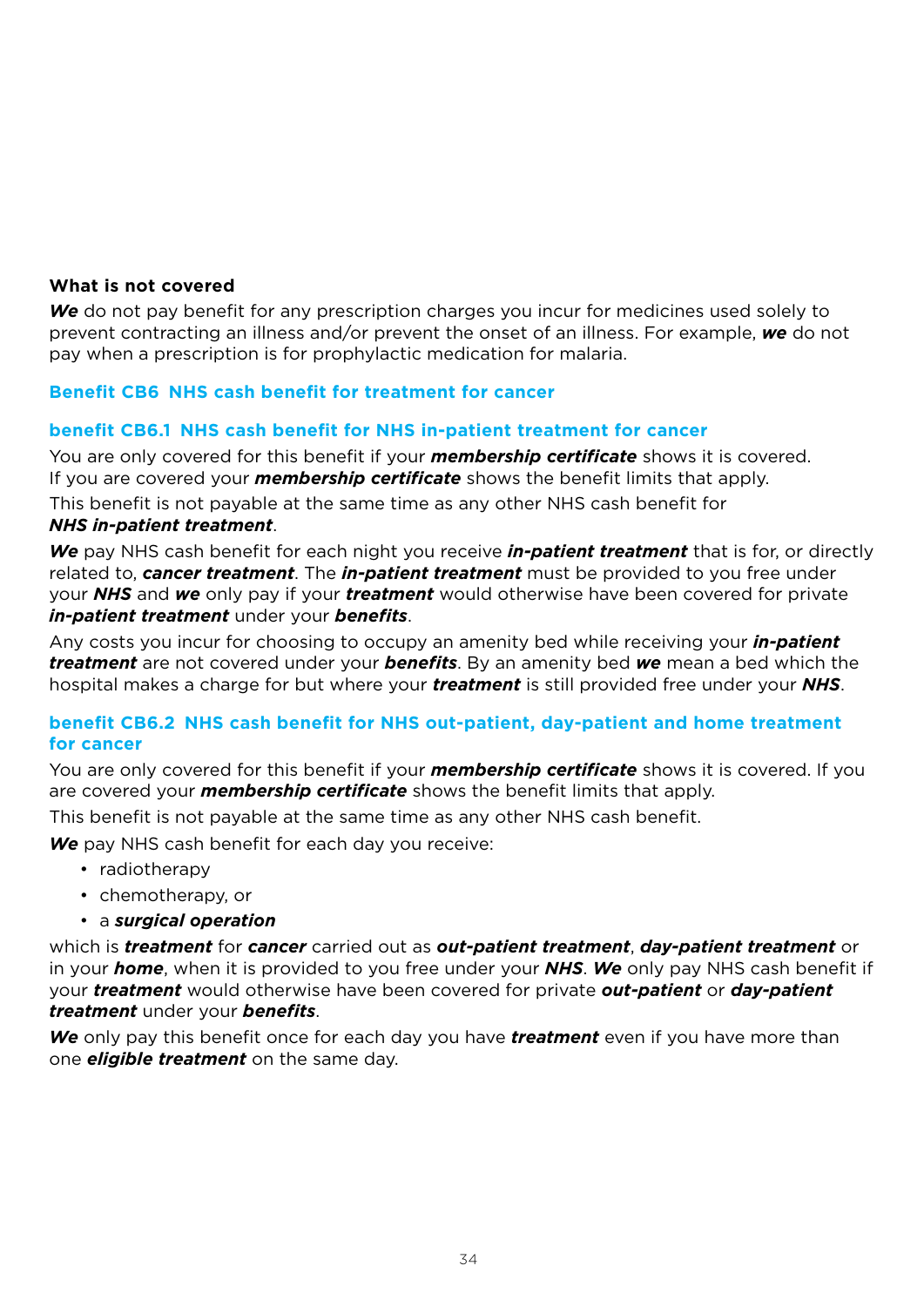**What is not covered**

***We*** do not pay benefit for any prescription charges you incur for medicines used solely to prevent contracting an illness and/or prevent the onset of an illness. For example, ***we*** do not pay when a prescription is for prophylactic medication for malaria.

## Benefit CB6 NHS cash benefit for treatment for cancer

### benefit CB6.1 NHS cash benefit for NHS in-patient treatment for cancer

You are only covered for this benefit if your ***membership certificate*** shows it is covered. If you are covered your ***membership certificate*** shows the benefit limits that apply.

This benefit is not payable at the same time as any other NHS cash benefit for ***NHS in-patient treatment***.

***We*** pay NHS cash benefit for each night you receive ***in-patient treatment*** that is for, or directly related to, ***cancer treatment***. The ***in-patient treatment*** must be provided to you free under your ***NHS*** and ***we*** only pay if your ***treatment*** would otherwise have been covered for private ***in-patient treatment*** under your ***benefits***.

Any costs you incur for choosing to occupy an amenity bed while receiving your ***in-patient treatment*** are not covered under your ***benefits***. By an amenity bed ***we*** mean a bed which the hospital makes a charge for but where your ***treatment*** is still provided free under your ***NHS***.

### benefit CB6.2 NHS cash benefit for NHS out-patient, day-patient and home treatment for cancer

You are only covered for this benefit if your ***membership certificate*** shows it is covered. If you are covered your ***membership certificate*** shows the benefit limits that apply.

This benefit is not payable at the same time as any other NHS cash benefit.

***We*** pay NHS cash benefit for each day you receive:

- radiotherapy
- chemotherapy, or
- a ***surgical operation***

which is ***treatment*** for ***cancer*** carried out as ***out-patient treatment***, ***day-patient treatment*** or in your ***home***, when it is provided to you free under your ***NHS***. ***We*** only pay NHS cash benefit if your ***treatment*** would otherwise have been covered for private ***out-patient*** or ***day-patient treatment*** under your ***benefits***.

***We*** only pay this benefit once for each day you have ***treatment*** even if you have more than one ***eligible treatment*** on the same day.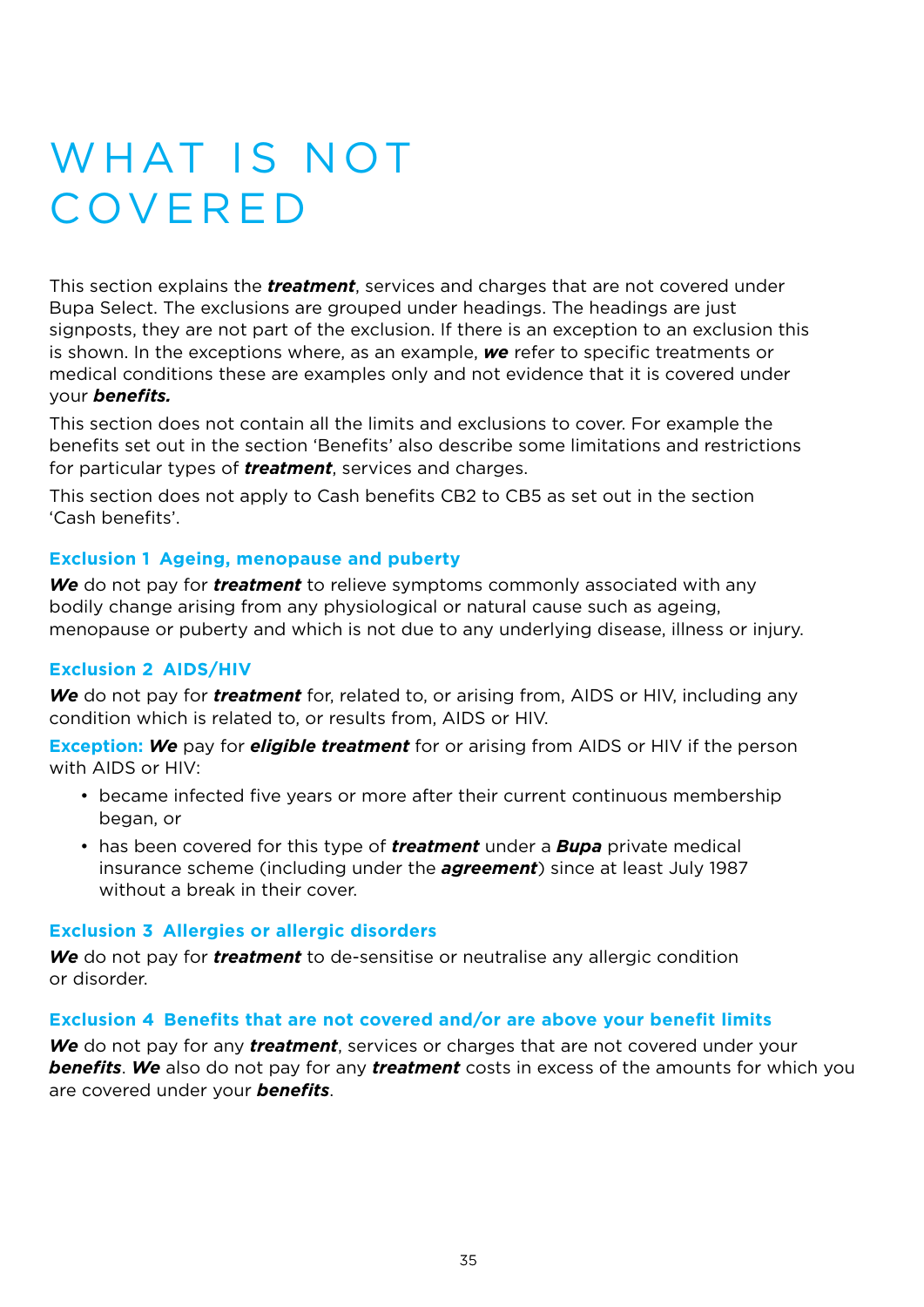# WHAT IS NOT COVERED

This section explains the ***treatment***, services and charges that are not covered under Bupa Select. The exclusions are grouped under headings. The headings are just signposts, they are not part of the exclusion. If there is an exception to an exclusion this is shown. In the exceptions where, as an example, ***we*** refer to specific treatments or medical conditions these are examples only and not evidence that it is covered under your ***benefits.***

This section does not contain all the limits and exclusions to cover. For example the benefits set out in the section 'Benefits' also describe some limitations and restrictions for particular types of ***treatment***, services and charges.

This section does not apply to Cash benefits CB2 to CB5 as set out in the section 'Cash benefits'.

### Exclusion 1 Ageing, menopause and puberty

***We*** do not pay for ***treatment*** to relieve symptoms commonly associated with any bodily change arising from any physiological or natural cause such as ageing, menopause or puberty and which is not due to any underlying disease, illness or injury.

### Exclusion 2 AIDS/HIV

***We*** do not pay for ***treatment*** for, related to, or arising from, AIDS or HIV, including any condition which is related to, or results from, AIDS or HIV.

**Exception:** ***We*** pay for ***eligible treatment*** for or arising from AIDS or HIV if the person with AIDS or HIV:

- became infected five years or more after their current continuous membership began, or
- has been covered for this type of ***treatment*** under a ***Bupa*** private medical insurance scheme (including under the ***agreement***) since at least July 1987 without a break in their cover.

### Exclusion 3 Allergies or allergic disorders

***We*** do not pay for ***treatment*** to de-sensitise or neutralise any allergic condition or disorder.

### Exclusion 4 Benefits that are not covered and/or are above your benefit limits

***We*** do not pay for any ***treatment***, services or charges that are not covered under your ***benefits***. ***We*** also do not pay for any ***treatment*** costs in excess of the amounts for which you are covered under your ***benefits***.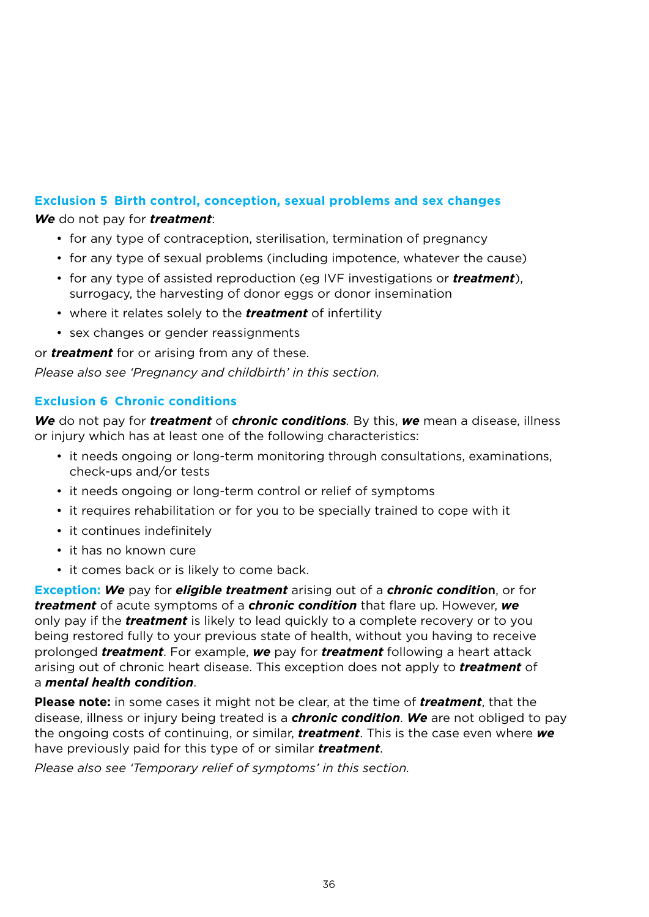### Exclusion 5 Birth control, conception, sexual problems and sex changes

***We*** do not pay for ***treatment***:

- for any type of contraception, sterilisation, termination of pregnancy
- for any type of sexual problems (including impotence, whatever the cause)
- for any type of assisted reproduction (eg IVF investigations or ***treatment***), surrogacy, the harvesting of donor eggs or donor insemination
- where it relates solely to the ***treatment*** of infertility
- sex changes or gender reassignments

or ***treatment*** for or arising from any of these.

*Please also see 'Pregnancy and childbirth' in this section.*

### Exclusion 6 Chronic conditions

***We*** do not pay for ***treatment*** of ***chronic conditions***. By this, ***we*** mean a disease, illness or injury which has at least one of the following characteristics:

- it needs ongoing or long-term monitoring through consultations, examinations, check-ups and/or tests
- it needs ongoing or long-term control or relief of symptoms
- it requires rehabilitation or for you to be specially trained to cope with it
- it continues indefinitely
- it has no known cure
- it comes back or is likely to come back.

**Exception:** ***We*** pay for ***eligible treatment*** arising out of a ***chronic condition***, or for ***treatment*** of acute symptoms of a ***chronic condition*** that flare up. However, ***we*** only pay if the ***treatment*** is likely to lead quickly to a complete recovery or to you being restored fully to your previous state of health, without you having to receive prolonged ***treatment***. For example, ***we*** pay for ***treatment*** following a heart attack arising out of chronic heart disease. This exception does not apply to ***treatment*** of a ***mental health condition***.

**Please note:** in some cases it might not be clear, at the time of ***treatment***, that the disease, illness or injury being treated is a ***chronic condition***. ***We*** are not obliged to pay the ongoing costs of continuing, or similar, ***treatment***. This is the case even where ***we*** have previously paid for this type of or similar ***treatment***.

*Please also see 'Temporary relief of symptoms' in this section.*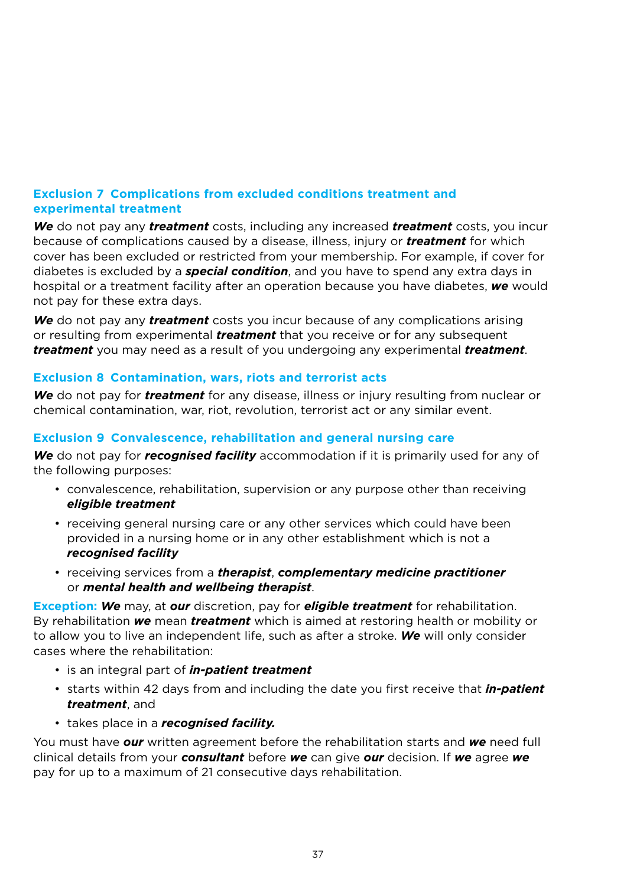### Exclusion 7  Complications from excluded conditions treatment and experimental treatment

***We*** do not pay any ***treatment*** costs, including any increased ***treatment*** costs, you incur because of complications caused by a disease, illness, injury or ***treatment*** for which cover has been excluded or restricted from your membership. For example, if cover for diabetes is excluded by a ***special condition***, and you have to spend any extra days in hospital or a treatment facility after an operation because you have diabetes, ***we*** would not pay for these extra days.

***We*** do not pay any ***treatment*** costs you incur because of any complications arising or resulting from experimental ***treatment*** that you receive or for any subsequent ***treatment*** you may need as a result of you undergoing any experimental ***treatment***.

### Exclusion 8  Contamination, wars, riots and terrorist acts

***We*** do not pay for ***treatment*** for any disease, illness or injury resulting from nuclear or chemical contamination, war, riot, revolution, terrorist act or any similar event.

### Exclusion 9  Convalescence, rehabilitation and general nursing care

***We*** do not pay for ***recognised facility*** accommodation if it is primarily used for any of the following purposes:

- convalescence, rehabilitation, supervision or any purpose other than receiving ***eligible treatment***
- receiving general nursing care or any other services which could have been provided in a nursing home or in any other establishment which is not a ***recognised facility***
- receiving services from a ***therapist***, ***complementary medicine practitioner*** or ***mental health and wellbeing therapist***.

**Exception:** ***We*** may, at ***our*** discretion, pay for ***eligible treatment*** for rehabilitation. By rehabilitation ***we*** mean ***treatment*** which is aimed at restoring health or mobility or to allow you to live an independent life, such as after a stroke. ***We*** will only consider cases where the rehabilitation:

- is an integral part of ***in-patient treatment***
- starts within 42 days from and including the date you first receive that ***in-patient treatment***, and
- takes place in a ***recognised facility.***

You must have ***our*** written agreement before the rehabilitation starts and ***we*** need full clinical details from your ***consultant*** before ***we*** can give ***our*** decision. If ***we*** agree ***we*** pay for up to a maximum of 21 consecutive days rehabilitation.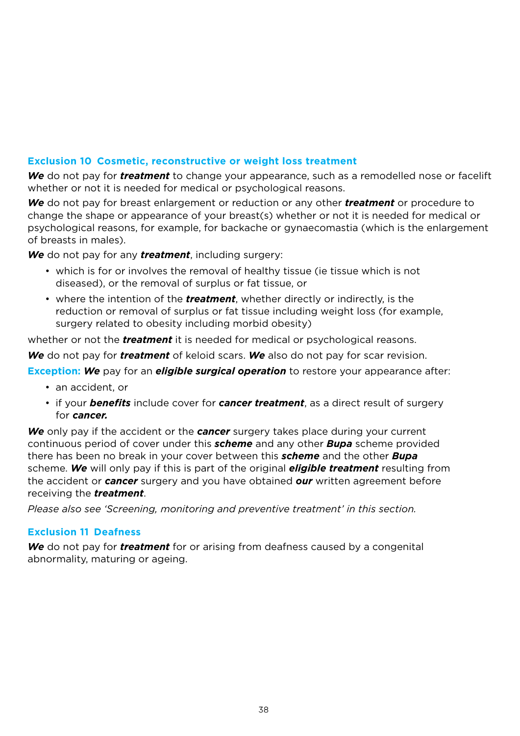### Exclusion 10 Cosmetic, reconstructive or weight loss treatment

***We*** do not pay for ***treatment*** to change your appearance, such as a remodelled nose or facelift whether or not it is needed for medical or psychological reasons.

***We*** do not pay for breast enlargement or reduction or any other ***treatment*** or procedure to change the shape or appearance of your breast(s) whether or not it is needed for medical or psychological reasons, for example, for backache or gynaecomastia (which is the enlargement of breasts in males).

***We*** do not pay for any ***treatment***, including surgery:

- which is for or involves the removal of healthy tissue (ie tissue which is not diseased), or the removal of surplus or fat tissue, or
- where the intention of the ***treatment***, whether directly or indirectly, is the reduction or removal of surplus or fat tissue including weight loss (for example, surgery related to obesity including morbid obesity)

whether or not the ***treatment*** it is needed for medical or psychological reasons.

***We*** do not pay for ***treatment*** of keloid scars. ***We*** also do not pay for scar revision.

**Exception:** ***We*** pay for an ***eligible surgical operation*** to restore your appearance after:

- an accident, or
- if your ***benefits*** include cover for ***cancer treatment***, as a direct result of surgery for ***cancer.***

***We*** only pay if the accident or the ***cancer*** surgery takes place during your current continuous period of cover under this ***scheme*** and any other ***Bupa*** scheme provided there has been no break in your cover between this ***scheme*** and the other ***Bupa*** scheme. ***We*** will only pay if this is part of the original ***eligible treatment*** resulting from the accident or ***cancer*** surgery and you have obtained ***our*** written agreement before receiving the ***treatment***.

*Please also see 'Screening, monitoring and preventive treatment' in this section.*

### Exclusion 11 Deafness

***We*** do not pay for ***treatment*** for or arising from deafness caused by a congenital abnormality, maturing or ageing.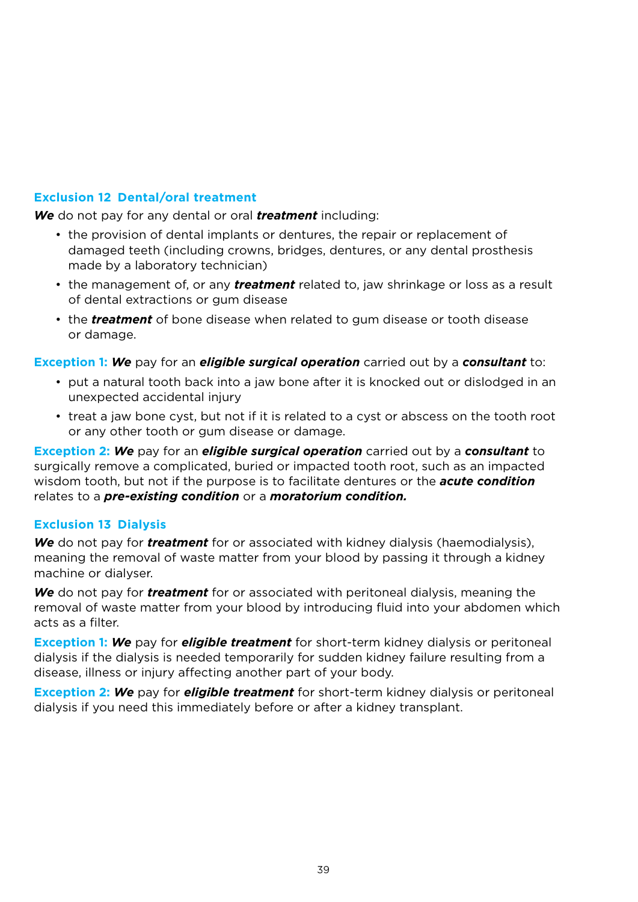### Exclusion 12 Dental/oral treatment

***We*** do not pay for any dental or oral ***treatment*** including:

- the provision of dental implants or dentures, the repair or replacement of damaged teeth (including crowns, bridges, dentures, or any dental prosthesis made by a laboratory technician)
- the management of, or any ***treatment*** related to, jaw shrinkage or loss as a result of dental extractions or gum disease
- the ***treatment*** of bone disease when related to gum disease or tooth disease or damage.

**Exception 1:** ***We*** pay for an ***eligible surgical operation*** carried out by a ***consultant*** to:

- put a natural tooth back into a jaw bone after it is knocked out or dislodged in an unexpected accidental injury
- treat a jaw bone cyst, but not if it is related to a cyst or abscess on the tooth root or any other tooth or gum disease or damage.

**Exception 2:** ***We*** pay for an ***eligible surgical operation*** carried out by a ***consultant*** to surgically remove a complicated, buried or impacted tooth root, such as an impacted wisdom tooth, but not if the purpose is to facilitate dentures or the ***acute condition*** relates to a ***pre-existing condition*** or a ***moratorium condition.***

### Exclusion 13 Dialysis

***We*** do not pay for ***treatment*** for or associated with kidney dialysis (haemodialysis), meaning the removal of waste matter from your blood by passing it through a kidney machine or dialyser.

***We*** do not pay for ***treatment*** for or associated with peritoneal dialysis, meaning the removal of waste matter from your blood by introducing fluid into your abdomen which acts as a filter.

**Exception 1:** ***We*** pay for ***eligible treatment*** for short-term kidney dialysis or peritoneal dialysis if the dialysis is needed temporarily for sudden kidney failure resulting from a disease, illness or injury affecting another part of your body.

**Exception 2:** ***We*** pay for ***eligible treatment*** for short-term kidney dialysis or peritoneal dialysis if you need this immediately before or after a kidney transplant.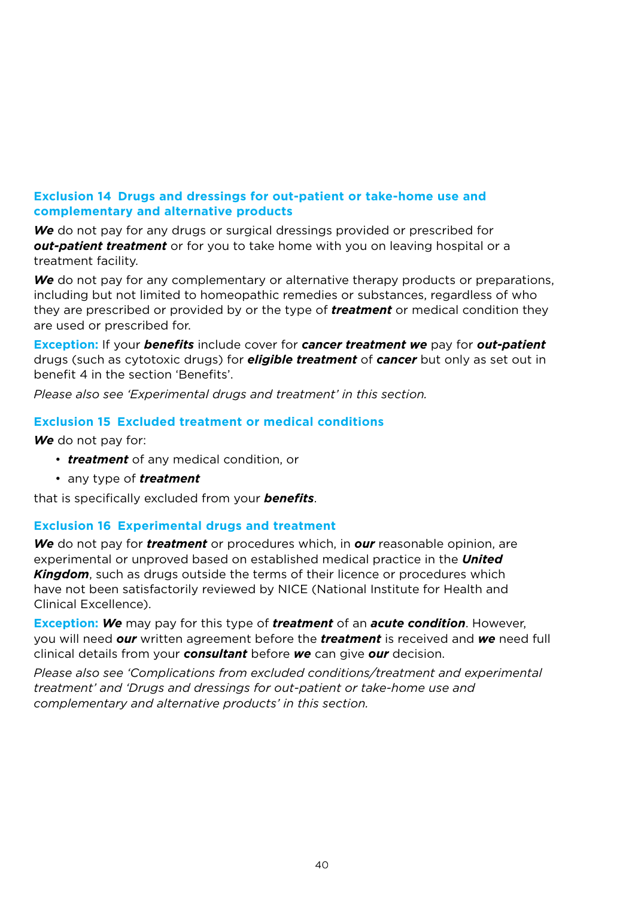### Exclusion 14 Drugs and dressings for out-patient or take-home use and complementary and alternative products

***We*** do not pay for any drugs or surgical dressings provided or prescribed for ***out-patient treatment*** or for you to take home with you on leaving hospital or a treatment facility.

***We*** do not pay for any complementary or alternative therapy products or preparations, including but not limited to homeopathic remedies or substances, regardless of who they are prescribed or provided by or the type of ***treatment*** or medical condition they are used or prescribed for.

**Exception:** If your ***benefits*** include cover for ***cancer treatment we*** pay for ***out-patient*** drugs (such as cytotoxic drugs) for ***eligible treatment*** of ***cancer*** but only as set out in benefit 4 in the section 'Benefits'.

*Please also see 'Experimental drugs and treatment' in this section.*

### Exclusion 15 Excluded treatment or medical conditions

***We*** do not pay for:

- ***treatment*** of any medical condition, or
- any type of ***treatment***

that is specifically excluded from your ***benefits***.

### Exclusion 16 Experimental drugs and treatment

***We*** do not pay for ***treatment*** or procedures which, in ***our*** reasonable opinion, are experimental or unproved based on established medical practice in the ***United Kingdom***, such as drugs outside the terms of their licence or procedures which have not been satisfactorily reviewed by NICE (National Institute for Health and Clinical Excellence).

**Exception:** ***We*** may pay for this type of ***treatment*** of an ***acute condition***. However, you will need ***our*** written agreement before the ***treatment*** is received and ***we*** need full clinical details from your ***consultant*** before ***we*** can give ***our*** decision.

*Please also see 'Complications from excluded conditions/treatment and experimental treatment' and 'Drugs and dressings for out-patient or take-home use and complementary and alternative products' in this section.*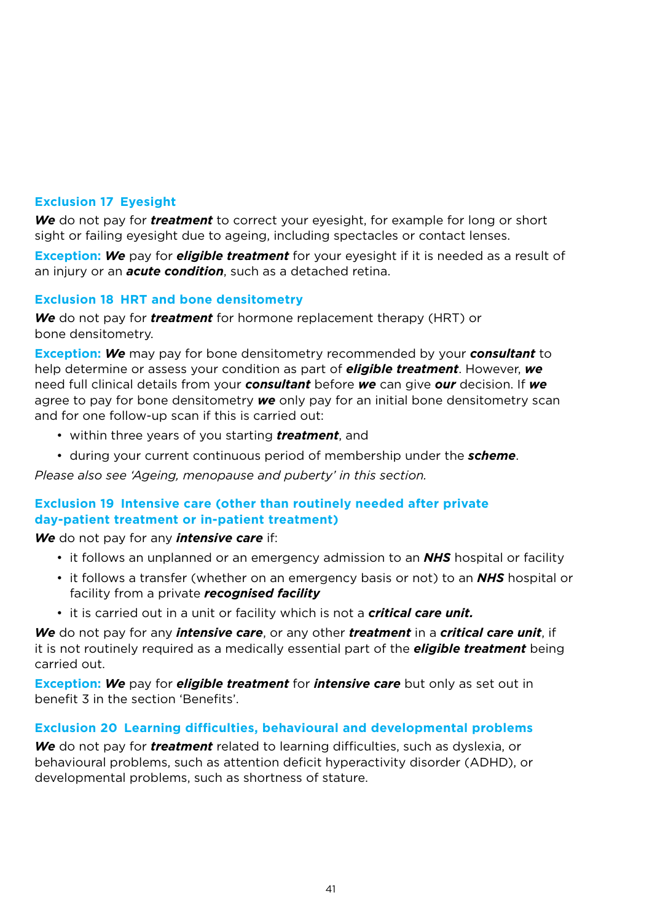### Exclusion 17 Eyesight

***We*** do not pay for ***treatment*** to correct your eyesight, for example for long or short sight or failing eyesight due to ageing, including spectacles or contact lenses.

**Exception:** ***We*** pay for ***eligible treatment*** for your eyesight if it is needed as a result of an injury or an ***acute condition***, such as a detached retina.

### Exclusion 18 HRT and bone densitometry

***We*** do not pay for ***treatment*** for hormone replacement therapy (HRT) or bone densitometry.

**Exception:** ***We*** may pay for bone densitometry recommended by your ***consultant*** to help determine or assess your condition as part of ***eligible treatment***. However, ***we*** need full clinical details from your ***consultant*** before ***we*** can give ***our*** decision. If ***we*** agree to pay for bone densitometry ***we*** only pay for an initial bone densitometry scan and for one follow-up scan if this is carried out:

- within three years of you starting ***treatment***, and
- during your current continuous period of membership under the ***scheme***.

*Please also see 'Ageing, menopause and puberty' in this section.*

### Exclusion 19 Intensive care (other than routinely needed after private day-patient treatment or in-patient treatment)

***We*** do not pay for any ***intensive care*** if:

- it follows an unplanned or an emergency admission to an ***NHS*** hospital or facility
- it follows a transfer (whether on an emergency basis or not) to an ***NHS*** hospital or facility from a private ***recognised facility***
- it is carried out in a unit or facility which is not a ***critical care unit.***

***We*** do not pay for any ***intensive care***, or any other ***treatment*** in a ***critical care unit***, if it is not routinely required as a medically essential part of the ***eligible treatment*** being carried out.

**Exception:** ***We*** pay for ***eligible treatment*** for ***intensive care*** but only as set out in benefit 3 in the section 'Benefits'.

### Exclusion 20 Learning difficulties, behavioural and developmental problems

***We*** do not pay for ***treatment*** related to learning difficulties, such as dyslexia, or behavioural problems, such as attention deficit hyperactivity disorder (ADHD), or developmental problems, such as shortness of stature.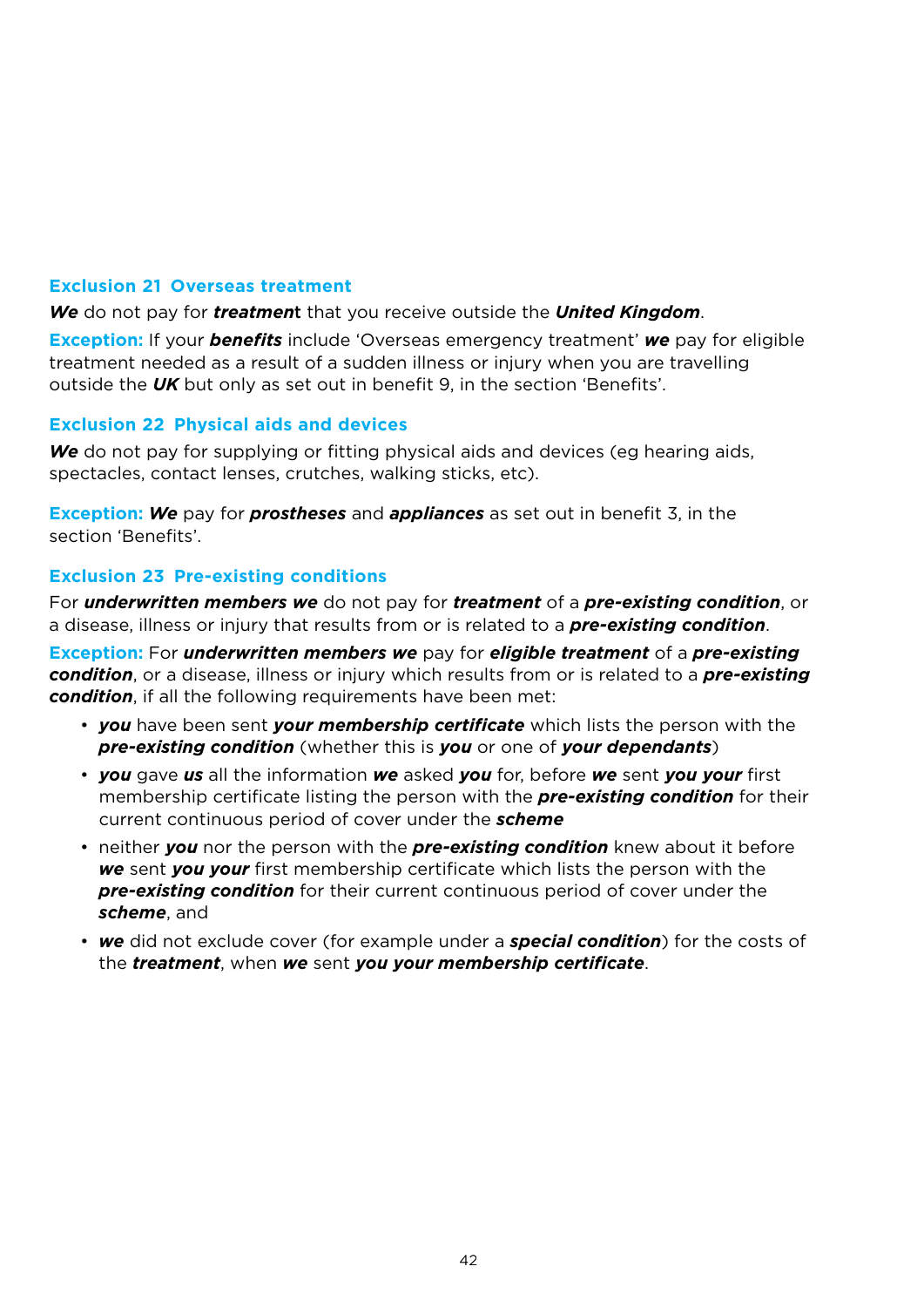### Exclusion 21 Overseas treatment

***We*** do not pay for ***treatmen***t that you receive outside the ***United Kingdom***.

**Exception:** If your ***benefits*** include 'Overseas emergency treatment' ***we*** pay for eligible treatment needed as a result of a sudden illness or injury when you are travelling outside the ***UK*** but only as set out in benefit 9, in the section 'Benefits'.

### Exclusion 22 Physical aids and devices

***We*** do not pay for supplying or fitting physical aids and devices (eg hearing aids, spectacles, contact lenses, crutches, walking sticks, etc).

**Exception:** ***We*** pay for ***prostheses*** and ***appliances*** as set out in benefit 3, in the section 'Benefits'.

### Exclusion 23 Pre-existing conditions

For ***underwritten members we*** do not pay for ***treatment*** of a ***pre-existing condition***, or a disease, illness or injury that results from or is related to a ***pre-existing condition***.

**Exception:** For ***underwritten members we*** pay for ***eligible treatment*** of a ***pre-existing condition***, or a disease, illness or injury which results from or is related to a ***pre-existing condition***, if all the following requirements have been met:

- ***you*** have been sent ***your membership certificate*** which lists the person with the ***pre-existing condition*** (whether this is ***you*** or one of ***your dependants***)
- ***you*** gave ***us*** all the information ***we*** asked ***you*** for, before ***we*** sent ***you your*** first membership certificate listing the person with the ***pre-existing condition*** for their current continuous period of cover under the ***scheme***
- neither ***you*** nor the person with the ***pre-existing condition*** knew about it before ***we*** sent ***you your*** first membership certificate which lists the person with the ***pre-existing condition*** for their current continuous period of cover under the ***scheme***, and
- ***we*** did not exclude cover (for example under a ***special condition***) for the costs of the ***treatment***, when ***we*** sent ***you your membership certificate***.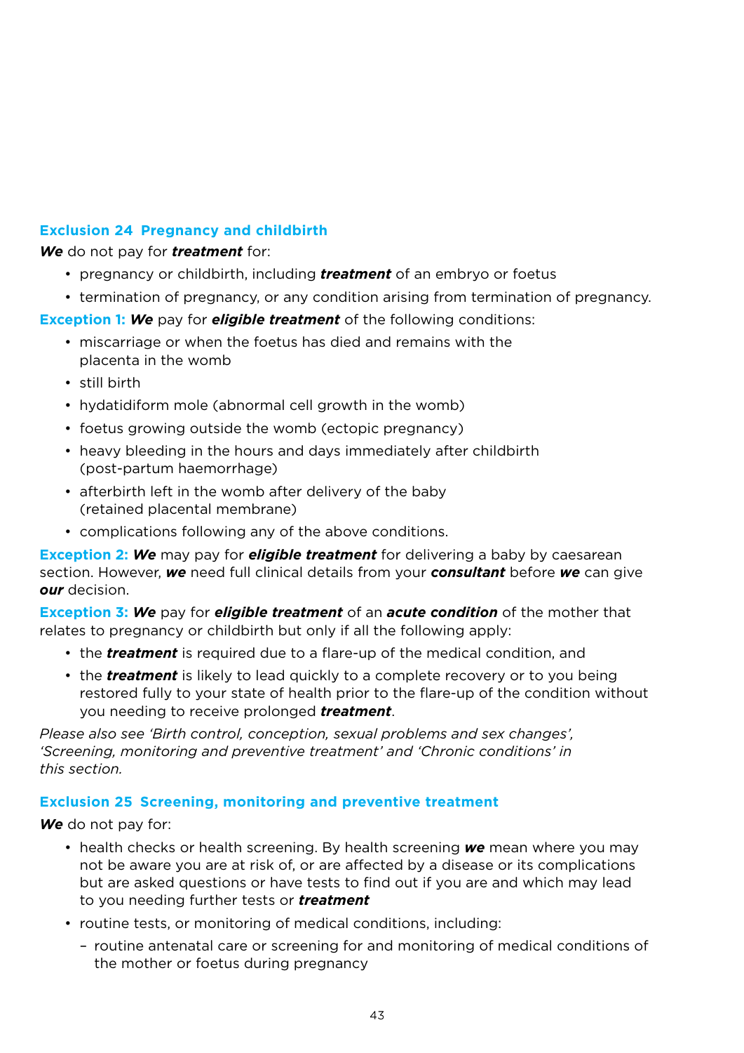### Exclusion 24  Pregnancy and childbirth

***We*** do not pay for ***treatment*** for:

- pregnancy or childbirth, including ***treatment*** of an embryo or foetus
- termination of pregnancy, or any condition arising from termination of pregnancy.

**Exception 1:** ***We*** pay for ***eligible treatment*** of the following conditions:

- miscarriage or when the foetus has died and remains with the placenta in the womb
- still birth
- hydatidiform mole (abnormal cell growth in the womb)
- foetus growing outside the womb (ectopic pregnancy)
- heavy bleeding in the hours and days immediately after childbirth (post-partum haemorrhage)
- afterbirth left in the womb after delivery of the baby (retained placental membrane)
- complications following any of the above conditions.

**Exception 2:** ***We*** may pay for ***eligible treatment*** for delivering a baby by caesarean section. However, ***we*** need full clinical details from your ***consultant*** before ***we*** can give ***our*** decision.

**Exception 3:** ***We*** pay for ***eligible treatment*** of an ***acute condition*** of the mother that relates to pregnancy or childbirth but only if all the following apply:

- the ***treatment*** is required due to a flare-up of the medical condition, and
- the ***treatment*** is likely to lead quickly to a complete recovery or to you being restored fully to your state of health prior to the flare-up of the condition without you needing to receive prolonged ***treatment***.

*Please also see 'Birth control, conception, sexual problems and sex changes', 'Screening, monitoring and preventive treatment' and 'Chronic conditions' in this section.*

### Exclusion 25  Screening, monitoring and preventive treatment

***We*** do not pay for:

- health checks or health screening. By health screening ***we*** mean where you may not be aware you are at risk of, or are affected by a disease or its complications but are asked questions or have tests to find out if you are and which may lead to you needing further tests or ***treatment***
- routine tests, or monitoring of medical conditions, including:
  - routine antenatal care or screening for and monitoring of medical conditions of the mother or foetus during pregnancy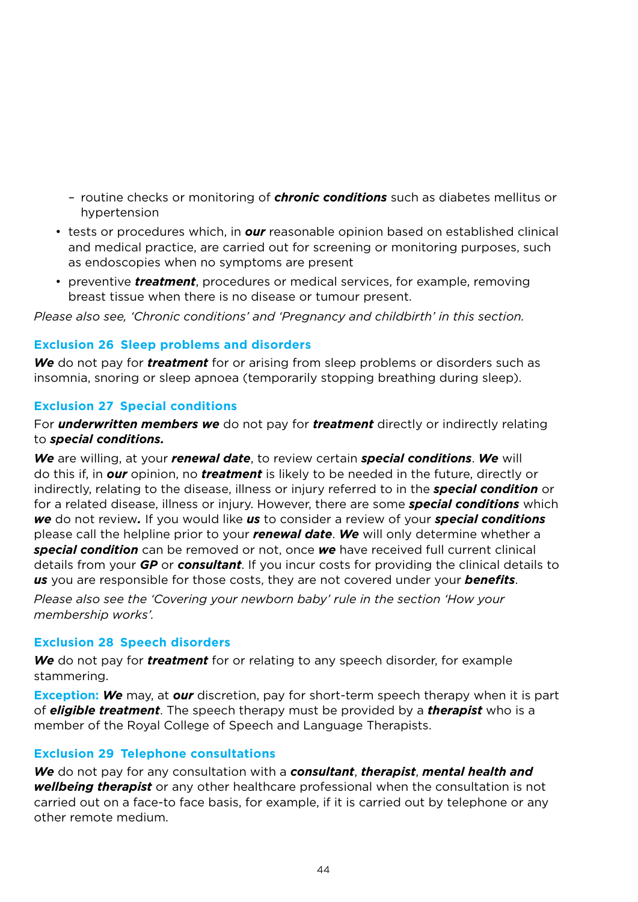- routine checks or monitoring of ***chronic conditions*** such as diabetes mellitus or hypertension
- tests or procedures which, in ***our*** reasonable opinion based on established clinical and medical practice, are carried out for screening or monitoring purposes, such as endoscopies when no symptoms are present
- preventive ***treatment***, procedures or medical services, for example, removing breast tissue when there is no disease or tumour present.

*Please also see, 'Chronic conditions' and 'Pregnancy and childbirth' in this section.*

### Exclusion 26 Sleep problems and disorders

***We*** do not pay for ***treatment*** for or arising from sleep problems or disorders such as insomnia, snoring or sleep apnoea (temporarily stopping breathing during sleep).

### Exclusion 27 Special conditions

For ***underwritten members we*** do not pay for ***treatment*** directly or indirectly relating to ***special conditions.***

***We*** are willing, at your ***renewal date***, to review certain ***special conditions***. ***We*** will do this if, in ***our*** opinion, no ***treatment*** is likely to be needed in the future, directly or indirectly, relating to the disease, illness or injury referred to in the ***special condition*** or for a related disease, illness or injury. However, there are some ***special conditions*** which ***we*** do not review***.*** If you would like ***us*** to consider a review of your ***special conditions*** please call the helpline prior to your ***renewal date***. ***We*** will only determine whether a ***special condition*** can be removed or not, once ***we*** have received full current clinical details from your ***GP*** or ***consultant***. If you incur costs for providing the clinical details to ***us*** you are responsible for those costs, they are not covered under your ***benefits***.

*Please also see the 'Covering your newborn baby' rule in the section 'How your membership works'.*

### Exclusion 28 Speech disorders

***We*** do not pay for ***treatment*** for or relating to any speech disorder, for example stammering.

**Exception:** ***We*** may, at ***our*** discretion, pay for short-term speech therapy when it is part of ***eligible treatment***. The speech therapy must be provided by a ***therapist*** who is a member of the Royal College of Speech and Language Therapists.

### Exclusion 29 Telephone consultations

***We*** do not pay for any consultation with a ***consultant***, ***therapist***, ***mental health and wellbeing therapist*** or any other healthcare professional when the consultation is not carried out on a face-to face basis, for example, if it is carried out by telephone or any other remote medium.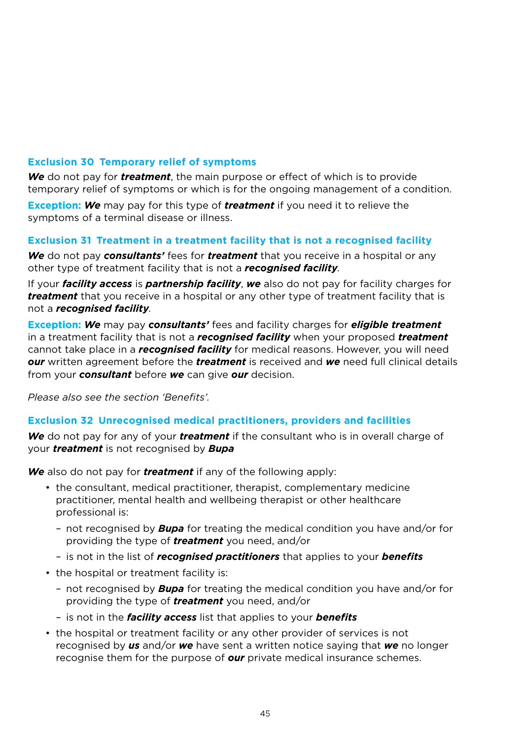### Exclusion 30 Temporary relief of symptoms

***We*** do not pay for ***treatment***, the main purpose or effect of which is to provide temporary relief of symptoms or which is for the ongoing management of a condition.

**Exception:** ***We*** may pay for this type of ***treatment*** if you need it to relieve the symptoms of a terminal disease or illness.

### Exclusion 31 Treatment in a treatment facility that is not a recognised facility

***We*** do not pay ***consultants'*** fees for ***treatment*** that you receive in a hospital or any other type of treatment facility that is not a ***recognised facility***.

If your ***facility access*** is ***partnership facility***, ***we*** also do not pay for facility charges for ***treatment*** that you receive in a hospital or any other type of treatment facility that is not a ***recognised facility***.

**Exception:** ***We*** may pay ***consultants'*** fees and facility charges for ***eligible treatment*** in a treatment facility that is not a ***recognised facility*** when your proposed ***treatment*** cannot take place in a ***recognised facility*** for medical reasons. However, you will need ***our*** written agreement before the ***treatment*** is received and ***we*** need full clinical details from your ***consultant*** before ***we*** can give ***our*** decision.

*Please also see the section 'Benefits'.*

### Exclusion 32 Unrecognised medical practitioners, providers and facilities

***We*** do not pay for any of your ***treatment*** if the consultant who is in overall charge of your ***treatment*** is not recognised by ***Bupa***

***We*** also do not pay for ***treatment*** if any of the following apply:

- the consultant, medical practitioner, therapist, complementary medicine practitioner, mental health and wellbeing therapist or other healthcare professional is:
  - not recognised by ***Bupa*** for treating the medical condition you have and/or for providing the type of ***treatment*** you need, and/or
  - is not in the list of ***recognised practitioners*** that applies to your ***benefits***
- the hospital or treatment facility is:
  - not recognised by ***Bupa*** for treating the medical condition you have and/or for providing the type of ***treatment*** you need, and/or
  - is not in the ***facility access*** list that applies to your ***benefits***
- the hospital or treatment facility or any other provider of services is not recognised by ***us*** and/or ***we*** have sent a written notice saying that ***we*** no longer recognise them for the purpose of ***our*** private medical insurance schemes.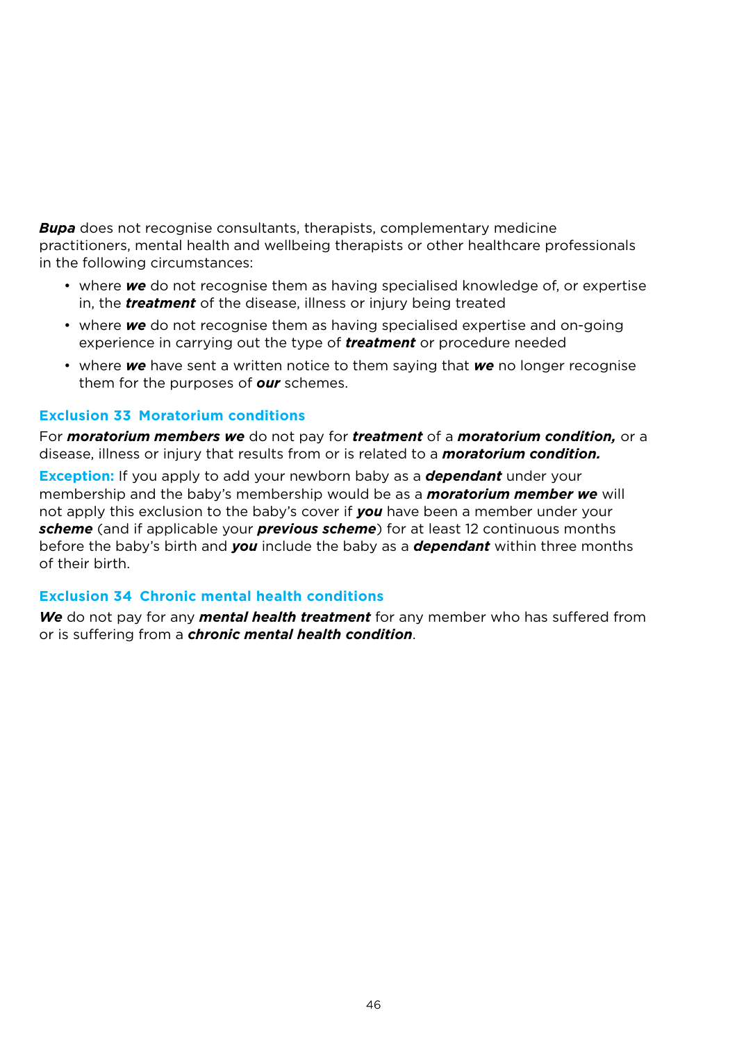***Bupa*** does not recognise consultants, therapists, complementary medicine practitioners, mental health and wellbeing therapists or other healthcare professionals in the following circumstances:

- where ***we*** do not recognise them as having specialised knowledge of, or expertise in, the ***treatment*** of the disease, illness or injury being treated
- where ***we*** do not recognise them as having specialised expertise and on-going experience in carrying out the type of ***treatment*** or procedure needed
- where ***we*** have sent a written notice to them saying that ***we*** no longer recognise them for the purposes of ***our*** schemes.

### Exclusion 33 Moratorium conditions

For ***moratorium members we*** do not pay for ***treatment*** of a ***moratorium condition,*** or a disease, illness or injury that results from or is related to a ***moratorium condition.***

**Exception:** If you apply to add your newborn baby as a ***dependant*** under your membership and the baby's membership would be as a ***moratorium member we*** will not apply this exclusion to the baby's cover if ***you*** have been a member under your ***scheme*** (and if applicable your ***previous scheme***) for at least 12 continuous months before the baby's birth and ***you*** include the baby as a ***dependant*** within three months of their birth.

### Exclusion 34 Chronic mental health conditions

***We*** do not pay for any ***mental health treatment*** for any member who has suffered from or is suffering from a ***chronic mental health condition***.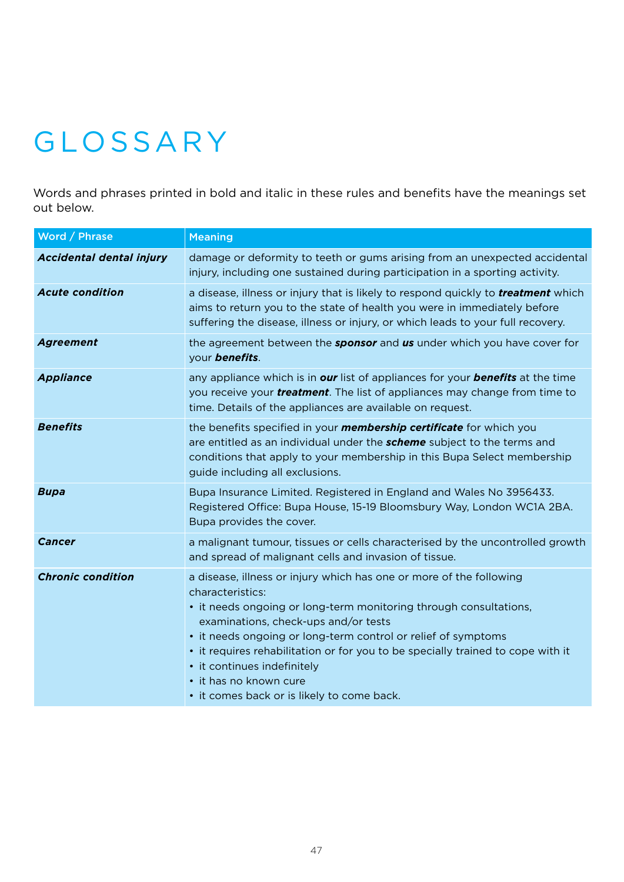# GLOSSARY

Words and phrases printed in bold and italic in these rules and benefits have the meanings set out below.

| Word / Phrase | Meaning |
|---|---|
| ***Accidental dental injury*** | damage or deformity to teeth or gums arising from an unexpected accidental injury, including one sustained during participation in a sporting activity. |
| ***Acute condition*** | a disease, illness or injury that is likely to respond quickly to ***treatment*** which aims to return you to the state of health you were in immediately before suffering the disease, illness or injury, or which leads to your full recovery. |
| ***Agreement*** | the agreement between the ***sponsor*** and ***us*** under which you have cover for your ***benefits***. |
| ***Appliance*** | any appliance which is in ***our*** list of appliances for your ***benefits*** at the time you receive your ***treatment***. The list of appliances may change from time to time. Details of the appliances are available on request. |
| ***Benefits*** | the benefits specified in your ***membership certificate*** for which you are entitled as an individual under the ***scheme*** subject to the terms and conditions that apply to your membership in this Bupa Select membership guide including all exclusions. |
| ***Bupa*** | Bupa Insurance Limited. Registered in England and Wales No 3956433. Registered Office: Bupa House, 15-19 Bloomsbury Way, London WC1A 2BA. Bupa provides the cover. |
| ***Cancer*** | a malignant tumour, tissues or cells characterised by the uncontrolled growth and spread of malignant cells and invasion of tissue. |
| ***Chronic condition*** | a disease, illness or injury which has one or more of the following characteristics:<br>• it needs ongoing or long-term monitoring through consultations, examinations, check-ups and/or tests<br>• it needs ongoing or long-term control or relief of symptoms<br>• it requires rehabilitation or for you to be specially trained to cope with it<br>• it continues indefinitely<br>• it has no known cure<br>• it comes back or is likely to come back. |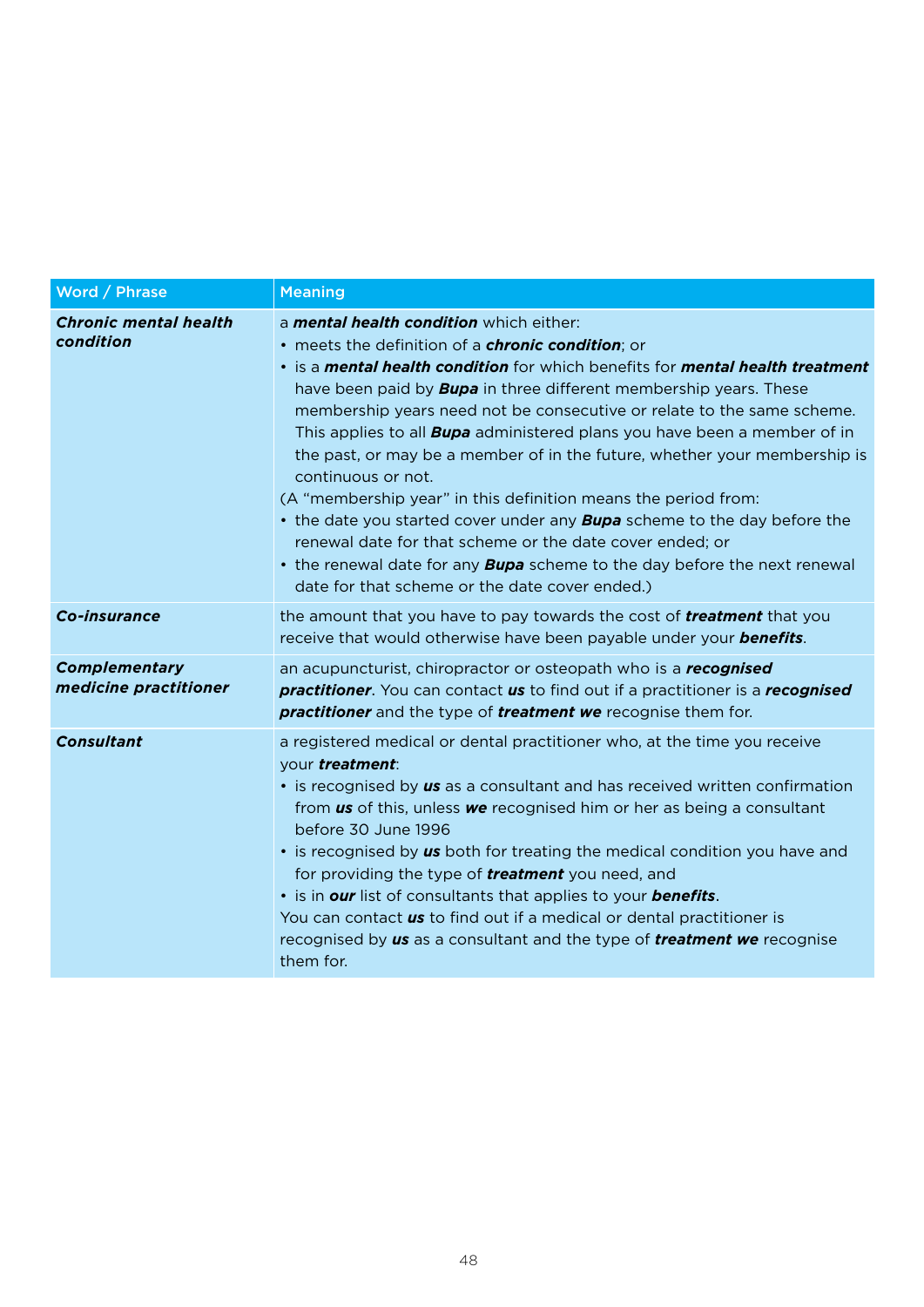| Word / Phrase | Meaning |
|---|---|
| ***Chronic mental health condition*** | a ***mental health condition*** which either:<br>• meets the definition of a ***chronic condition***; or<br>• is a ***mental health condition*** for which benefits for ***mental health treatment*** have been paid by ***Bupa*** in three different membership years. These membership years need not be consecutive or relate to the same scheme. This applies to all ***Bupa*** administered plans you have been a member of in the past, or may be a member of in the future, whether your membership is continuous or not.<br>(A "membership year" in this definition means the period from:<br>• the date you started cover under any ***Bupa*** scheme to the day before the renewal date for that scheme or the date cover ended; or<br>• the renewal date for any ***Bupa*** scheme to the day before the next renewal date for that scheme or the date cover ended.) |
| ***Co-insurance*** | the amount that you have to pay towards the cost of ***treatment*** that you receive that would otherwise have been payable under your ***benefits***. |
| ***Complementary medicine practitioner*** | an acupuncturist, chiropractor or osteopath who is a ***recognised practitioner***. You can contact ***us*** to find out if a practitioner is a ***recognised practitioner*** and the type of ***treatment we*** recognise them for. |
| ***Consultant*** | a registered medical or dental practitioner who, at the time you receive your ***treatment***:<br>• is recognised by ***us*** as a consultant and has received written confirmation from ***us*** of this, unless ***we*** recognised him or her as being a consultant before 30 June 1996<br>• is recognised by ***us*** both for treating the medical condition you have and for providing the type of ***treatment*** you need, and<br>• is in ***our*** list of consultants that applies to your ***benefits***.<br>You can contact ***us*** to find out if a medical or dental practitioner is recognised by ***us*** as a consultant and the type of ***treatment we*** recognise them for. |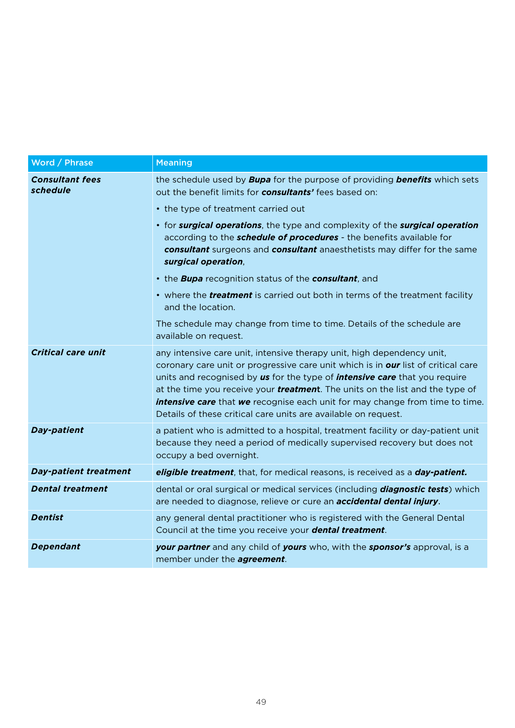| Word / Phrase | Meaning |
|---|---|
| ***Consultant fees schedule*** | the schedule used by ***Bupa*** for the purpose of providing ***benefits*** which sets out the benefit limits for ***consultants'*** fees based on:<br>• the type of treatment carried out<br>• for ***surgical operations***, the type and complexity of the ***surgical operation*** according to the ***schedule of procedures*** - the benefits available for ***consultant*** surgeons and ***consultant*** anaesthetists may differ for the same ***surgical operation***,<br>• the ***Bupa*** recognition status of the ***consultant***, and<br>• where the ***treatment*** is carried out both in terms of the treatment facility and the location.<br>The schedule may change from time to time. Details of the schedule are available on request. |
| ***Critical care unit*** | any intensive care unit, intensive therapy unit, high dependency unit, coronary care unit or progressive care unit which is in ***our*** list of critical care units and recognised by ***us*** for the type of ***intensive care*** that you require at the time you receive your ***treatmen***t. The units on the list and the type of ***intensive care*** that ***we*** recognise each unit for may change from time to time. Details of these critical care units are available on request. |
| ***Day-patient*** | a patient who is admitted to a hospital, treatment facility or day-patient unit because they need a period of medically supervised recovery but does not occupy a bed overnight. |
| ***Day-patient treatment*** | ***eligible treatment***, that, for medical reasons, is received as a ***day-patient.*** |
| ***Dental treatment*** | dental or oral surgical or medical services (including ***diagnostic tests***) which are needed to diagnose, relieve or cure an ***accidental dental injury***. |
| ***Dentist*** | any general dental practitioner who is registered with the General Dental Council at the time you receive your ***dental treatment***. |
| ***Dependant*** | ***your partner*** and any child of ***yours*** who, with the ***sponsor's*** approval, is a member under the ***agreement***. |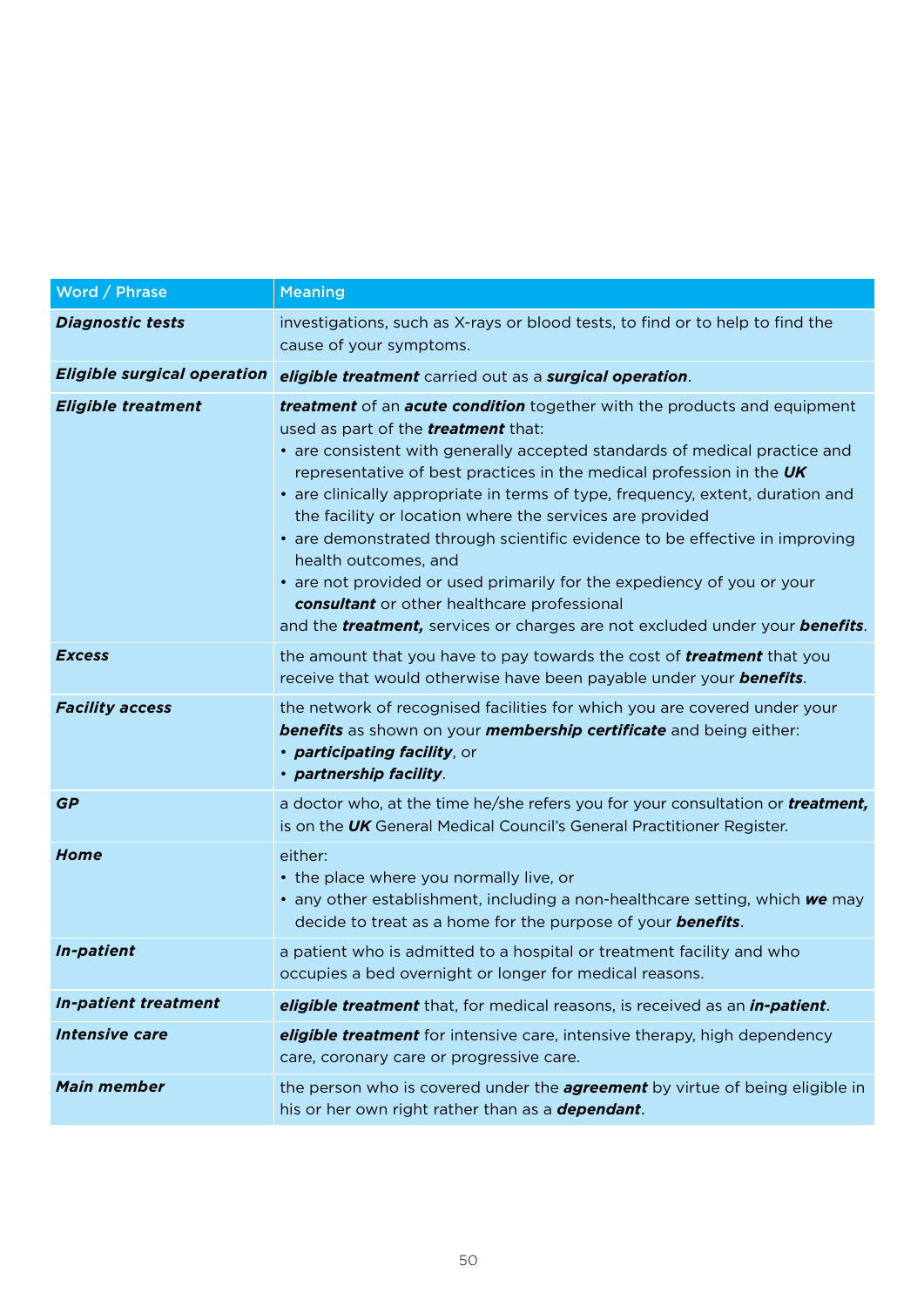| Word / Phrase | Meaning |
|---|---|
| ***Diagnostic tests*** | investigations, such as X-rays or blood tests, to find or to help to find the cause of your symptoms. |
| ***Eligible surgical operation*** | ***eligible treatment*** carried out as a ***surgical operation***. |
| ***Eligible treatment*** | ***treatment*** of an ***acute condition*** together with the products and equipment used as part of the ***treatment*** that:<br>• are consistent with generally accepted standards of medical practice and representative of best practices in the medical profession in the ***UK***<br>• are clinically appropriate in terms of type, frequency, extent, duration and the facility or location where the services are provided<br>• are demonstrated through scientific evidence to be effective in improving health outcomes, and<br>• are not provided or used primarily for the expediency of you or your ***consultant*** or other healthcare professional<br>and the ***treatment,*** services or charges are not excluded under your ***benefits***. |
| ***Excess*** | the amount that you have to pay towards the cost of ***treatment*** that you receive that would otherwise have been payable under your ***benefits***. |
| ***Facility access*** | the network of recognised facilities for which you are covered under your ***benefits*** as shown on your ***membership certificate*** and being either:<br>• ***participating facility***, or<br>• ***partnership facility***. |
| ***GP*** | a doctor who, at the time he/she refers you for your consultation or ***treatment,*** is on the ***UK*** General Medical Council's General Practitioner Register. |
| ***Home*** | either:<br>• the place where you normally live, or<br>• any other establishment, including a non-healthcare setting, which ***we*** may decide to treat as a home for the purpose of your ***benefits***. |
| ***In-patient*** | a patient who is admitted to a hospital or treatment facility and who occupies a bed overnight or longer for medical reasons. |
| ***In-patient treatment*** | ***eligible treatment*** that, for medical reasons, is received as an ***in-patient***. |
| ***Intensive care*** | ***eligible treatment*** for intensive care, intensive therapy, high dependency care, coronary care or progressive care. |
| ***Main member*** | the person who is covered under the ***agreement*** by virtue of being eligible in his or her own right rather than as a ***dependant***. |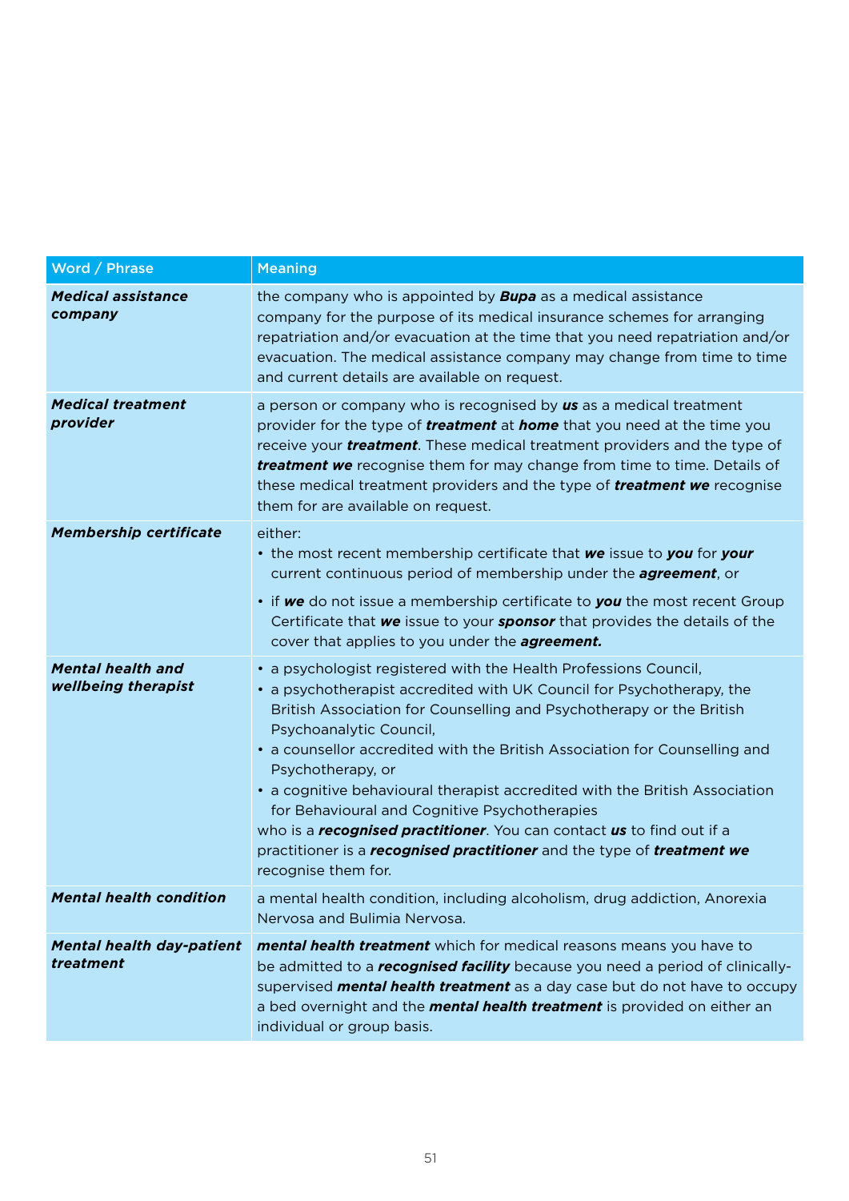| Word / Phrase | Meaning |
|---|---|
| ***Medical assistance company*** | the company who is appointed by ***Bupa*** as a medical assistance company for the purpose of its medical insurance schemes for arranging repatriation and/or evacuation at the time that you need repatriation and/or evacuation. The medical assistance company may change from time to time and current details are available on request. |
| ***Medical treatment provider*** | a person or company who is recognised by ***us*** as a medical treatment provider for the type of ***treatment*** at ***home*** that you need at the time you receive your ***treatment***. These medical treatment providers and the type of ***treatment we*** recognise them for may change from time to time. Details of these medical treatment providers and the type of ***treatment we*** recognise them for are available on request. |
| ***Membership certificate*** | either:<br>• the most recent membership certificate that ***we*** issue to ***you*** for ***your*** current continuous period of membership under the ***agreement***, or<br>• if ***we*** do not issue a membership certificate to ***you*** the most recent Group Certificate that ***we*** issue to your ***sponsor*** that provides the details of the cover that applies to you under the ***agreement.*** |
| ***Mental health and wellbeing therapist*** | • a psychologist registered with the Health Professions Council,<br>• a psychotherapist accredited with UK Council for Psychotherapy, the British Association for Counselling and Psychotherapy or the British Psychoanalytic Council,<br>• a counsellor accredited with the British Association for Counselling and Psychotherapy, or<br>• a cognitive behavioural therapist accredited with the British Association for Behavioural and Cognitive Psychotherapies<br>who is a ***recognised practitioner***. You can contact ***us*** to find out if a practitioner is a ***recognised practitioner*** and the type of ***treatment we*** recognise them for. |
| ***Mental health condition*** | a mental health condition, including alcoholism, drug addiction, Anorexia Nervosa and Bulimia Nervosa. |
| ***Mental health day-patient treatment*** | ***mental health treatment*** which for medical reasons means you have to be admitted to a ***recognised facility*** because you need a period of clinically-supervised ***mental health treatment*** as a day case but do not have to occupy a bed overnight and the ***mental health treatment*** is provided on either an individual or group basis. |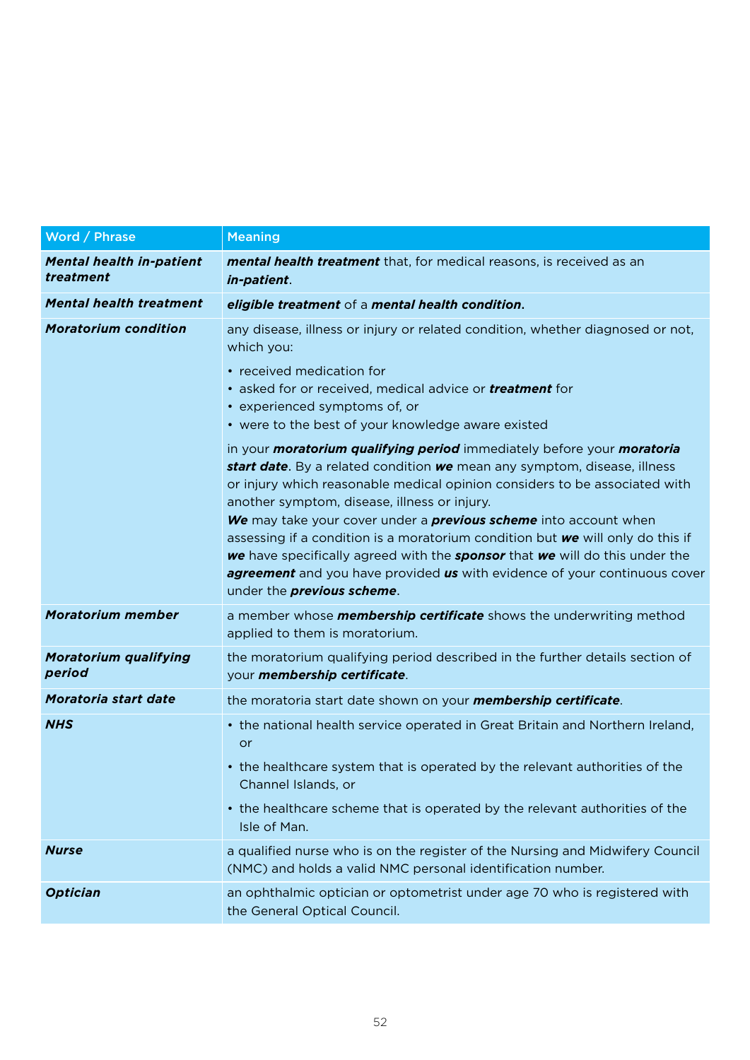| Word / Phrase | Meaning |
| --- | --- |
| ***Mental health in-patient treatment*** | ***mental health treatment*** that, for medical reasons, is received as an ***in-patient***. |
| ***Mental health treatment*** | ***eligible treatment*** of a ***mental health condition***. |
| ***Moratorium condition*** | any disease, illness or injury or related condition, whether diagnosed or not, which you:<br>• received medication for<br>• asked for or received, medical advice or ***treatment*** for<br>• experienced symptoms of, or<br>• were to the best of your knowledge aware existed<br><br>in your ***moratorium qualifying period*** immediately before your ***moratoria start date***. By a related condition ***we*** mean any symptom, disease, illness or injury which reasonable medical opinion considers to be associated with another symptom, disease, illness or injury.<br>***We*** may take your cover under a ***previous scheme*** into account when assessing if a condition is a moratorium condition but ***we*** will only do this if ***we*** have specifically agreed with the ***sponsor*** that ***we*** will do this under the ***agreement*** and you have provided ***us*** with evidence of your continuous cover under the ***previous scheme***. |
| ***Moratorium member*** | a member whose ***membership certificate*** shows the underwriting method applied to them is moratorium. |
| ***Moratorium qualifying period*** | the moratorium qualifying period described in the further details section of your ***membership certificate***. |
| ***Moratoria start date*** | the moratoria start date shown on your ***membership certificate***. |
| ***NHS*** | • the national health service operated in Great Britain and Northern Ireland, or<br>• the healthcare system that is operated by the relevant authorities of the Channel Islands, or<br>• the healthcare scheme that is operated by the relevant authorities of the Isle of Man. |
| ***Nurse*** | a qualified nurse who is on the register of the Nursing and Midwifery Council (NMC) and holds a valid NMC personal identification number. |
| ***Optician*** | an ophthalmic optician or optometrist under age 70 who is registered with the General Optical Council. |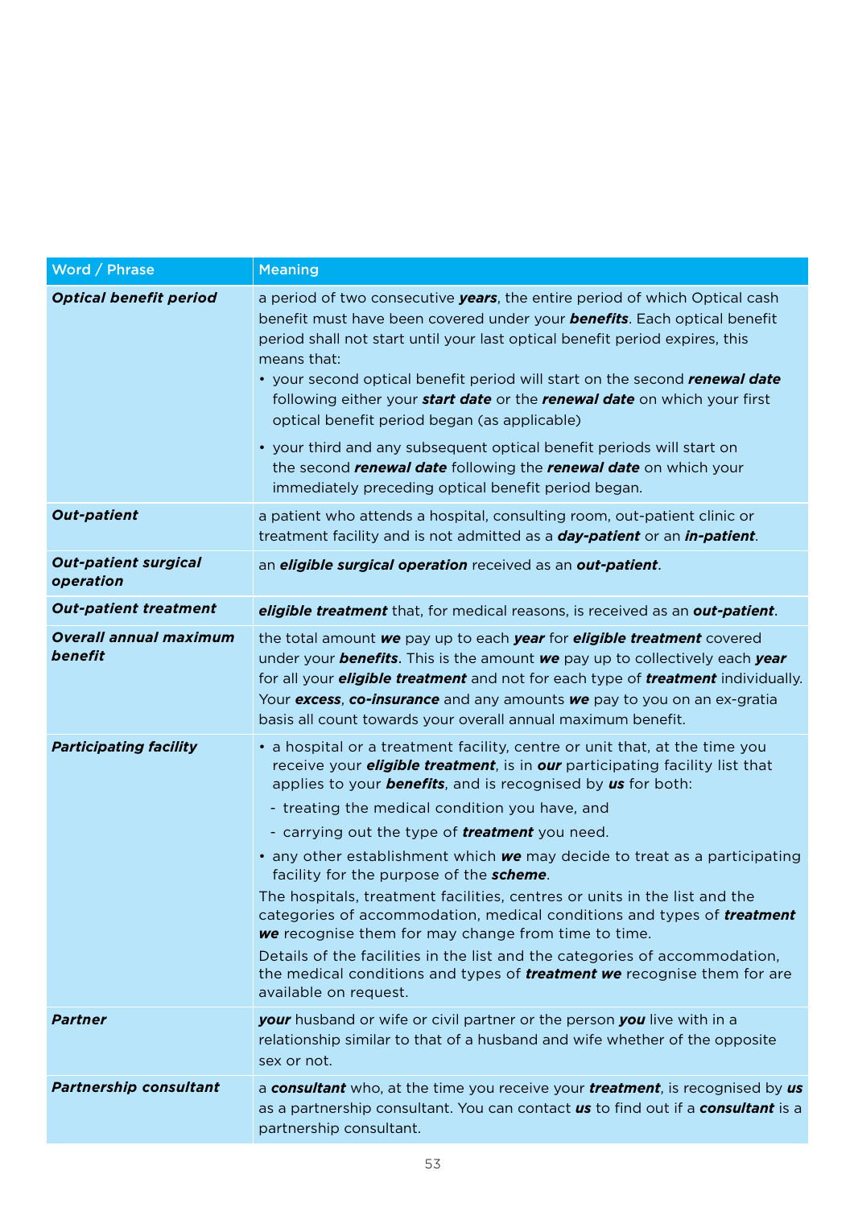| Word / Phrase | Meaning |
|---|---|
| ***Optical benefit period*** | a period of two consecutive ***years***, the entire period of which Optical cash benefit must have been covered under your ***benefits***. Each optical benefit period shall not start until your last optical benefit period expires, this means that:<br>• your second optical benefit period will start on the second ***renewal date*** following either your ***start date*** or the ***renewal date*** on which your first optical benefit period began (as applicable)<br>• your third and any subsequent optical benefit periods will start on the second ***renewal date*** following the ***renewal date*** on which your immediately preceding optical benefit period began. |
| ***Out-patient*** | a patient who attends a hospital, consulting room, out-patient clinic or treatment facility and is not admitted as a ***day-patient*** or an ***in-patient***. |
| ***Out-patient surgical operation*** | an ***eligible surgical operation*** received as an ***out-patient***. |
| ***Out-patient treatment*** | ***eligible treatment*** that, for medical reasons, is received as an ***out-patient***. |
| ***Overall annual maximum benefit*** | the total amount ***we*** pay up to each ***year*** for ***eligible treatment*** covered under your ***benefits***. This is the amount ***we*** pay up to collectively each ***year*** for all your ***eligible treatment*** and not for each type of ***treatment*** individually. Your ***excess***, ***co-insurance*** and any amounts ***we*** pay to you on an ex-gratia basis all count towards your overall annual maximum benefit. |
| ***Participating facility*** | • a hospital or a treatment facility, centre or unit that, at the time you receive your ***eligible treatment***, is in ***our*** participating facility list that applies to your ***benefits***, and is recognised by ***us*** for both:<br>- treating the medical condition you have, and<br>- carrying out the type of ***treatment*** you need.<br>• any other establishment which ***we*** may decide to treat as a participating facility for the purpose of the ***scheme***.<br>The hospitals, treatment facilities, centres or units in the list and the categories of accommodation, medical conditions and types of ***treatment we*** recognise them for may change from time to time.<br>Details of the facilities in the list and the categories of accommodation, the medical conditions and types of ***treatment we*** recognise them for are available on request. |
| ***Partner*** | ***your*** husband or wife or civil partner or the person ***you*** live with in a relationship similar to that of a husband and wife whether of the opposite sex or not. |
| ***Partnership consultant*** | a ***consultant*** who, at the time you receive your ***treatment***, is recognised by ***us*** as a partnership consultant. You can contact ***us*** to find out if a ***consultant*** is a partnership consultant. |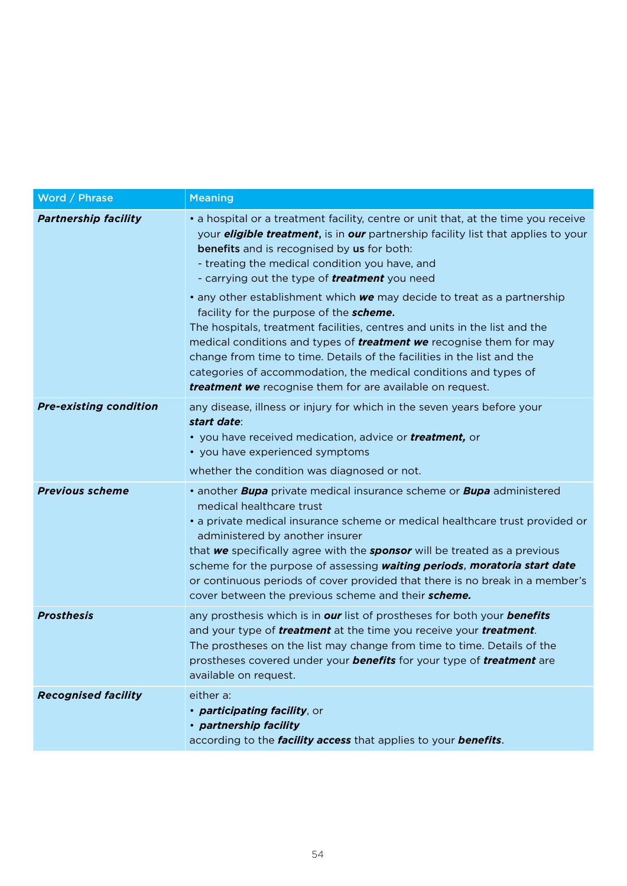| Word / Phrase | Meaning |
|---|---|
| ***Partnership facility*** | • a hospital or a treatment facility, centre or unit that, at the time you receive your ***eligible treatment***, is in ***our*** partnership facility list that applies to your **benefits** and is recognised by **us** for both:<br>- treating the medical condition you have, and<br>- carrying out the type of ***treatment*** you need<br>• any other establishment which ***we*** may decide to treat as a partnership facility for the purpose of the ***scheme***.<br>The hospitals, treatment facilities, centres and units in the list and the medical conditions and types of ***treatment we*** recognise them for may change from time to time. Details of the facilities in the list and the categories of accommodation, the medical conditions and types of ***treatment we*** recognise them for are available on request. |
| ***Pre-existing condition*** | any disease, illness or injury for which in the seven years before your ***start date***:<br>• you have received medication, advice or ***treatment***, or<br>• you have experienced symptoms<br>whether the condition was diagnosed or not. |
| ***Previous scheme*** | • another ***Bupa*** private medical insurance scheme or ***Bupa*** administered medical healthcare trust<br>• a private medical insurance scheme or medical healthcare trust provided or administered by another insurer<br>that ***we*** specifically agree with the ***sponsor*** will be treated as a previous scheme for the purpose of assessing ***waiting periods***, ***moratoria start date*** or continuous periods of cover provided that there is no break in a member's cover between the previous scheme and their ***scheme***. |
| ***Prosthesis*** | any prosthesis which is in ***our*** list of prostheses for both your ***benefits*** and your type of ***treatment*** at the time you receive your ***treatment***.<br>The prostheses on the list may change from time to time. Details of the prostheses covered under your ***benefits*** for your type of ***treatment*** are available on request. |
| ***Recognised facility*** | either a:<br>• ***participating facility***, or<br>• ***partnership facility***<br>according to the ***facility access*** that applies to your ***benefits***. |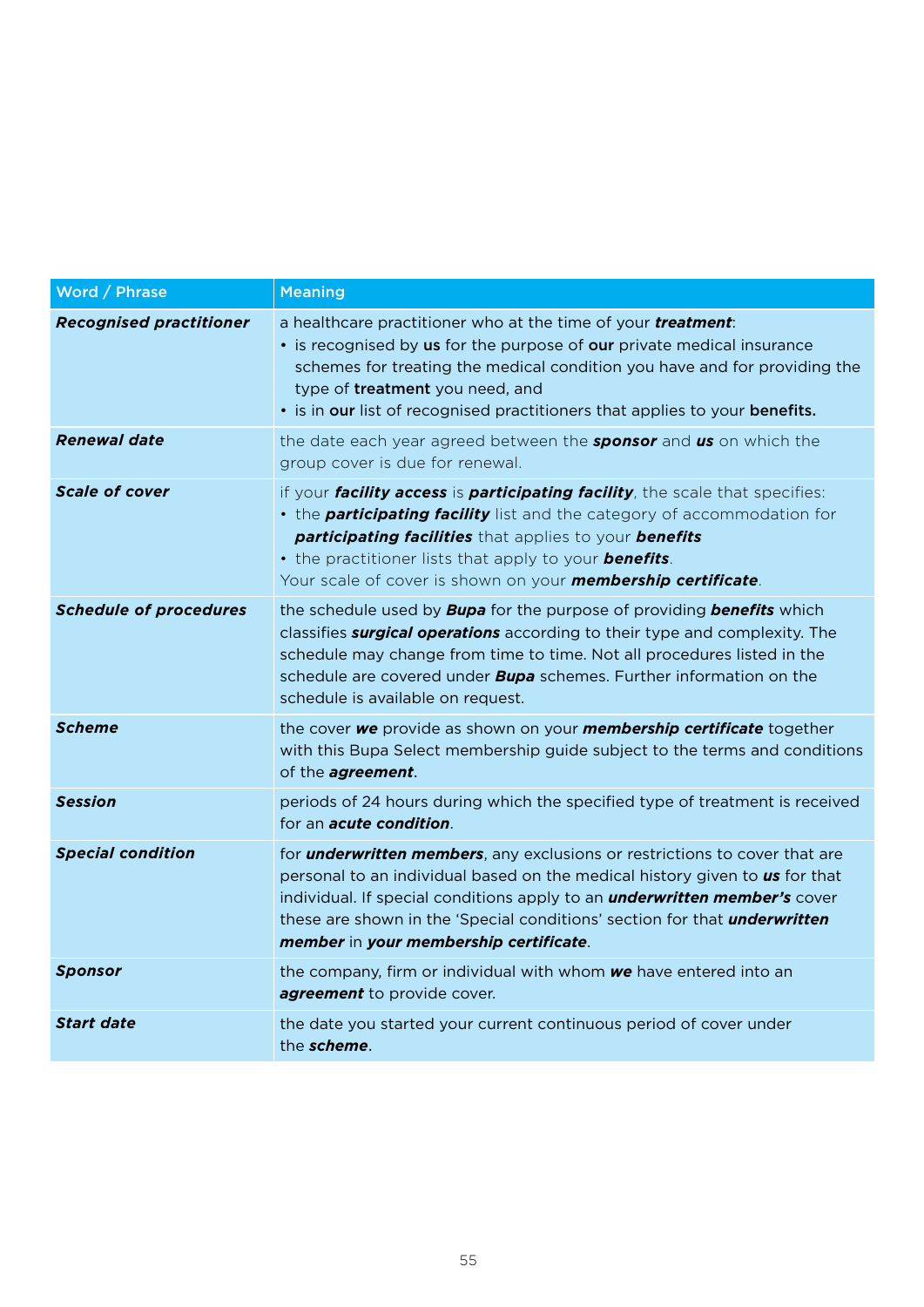| Word / Phrase | Meaning |
|---|---|
| ***Recognised practitioner*** | a healthcare practitioner who at the time of your ***treatment***:<br>• is recognised by **us** for the purpose of **our** private medical insurance schemes for treating the medical condition you have and for providing the type of **treatment** you need, and<br>• is in **our** list of recognised practitioners that applies to your **benefits.** |
| ***Renewal date*** | the date each year agreed between the ***sponsor*** and ***us*** on which the group cover is due for renewal. |
| ***Scale of cover*** | if your ***facility access*** is ***participating facility***, the scale that specifies:<br>• the ***participating facility*** list and the category of accommodation for ***participating facilities*** that applies to your ***benefits***<br>• the practitioner lists that apply to your ***benefits***.<br>Your scale of cover is shown on your ***membership certificate***. |
| ***Schedule of procedures*** | the schedule used by ***Bupa*** for the purpose of providing ***benefits*** which classifies ***surgical operations*** according to their type and complexity. The schedule may change from time to time. Not all procedures listed in the schedule are covered under ***Bupa*** schemes. Further information on the schedule is available on request. |
| ***Scheme*** | the cover ***we*** provide as shown on your ***membership certificate*** together with this Bupa Select membership guide subject to the terms and conditions of the ***agreement***. |
| ***Session*** | periods of 24 hours during which the specified type of treatment is received for an ***acute condition***. |
| ***Special condition*** | for ***underwritten members***, any exclusions or restrictions to cover that are personal to an individual based on the medical history given to ***us*** for that individual. If special conditions apply to an ***underwritten member's*** cover these are shown in the 'Special conditions' section for that ***underwritten member*** in ***your membership certificate***. |
| ***Sponsor*** | the company, firm or individual with whom ***we*** have entered into an ***agreement*** to provide cover. |
| ***Start date*** | the date you started your current continuous period of cover under the ***scheme***. |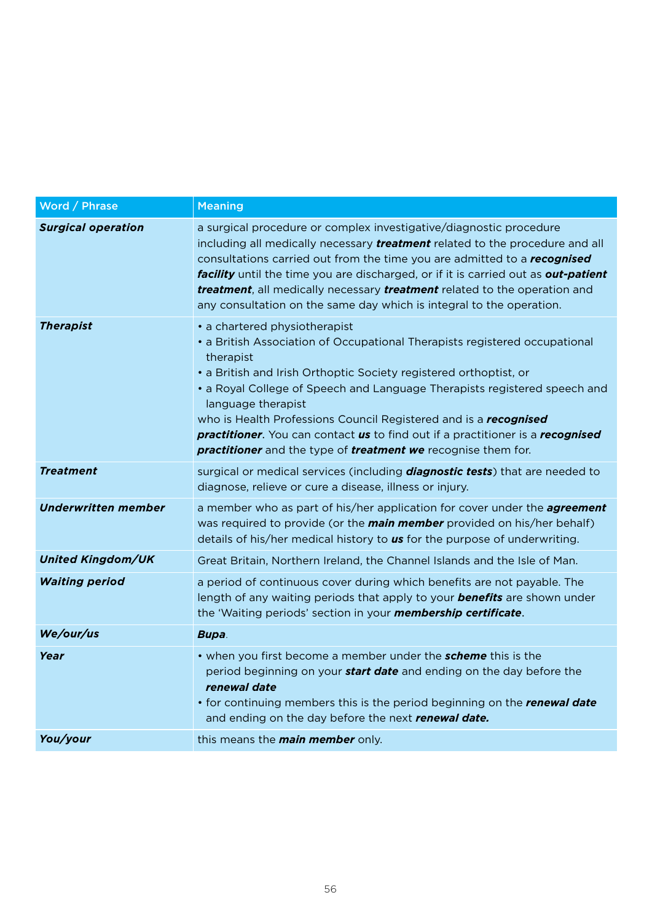| Word / Phrase | Meaning |
|---|---|
| ***Surgical operation*** | a surgical procedure or complex investigative/diagnostic procedure including all medically necessary ***treatment*** related to the procedure and all consultations carried out from the time you are admitted to a ***recognised facility*** until the time you are discharged, or if it is carried out as ***out-patient treatment***, all medically necessary ***treatment*** related to the operation and any consultation on the same day which is integral to the operation. |
| ***Therapist*** | • a chartered physiotherapist<br>• a British Association of Occupational Therapists registered occupational therapist<br>• a British and Irish Orthoptic Society registered orthoptist, or<br>• a Royal College of Speech and Language Therapists registered speech and language therapist<br>who is Health Professions Council Registered and is a ***recognised practitioner***. You can contact ***us*** to find out if a practitioner is a ***recognised practitioner*** and the type of ***treatment we*** recognise them for. |
| ***Treatment*** | surgical or medical services (including ***diagnostic tests***) that are needed to diagnose, relieve or cure a disease, illness or injury. |
| ***Underwritten member*** | a member who as part of his/her application for cover under the ***agreement*** was required to provide (or the ***main member*** provided on his/her behalf) details of his/her medical history to ***us*** for the purpose of underwriting. |
| ***United Kingdom/UK*** | Great Britain, Northern Ireland, the Channel Islands and the Isle of Man. |
| ***Waiting period*** | a period of continuous cover during which benefits are not payable. The length of any waiting periods that apply to your ***benefits*** are shown under the 'Waiting periods' section in your ***membership certificate***. |
| ***We/our/us*** | ***Bupa***. |
| ***Year*** | • when you first become a member under the ***scheme*** this is the period beginning on your ***start date*** and ending on the day before the ***renewal date***<br>• for continuing members this is the period beginning on the ***renewal date*** and ending on the day before the next ***renewal date.*** |
| ***You/your*** | this means the ***main member*** only. |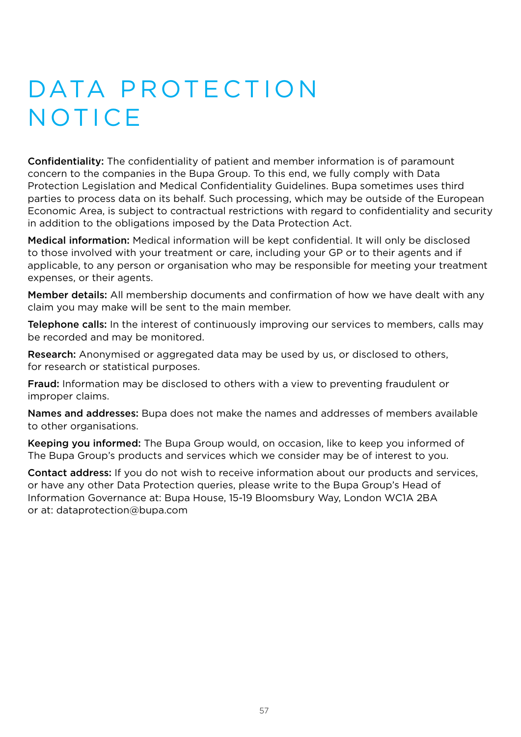# DATA PROTECTION NOTICE

**Confidentiality:** The confidentiality of patient and member information is of paramount concern to the companies in the Bupa Group. To this end, we fully comply with Data Protection Legislation and Medical Confidentiality Guidelines. Bupa sometimes uses third parties to process data on its behalf. Such processing, which may be outside of the European Economic Area, is subject to contractual restrictions with regard to confidentiality and security in addition to the obligations imposed by the Data Protection Act.

**Medical information:** Medical information will be kept confidential. It will only be disclosed to those involved with your treatment or care, including your GP or to their agents and if applicable, to any person or organisation who may be responsible for meeting your treatment expenses, or their agents.

**Member details:** All membership documents and confirmation of how we have dealt with any claim you may make will be sent to the main member.

**Telephone calls:** In the interest of continuously improving our services to members, calls may be recorded and may be monitored.

**Research:** Anonymised or aggregated data may be used by us, or disclosed to others, for research or statistical purposes.

**Fraud:** Information may be disclosed to others with a view to preventing fraudulent or improper claims.

**Names and addresses:** Bupa does not make the names and addresses of members available to other organisations.

**Keeping you informed:** The Bupa Group would, on occasion, like to keep you informed of The Bupa Group's products and services which we consider may be of interest to you.

**Contact address:** If you do not wish to receive information about our products and services, or have any other Data Protection queries, please write to the Bupa Group's Head of Information Governance at: Bupa House, 15-19 Bloomsbury Way, London WC1A 2BA or at: dataprotection@bupa.com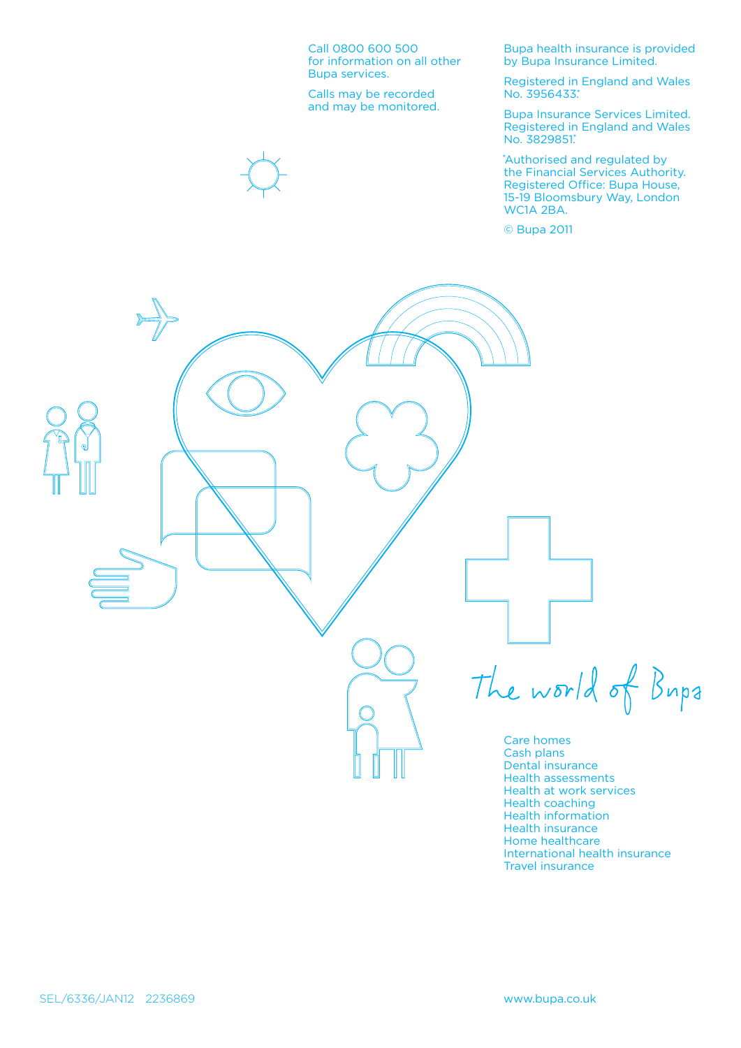Call 0800 600 500 for information on all other Bupa services.

Calls may be recorded and may be monitored.

Bupa health insurance is provided by Bupa Insurance Limited.

Registered in England and Wales No. 3956433.*

Bupa Insurance Services Limited. Registered in England and Wales No. 3829851.*

*Authorised and regulated by the Financial Services Authority. Registered Office: Bupa House, 15-19 Bloomsbury Way, London WC1A 2BA.

© Bupa 2011

The world of Bupa

Care homes
Cash plans
Dental insurance
Health assessments
Health at work services
Health coaching
Health information
Health insurance
Home healthcare
International health insurance
Travel insurance

SEL/6336/JAN12 2236869

www.bupa.co.uk